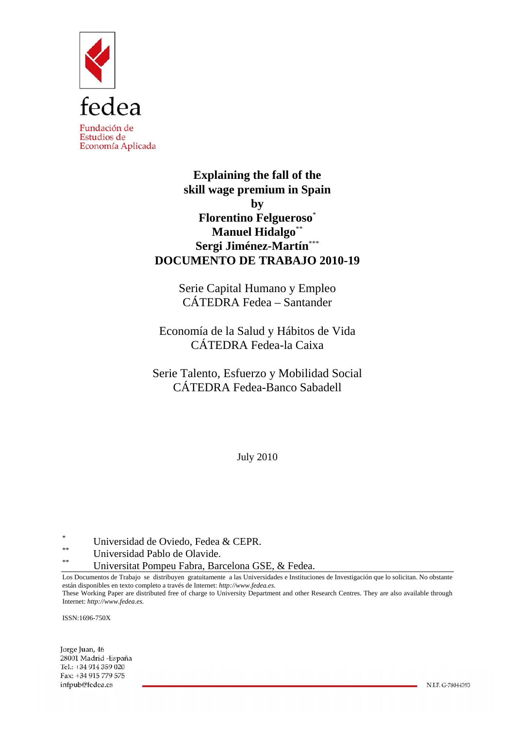fedea

Fundación de Estudios de Economía Aplicada

# Explaining the fall of the skill wage premium in Spain

**by**

**Florentino Felgueroso[*]**
**Manuel Hidalgo[**]**
**Sergi Jiménez-Martín[***]**

**DOCUMENTO DE TRABAJO 2010-19**

Serie Capital Humano y Empleo
CÁTEDRA Fedea – Santander

Economía de la Salud y Hábitos de Vida
CÁTEDRA Fedea-la Caixa

Serie Talento, Esfuerzo y Mobilidad Social
CÁTEDRA Fedea-Banco Sabadell

July 2010

[*] Universidad de Oviedo, Fedea & CEPR.
[**] Universidad Pablo de Olavide.
[**] Universitat Pompeu Fabra, Barcelona GSE, & Fedea.

Los Documentos de Trabajo se distribuyen gratuitamente a las Universidades e Instituciones de Investigación que lo solicitan. No obstante están disponibles en texto completo a través de Internet: *http://www.fedea.es.*
These Working Paper are distributed free of charge to University Department and other Research Centres. They are also available through Internet: *http://www.fedea.es.*

ISSN:1696-750X

Jorge Juan, 46
28001 Madrid -España
Tel.: +34 914 359 020
Fax: +34 915 779 575
infpub@fedea.es

N.I.F. G-78044393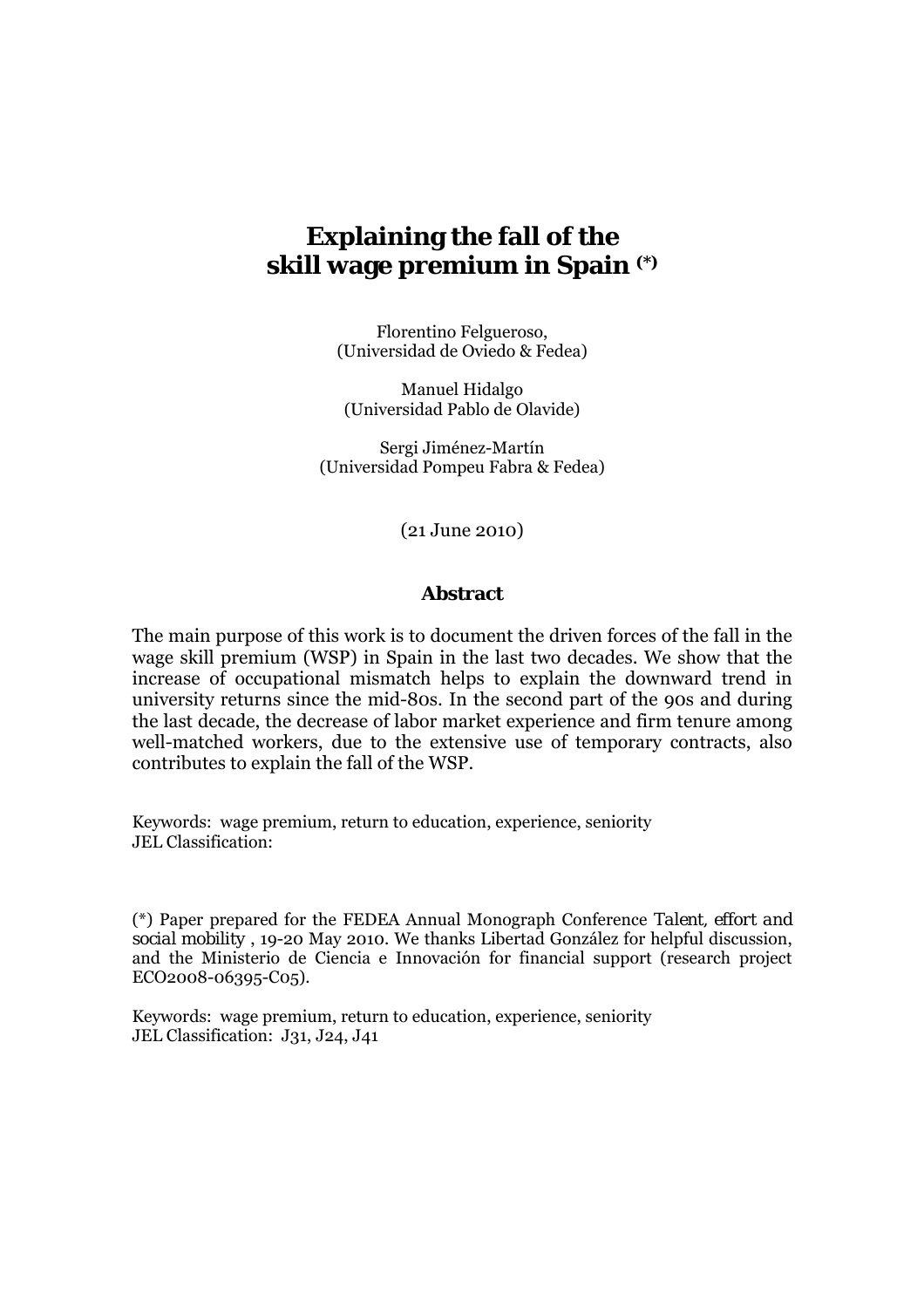# Explaining the fall of the skill wage premium in Spain (*)

Florentino Felgueroso,
(Universidad de Oviedo & Fedea)

Manuel Hidalgo
(Universidad Pablo de Olavide)

Sergi Jiménez-Martín
(Universidad Pompeu Fabra & Fedea)

(21 June 2010)

### Abstract

The main purpose of this work is to document the driven forces of the fall in the wage skill premium (WSP) in Spain in the last two decades. We show that the increase of occupational mismatch helps to explain the downward trend in university returns since the mid-80s. In the second part of the 90s and during the last decade, the decrease of labor market experience and firm tenure among well-matched workers, due to the extensive use of temporary contracts, also contributes to explain the fall of the WSP.

Keywords: wage premium, return to education, experience, seniority
JEL Classification:

(*) Paper prepared for the FEDEA Annual Monograph Conference *Talent, effort and social mobility* , 19-20 May 2010. We thanks Libertad González for helpful discussion, and the Ministerio de Ciencia e Innovación for financial support (research project ECO2008-06395-C05).

Keywords: wage premium, return to education, experience, seniority
JEL Classification: J31, J24, J41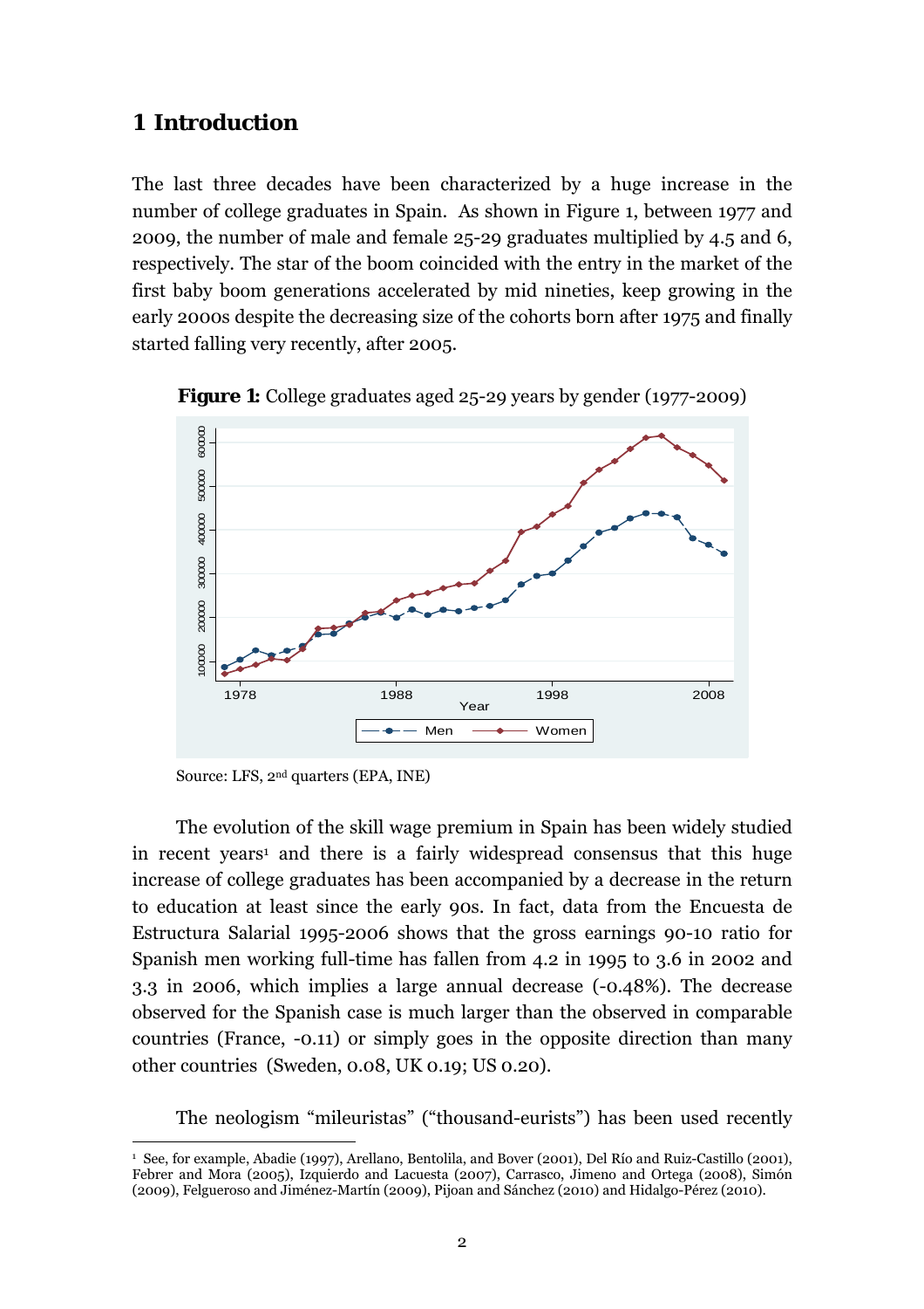# 1 Introduction

The last three decades have been characterized by a huge increase in the number of college graduates in Spain. As shown in Figure 1, between 1977 and 2009, the number of male and female 25-29 graduates multiplied by 4.5 and 6, respectively. The star of the boom coincided with the entry in the market of the first baby boom generations accelerated by mid nineties, keep growing in the early 2000s despite the decreasing size of the cohorts born after 1975 and finally started falling very recently, after 2005.

**Figure 1:** College graduates aged 25-29 years by gender (1977-2009)

Source: LFS, 2nd quarters (EPA, INE)

The evolution of the skill wage premium in Spain has been widely studied in recent years[1] and there is a fairly widespread consensus that this huge increase of college graduates has been accompanied by a decrease in the return to education at least since the early 90s. In fact, data from the Encuesta de Estructura Salarial 1995-2006 shows that the gross earnings 90-10 ratio for Spanish men working full-time has fallen from 4.2 in 1995 to 3.6 in 2002 and 3.3 in 2006, which implies a large annual decrease (-0.48%). The decrease observed for the Spanish case is much larger than the observed in comparable countries (France, -0.11) or simply goes in the opposite direction than many other countries (Sweden, 0.08, UK 0.19; US 0.20).

The neologism "mileuristas" ("thousand-eurists") has been used recently

[1] See, for example, Abadie (1997), Arellano, Bentolila, and Bover (2001), Del Río and Ruiz-Castillo (2001), Febrer and Mora (2005), Izquierdo and Lacuesta (2007), Carrasco, Jimeno and Ortega (2008), Simón (2009), Felgueroso and Jiménez-Martín (2009), Pijoan and Sánchez (2010) and Hidalgo-Pérez (2010).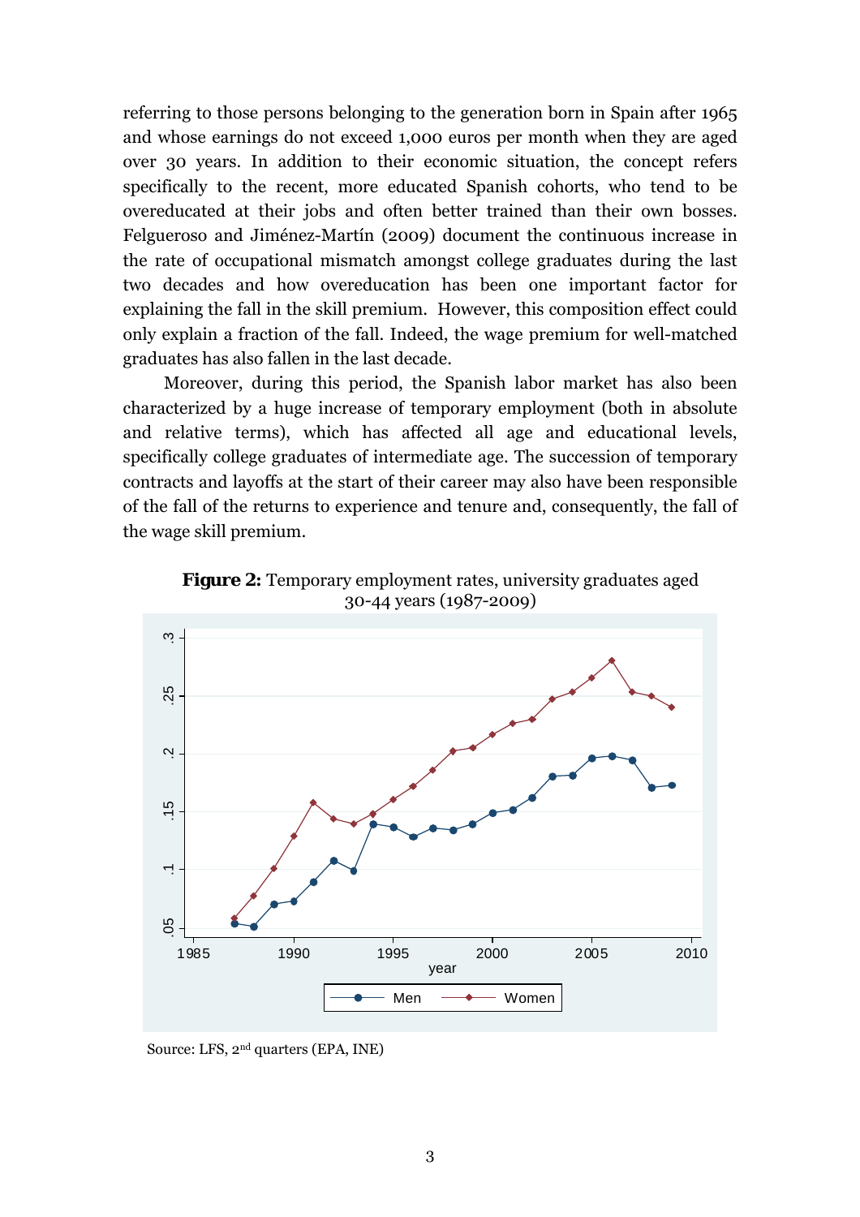referring to those persons belonging to the generation born in Spain after 1965 and whose earnings do not exceed 1,000 euros per month when they are aged over 30 years. In addition to their economic situation, the concept refers specifically to the recent, more educated Spanish cohorts, who tend to be overeducated at their jobs and often better trained than their own bosses. Felgueroso and Jiménez-Martín (2009) document the continuous increase in the rate of occupational mismatch amongst college graduates during the last two decades and how overeducation has been one important factor for explaining the fall in the skill premium. However, this composition effect could only explain a fraction of the fall. Indeed, the wage premium for well-matched graduates has also fallen in the last decade.

Moreover, during this period, the Spanish labor market has also been characterized by a huge increase of temporary employment (both in absolute and relative terms), which has affected all age and educational levels, specifically college graduates of intermediate age. The succession of temporary contracts and layoffs at the start of their career may also have been responsible of the fall of the returns to experience and tenure and, consequently, the fall of the wage skill premium.

**Figure 2:** Temporary employment rates, university graduates aged 30-44 years (1987-2009)

Source: LFS, 2nd quarters (EPA, INE)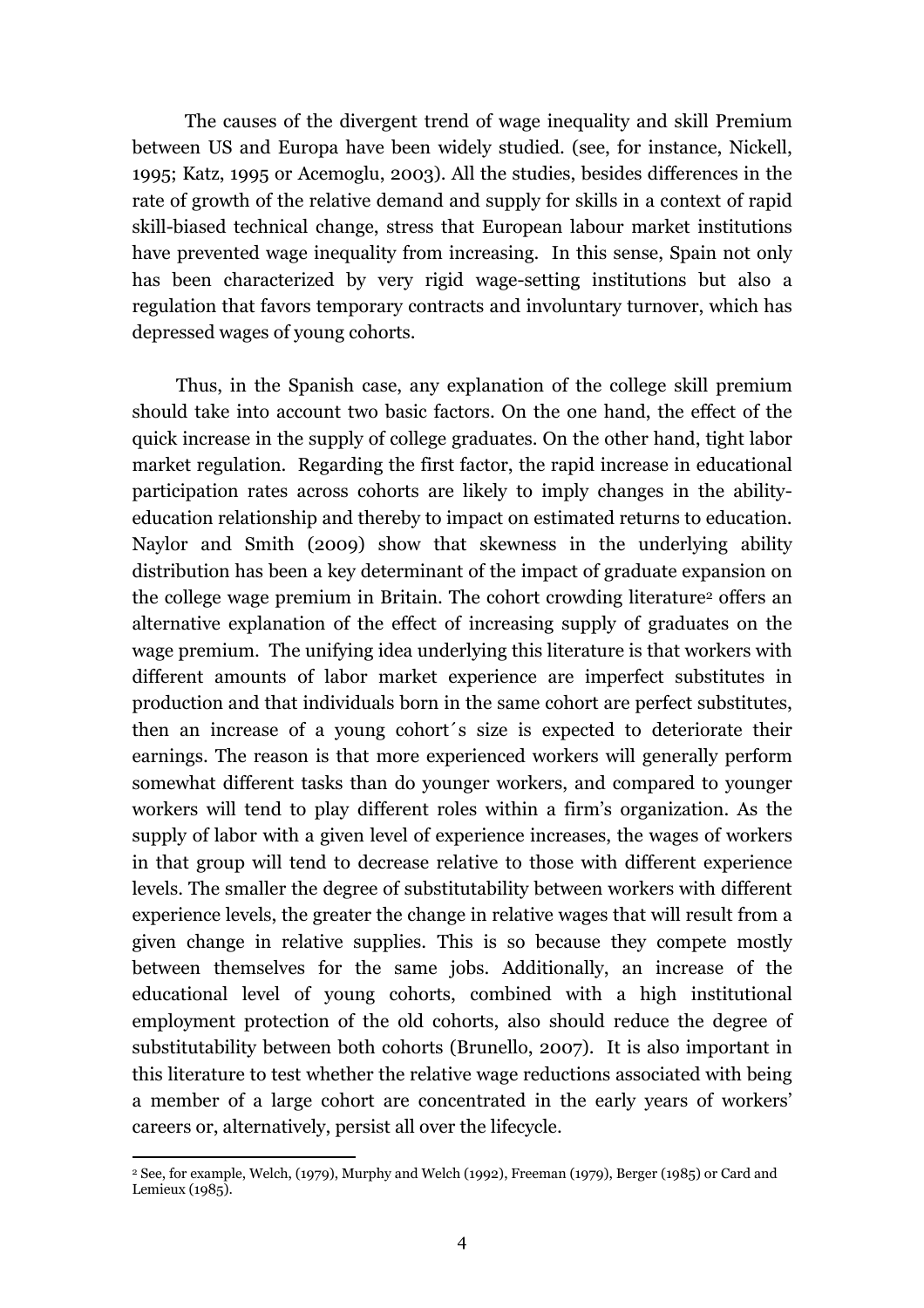The causes of the divergent trend of wage inequality and skill Premium between US and Europa have been widely studied. (see, for instance, Nickell, 1995; Katz, 1995 or Acemoglu, 2003). All the studies, besides differences in the rate of growth of the relative demand and supply for skills in a context of rapid skill-biased technical change, stress that European labour market institutions have prevented wage inequality from increasing. In this sense, Spain not only has been characterized by very rigid wage-setting institutions but also a regulation that favors temporary contracts and involuntary turnover, which has depressed wages of young cohorts.

Thus, in the Spanish case, any explanation of the college skill premium should take into account two basic factors. On the one hand, the effect of the quick increase in the supply of college graduates. On the other hand, tight labor market regulation. Regarding the first factor, the rapid increase in educational participation rates across cohorts are likely to imply changes in the ability-education relationship and thereby to impact on estimated returns to education. Naylor and Smith (2009) show that skewness in the underlying ability distribution has been a key determinant of the impact of graduate expansion on the college wage premium in Britain. The cohort crowding literature[2] offers an alternative explanation of the effect of increasing supply of graduates on the wage premium. The unifying idea underlying this literature is that workers with different amounts of labor market experience are imperfect substitutes in production and that individuals born in the same cohort are perfect substitutes, then an increase of a young cohort´s size is expected to deteriorate their earnings. The reason is that more experienced workers will generally perform somewhat different tasks than do younger workers, and compared to younger workers will tend to play different roles within a firm's organization. As the supply of labor with a given level of experience increases, the wages of workers in that group will tend to decrease relative to those with different experience levels. The smaller the degree of substitutability between workers with different experience levels, the greater the change in relative wages that will result from a given change in relative supplies. This is so because they compete mostly between themselves for the same jobs. Additionally, an increase of the educational level of young cohorts, combined with a high institutional employment protection of the old cohorts, also should reduce the degree of substitutability between both cohorts (Brunello, 2007). It is also important in this literature to test whether the relative wage reductions associated with being a member of a large cohort are concentrated in the early years of workers' careers or, alternatively, persist all over the lifecycle.

[2] See, for example, Welch, (1979), Murphy and Welch (1992), Freeman (1979), Berger (1985) or Card and Lemieux (1985).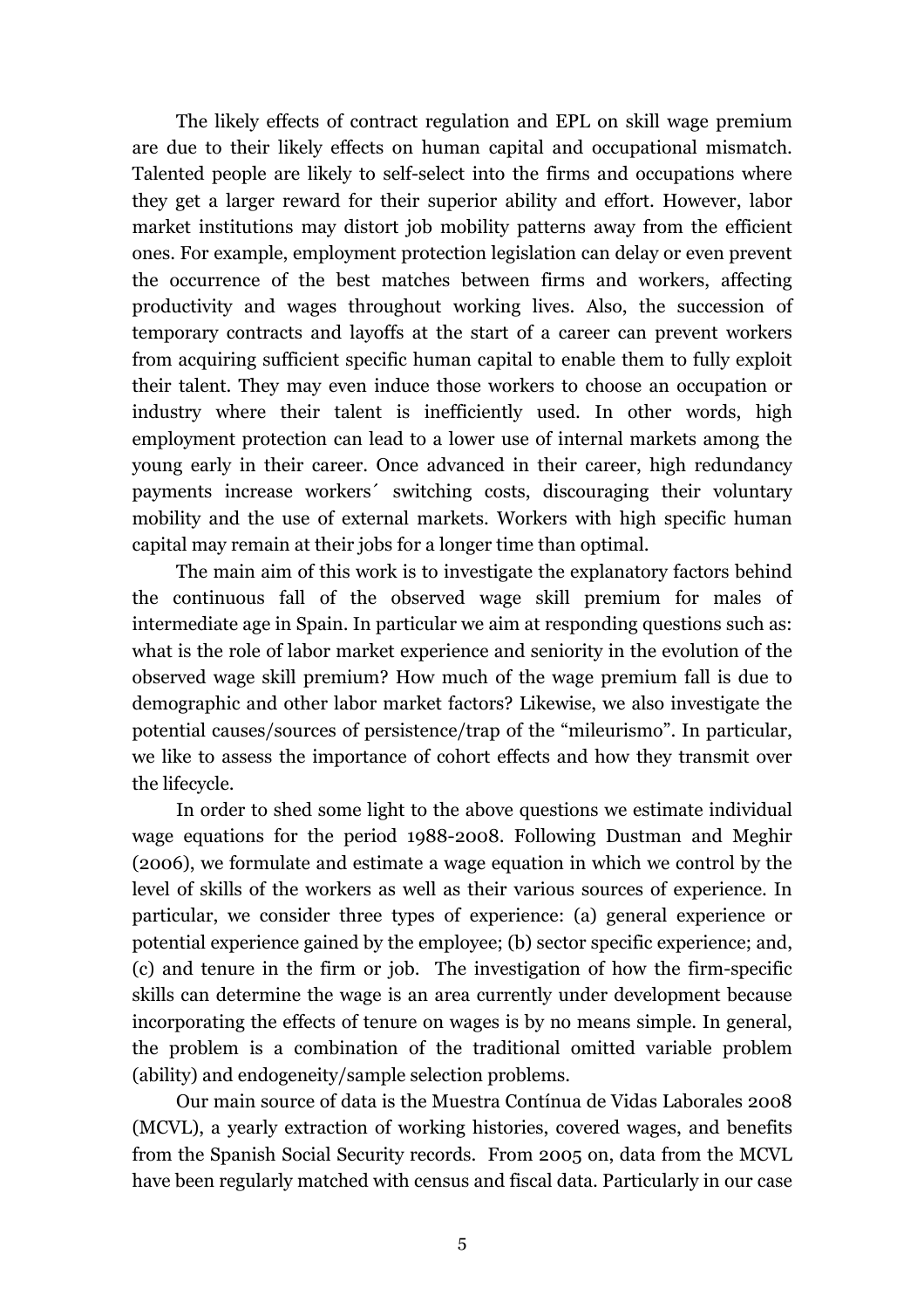The likely effects of contract regulation and EPL on skill wage premium are due to their likely effects on human capital and occupational mismatch. Talented people are likely to self-select into the firms and occupations where they get a larger reward for their superior ability and effort. However, labor market institutions may distort job mobility patterns away from the efficient ones. For example, employment protection legislation can delay or even prevent the occurrence of the best matches between firms and workers, affecting productivity and wages throughout working lives. Also, the succession of temporary contracts and layoffs at the start of a career can prevent workers from acquiring sufficient specific human capital to enable them to fully exploit their talent. They may even induce those workers to choose an occupation or industry where their talent is inefficiently used. In other words, high employment protection can lead to a lower use of internal markets among the young early in their career. Once advanced in their career, high redundancy payments increase workers´ switching costs, discouraging their voluntary mobility and the use of external markets. Workers with high specific human capital may remain at their jobs for a longer time than optimal.

The main aim of this work is to investigate the explanatory factors behind the continuous fall of the observed wage skill premium for males of intermediate age in Spain. In particular we aim at responding questions such as: what is the role of labor market experience and seniority in the evolution of the observed wage skill premium? How much of the wage premium fall is due to demographic and other labor market factors? Likewise, we also investigate the potential causes/sources of persistence/trap of the "mileurismo". In particular, we like to assess the importance of cohort effects and how they transmit over the lifecycle.

In order to shed some light to the above questions we estimate individual wage equations for the period 1988-2008. Following Dustman and Meghir (2006), we formulate and estimate a wage equation in which we control by the level of skills of the workers as well as their various sources of experience. In particular, we consider three types of experience: (a) general experience or potential experience gained by the employee; (b) sector specific experience; and, (c) and tenure in the firm or job. The investigation of how the firm-specific skills can determine the wage is an area currently under development because incorporating the effects of tenure on wages is by no means simple. In general, the problem is a combination of the traditional omitted variable problem (ability) and endogeneity/sample selection problems.

Our main source of data is the Muestra Contínua de Vidas Laborales 2008 (MCVL), a yearly extraction of working histories, covered wages, and benefits from the Spanish Social Security records. From 2005 on, data from the MCVL have been regularly matched with census and fiscal data. Particularly in our case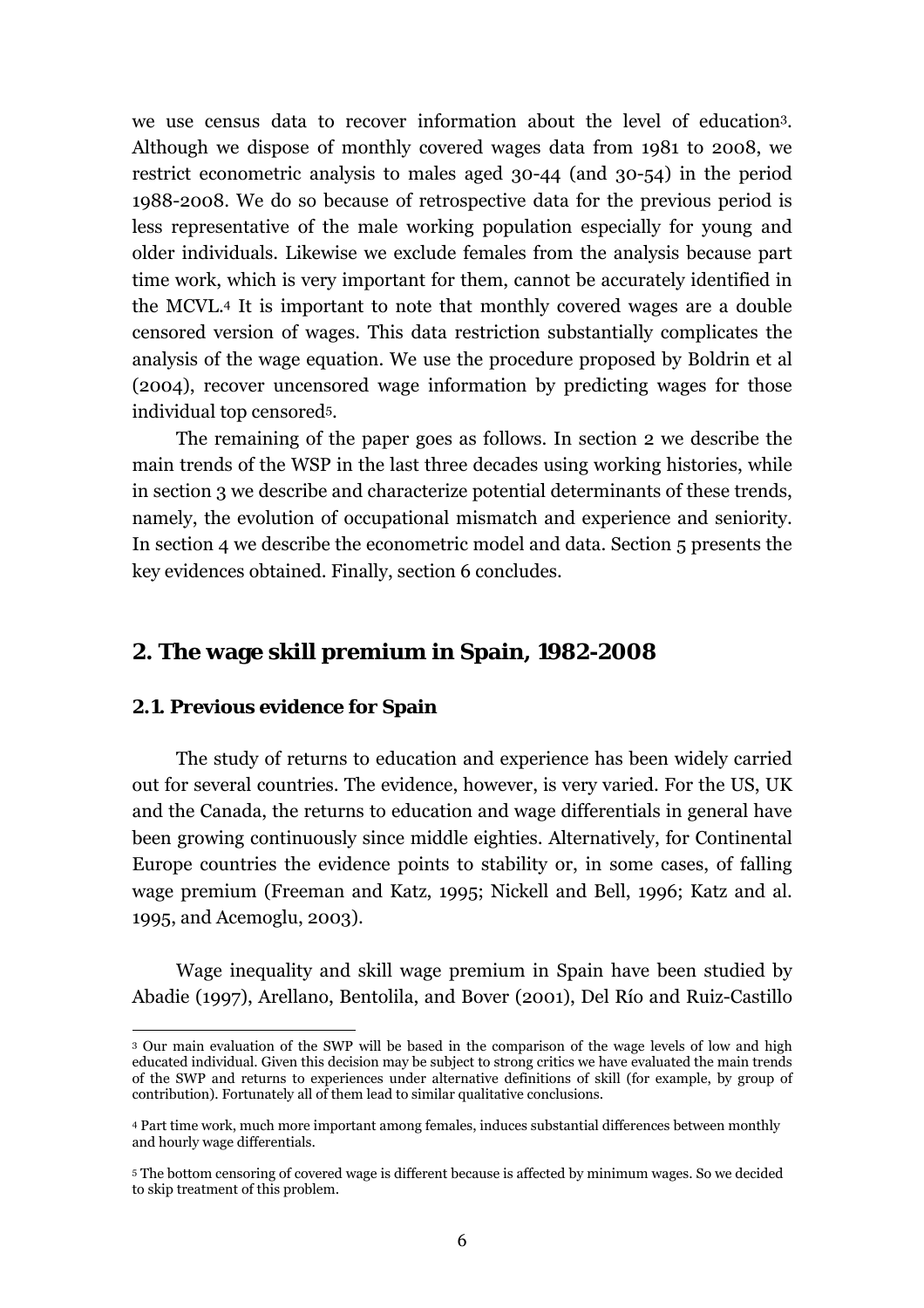we use census data to recover information about the level of education[3]. Although we dispose of monthly covered wages data from 1981 to 2008, we restrict econometric analysis to males aged 30-44 (and 30-54) in the period 1988-2008. We do so because of retrospective data for the previous period is less representative of the male working population especially for young and older individuals. Likewise we exclude females from the analysis because part time work, which is very important for them, cannot be accurately identified in the MCVL.[4] It is important to note that monthly covered wages are a double censored version of wages. This data restriction substantially complicates the analysis of the wage equation. We use the procedure proposed by Boldrin et al (2004), recover uncensored wage information by predicting wages for those individual top censored[5].

The remaining of the paper goes as follows. In section 2 we describe the main trends of the WSP in the last three decades using working histories, while in section 3 we describe and characterize potential determinants of these trends, namely, the evolution of occupational mismatch and experience and seniority. In section 4 we describe the econometric model and data. Section 5 presents the key evidences obtained. Finally, section 6 concludes.

## 2. The wage skill premium in Spain, 1982-2008

### 2.1. Previous evidence for Spain

The study of returns to education and experience has been widely carried out for several countries. The evidence, however, is very varied. For the US, UK and the Canada, the returns to education and wage differentials in general have been growing continuously since middle eighties. Alternatively, for Continental Europe countries the evidence points to stability or, in some cases, of falling wage premium (Freeman and Katz, 1995; Nickell and Bell, 1996; Katz and al. 1995, and Acemoglu, 2003).

Wage inequality and skill wage premium in Spain have been studied by Abadie (1997), Arellano, Bentolila, and Bover (2001), Del Río and Ruiz-Castillo

---

[3] Our main evaluation of the SWP will be based in the comparison of the wage levels of low and high educated individual. Given this decision may be subject to strong critics we have evaluated the main trends of the SWP and returns to experiences under alternative definitions of skill (for example, by group of contribution). Fortunately all of them lead to similar qualitative conclusions.

[4] Part time work, much more important among females, induces substantial differences between monthly and hourly wage differentials.

[5] The bottom censoring of covered wage is different because is affected by minimum wages. So we decided to skip treatment of this problem.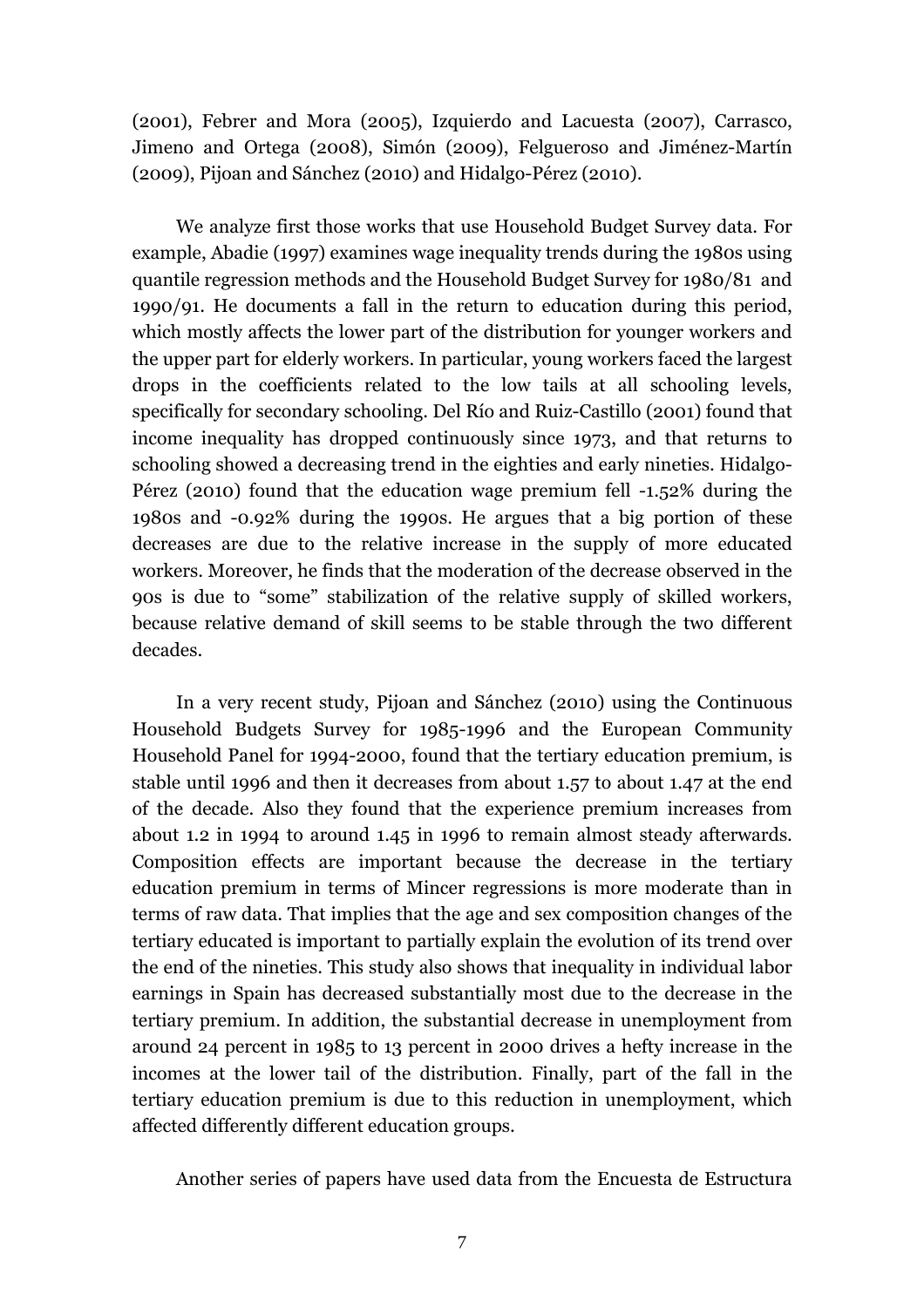(2001), Febrer and Mora (2005), Izquierdo and Lacuesta (2007), Carrasco, Jimeno and Ortega (2008), Simón (2009), Felgueroso and Jiménez-Martín (2009), Pijoan and Sánchez (2010) and Hidalgo-Pérez (2010).

We analyze first those works that use Household Budget Survey data. For example, Abadie (1997) examines wage inequality trends during the 1980s using quantile regression methods and the Household Budget Survey for 1980/81 and 1990/91. He documents a fall in the return to education during this period, which mostly affects the lower part of the distribution for younger workers and the upper part for elderly workers. In particular, young workers faced the largest drops in the coefficients related to the low tails at all schooling levels, specifically for secondary schooling. Del Río and Ruiz-Castillo (2001) found that income inequality has dropped continuously since 1973, and that returns to schooling showed a decreasing trend in the eighties and early nineties. Hidalgo-Pérez (2010) found that the education wage premium fell -1.52% during the 1980s and -0.92% during the 1990s. He argues that a big portion of these decreases are due to the relative increase in the supply of more educated workers. Moreover, he finds that the moderation of the decrease observed in the 90s is due to "some" stabilization of the relative supply of skilled workers, because relative demand of skill seems to be stable through the two different decades.

In a very recent study, Pijoan and Sánchez (2010) using the Continuous Household Budgets Survey for 1985-1996 and the European Community Household Panel for 1994-2000, found that the tertiary education premium, is stable until 1996 and then it decreases from about 1.57 to about 1.47 at the end of the decade. Also they found that the experience premium increases from about 1.2 in 1994 to around 1.45 in 1996 to remain almost steady afterwards. Composition effects are important because the decrease in the tertiary education premium in terms of Mincer regressions is more moderate than in terms of raw data. That implies that the age and sex composition changes of the tertiary educated is important to partially explain the evolution of its trend over the end of the nineties. This study also shows that inequality in individual labor earnings in Spain has decreased substantially most due to the decrease in the tertiary premium. In addition, the substantial decrease in unemployment from around 24 percent in 1985 to 13 percent in 2000 drives a hefty increase in the incomes at the lower tail of the distribution. Finally, part of the fall in the tertiary education premium is due to this reduction in unemployment, which affected differently different education groups.

Another series of papers have used data from the Encuesta de Estructura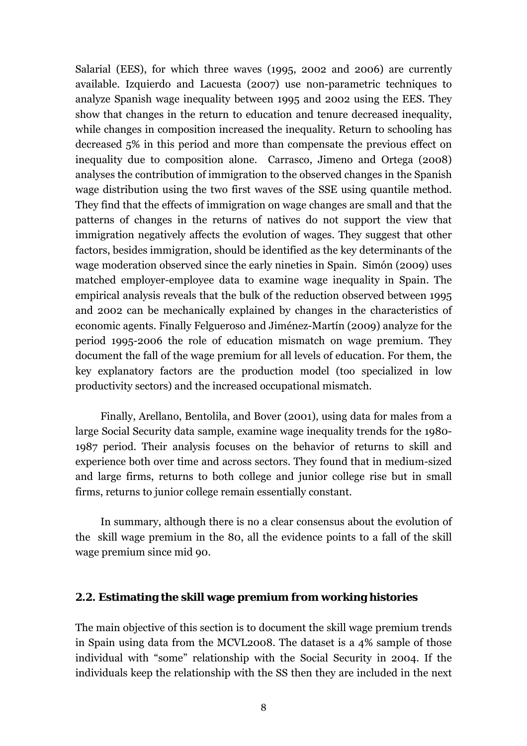Salarial (EES), for which three waves (1995, 2002 and 2006) are currently available. Izquierdo and Lacuesta (2007) use non-parametric techniques to analyze Spanish wage inequality between 1995 and 2002 using the EES. They show that changes in the return to education and tenure decreased inequality, while changes in composition increased the inequality. Return to schooling has decreased 5% in this period and more than compensate the previous effect on inequality due to composition alone. Carrasco, Jimeno and Ortega (2008) analyses the contribution of immigration to the observed changes in the Spanish wage distribution using the two first waves of the SSE using quantile method. They find that the effects of immigration on wage changes are small and that the patterns of changes in the returns of natives do not support the view that immigration negatively affects the evolution of wages. They suggest that other factors, besides immigration, should be identified as the key determinants of the wage moderation observed since the early nineties in Spain. Simón (2009) uses matched employer-employee data to examine wage inequality in Spain. The empirical analysis reveals that the bulk of the reduction observed between 1995 and 2002 can be mechanically explained by changes in the characteristics of economic agents. Finally Felgueroso and Jiménez-Martín (2009) analyze for the period 1995-2006 the role of education mismatch on wage premium. They document the fall of the wage premium for all levels of education. For them, the key explanatory factors are the production model (too specialized in low productivity sectors) and the increased occupational mismatch.

Finally, Arellano, Bentolila, and Bover (2001), using data for males from a large Social Security data sample, examine wage inequality trends for the 1980-1987 period. Their analysis focuses on the behavior of returns to skill and experience both over time and across sectors. They found that in medium-sized and large firms, returns to both college and junior college rise but in small firms, returns to junior college remain essentially constant.

In summary, although there is no a clear consensus about the evolution of the skill wage premium in the 80, all the evidence points to a fall of the skill wage premium since mid 90.

## 2.2. Estimating the skill wage premium from working histories

The main objective of this section is to document the skill wage premium trends in Spain using data from the MCVL2008. The dataset is a 4% sample of those individual with "some" relationship with the Social Security in 2004. If the individuals keep the relationship with the SS then they are included in the next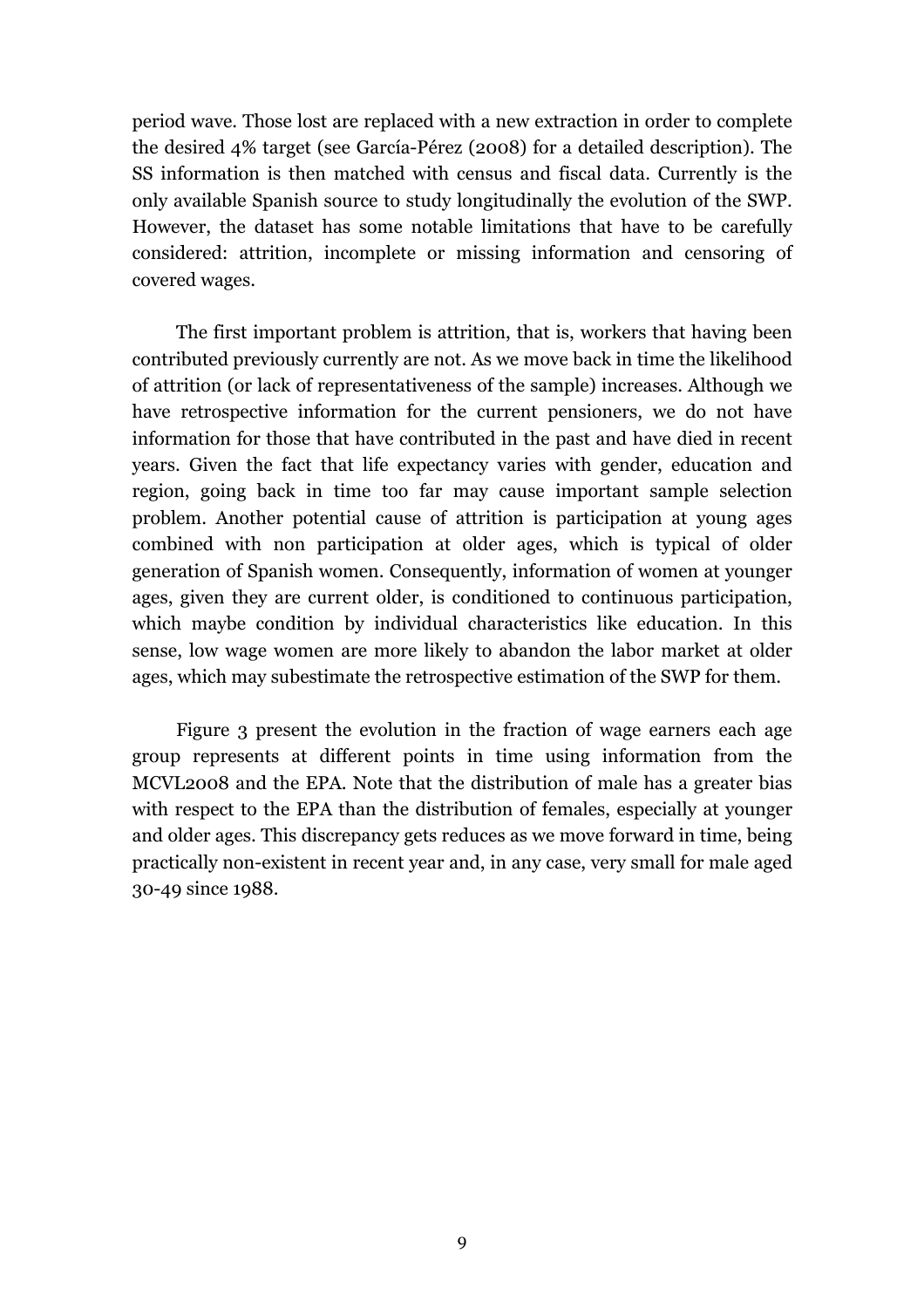period wave. Those lost are replaced with a new extraction in order to complete the desired 4% target (see García-Pérez (2008) for a detailed description). The SS information is then matched with census and fiscal data. Currently is the only available Spanish source to study longitudinally the evolution of the SWP. However, the dataset has some notable limitations that have to be carefully considered: attrition, incomplete or missing information and censoring of covered wages.

The first important problem is attrition, that is, workers that having been contributed previously currently are not. As we move back in time the likelihood of attrition (or lack of representativeness of the sample) increases. Although we have retrospective information for the current pensioners, we do not have information for those that have contributed in the past and have died in recent years. Given the fact that life expectancy varies with gender, education and region, going back in time too far may cause important sample selection problem. Another potential cause of attrition is participation at young ages combined with non participation at older ages, which is typical of older generation of Spanish women. Consequently, information of women at younger ages, given they are current older, is conditioned to continuous participation, which maybe condition by individual characteristics like education. In this sense, low wage women are more likely to abandon the labor market at older ages, which may subestimate the retrospective estimation of the SWP for them.

Figure 3 present the evolution in the fraction of wage earners each age group represents at different points in time using information from the MCVL2008 and the EPA. Note that the distribution of male has a greater bias with respect to the EPA than the distribution of females, especially at younger and older ages. This discrepancy gets reduces as we move forward in time, being practically non-existent in recent year and, in any case, very small for male aged 30-49 since 1988.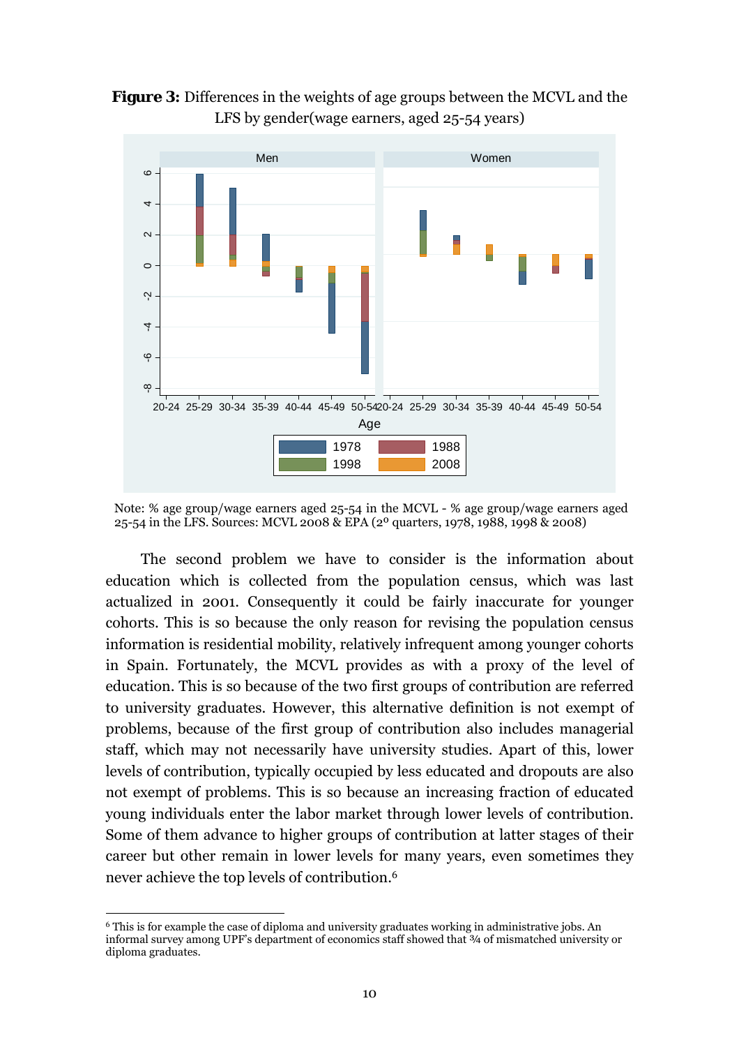**Figure 3:** Differences in the weights of age groups between the MCVL and the LFS by gender(wage earners, aged 25-54 years)

Note: % age group/wage earners aged 25-54 in the MCVL - % age group/wage earners aged 25-54 in the LFS. Sources: MCVL 2008 & EPA (2º quarters, 1978, 1988, 1998 & 2008)

The second problem we have to consider is the information about education which is collected from the population census, which was last actualized in 2001. Consequently it could be fairly inaccurate for younger cohorts. This is so because the only reason for revising the population census information is residential mobility, relatively infrequent among younger cohorts in Spain. Fortunately, the MCVL provides as with a proxy of the level of education. This is so because of the two first groups of contribution are referred to university graduates. However, this alternative definition is not exempt of problems, because of the first group of contribution also includes managerial staff, which may not necessarily have university studies. Apart of this, lower levels of contribution, typically occupied by less educated and dropouts are also not exempt of problems. This is so because an increasing fraction of educated young individuals enter the labor market through lower levels of contribution. Some of them advance to higher groups of contribution at latter stages of their career but other remain in lower levels for many years, even sometimes they never achieve the top levels of contribution.[6]

[6] This is for example the case of diploma and university graduates working in administrative jobs. An informal survey among UPF's department of economics staff showed that ¾ of mismatched university or diploma graduates.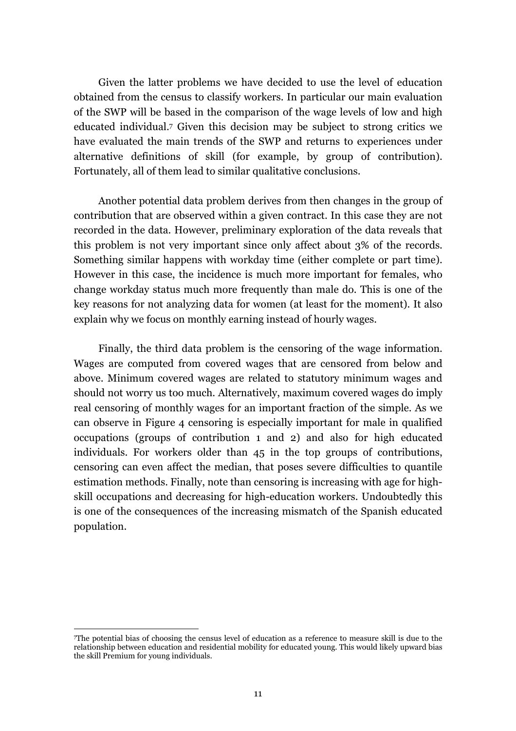Given the latter problems we have decided to use the level of education obtained from the census to classify workers. In particular our main evaluation of the SWP will be based in the comparison of the wage levels of low and high educated individual.[7] Given this decision may be subject to strong critics we have evaluated the main trends of the SWP and returns to experiences under alternative definitions of skill (for example, by group of contribution). Fortunately, all of them lead to similar qualitative conclusions.

Another potential data problem derives from then changes in the group of contribution that are observed within a given contract. In this case they are not recorded in the data. However, preliminary exploration of the data reveals that this problem is not very important since only affect about 3% of the records. Something similar happens with workday time (either complete or part time). However in this case, the incidence is much more important for females, who change workday status much more frequently than male do. This is one of the key reasons for not analyzing data for women (at least for the moment). It also explain why we focus on monthly earning instead of hourly wages.

Finally, the third data problem is the censoring of the wage information. Wages are computed from covered wages that are censored from below and above. Minimum covered wages are related to statutory minimum wages and should not worry us too much. Alternatively, maximum covered wages do imply real censoring of monthly wages for an important fraction of the simple. As we can observe in Figure 4 censoring is especially important for male in qualified occupations (groups of contribution 1 and 2) and also for high educated individuals. For workers older than 45 in the top groups of contributions, censoring can even affect the median, that poses severe difficulties to quantile estimation methods. Finally, note than censoring is increasing with age for high-skill occupations and decreasing for high-education workers. Undoubtedly this is one of the consequences of the increasing mismatch of the Spanish educated population.

[7]The potential bias of choosing the census level of education as a reference to measure skill is due to the relationship between education and residential mobility for educated young. This would likely upward bias the skill Premium for young individuals.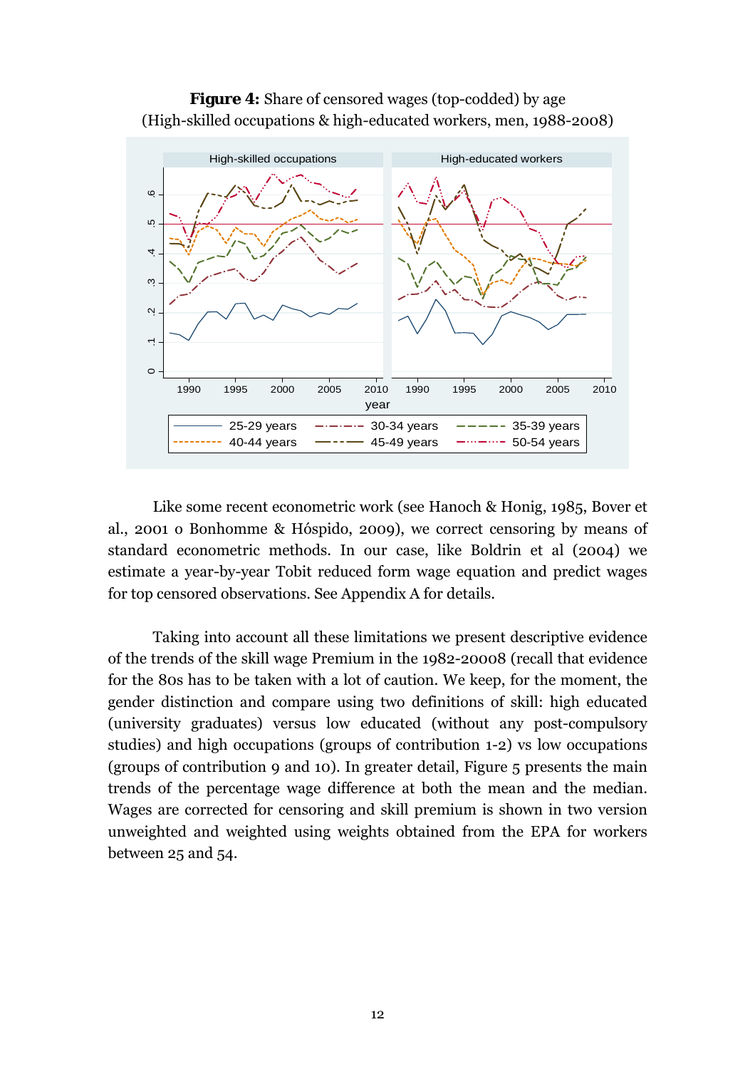**Figure 4:** Share of censored wages (top-codded) by age
(High-skilled occupations & high-educated workers, men, 1988-2008)

Like some recent econometric work (see Hanoch & Honig, 1985, Bover et al., 2001 o Bonhomme & Hóspido, 2009), we correct censoring by means of standard econometric methods. In our case, like Boldrin et al (2004) we estimate a year-by-year Tobit reduced form wage equation and predict wages for top censored observations. See Appendix A for details.

Taking into account all these limitations we present descriptive evidence of the trends of the skill wage Premium in the 1982-20008 (recall that evidence for the 80s has to be taken with a lot of caution. We keep, for the moment, the gender distinction and compare using two definitions of skill: high educated (university graduates) versus low educated (without any post-compulsory studies) and high occupations (groups of contribution 1-2) vs low occupations (groups of contribution 9 and 10). In greater detail, Figure 5 presents the main trends of the percentage wage difference at both the mean and the median. Wages are corrected for censoring and skill premium is shown in two version unweighted and weighted using weights obtained from the EPA for workers between 25 and 54.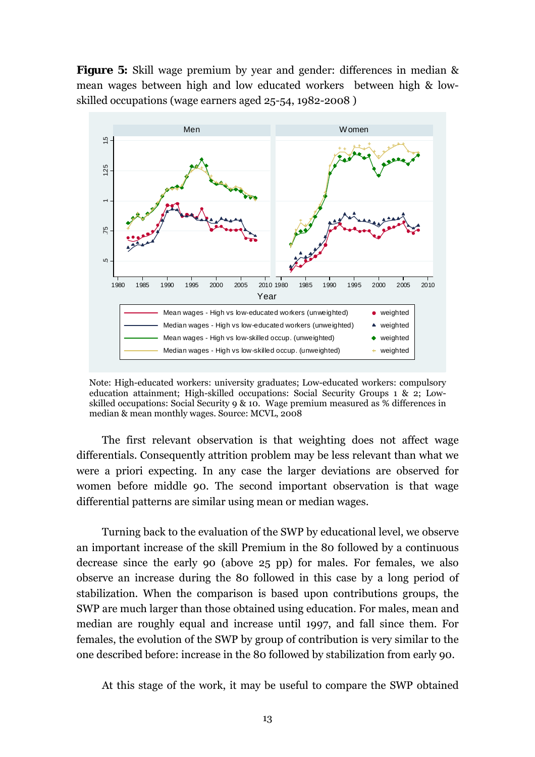**Figure 5:** Skill wage premium by year and gender: differences in median & mean wages between high and low educated workers between high & low-skilled occupations (wage earners aged 25-54, 1982-2008 )

Note: High-educated workers: university graduates; Low-educated workers: compulsory education attainment; High-skilled occupations: Social Security Groups 1 & 2; Low-skilled occupations: Social Security 9 & 10. Wage premium measured as % differences in median & mean monthly wages. Source: MCVL, 2008

The first relevant observation is that weighting does not affect wage differentials. Consequently attrition problem may be less relevant than what we were a priori expecting. In any case the larger deviations are observed for women before middle 90. The second important observation is that wage differential patterns are similar using mean or median wages.

Turning back to the evaluation of the SWP by educational level, we observe an important increase of the skill Premium in the 80 followed by a continuous decrease since the early 90 (above 25 pp) for males. For females, we also observe an increase during the 80 followed in this case by a long period of stabilization. When the comparison is based upon contributions groups, the SWP are much larger than those obtained using education. For males, mean and median are roughly equal and increase until 1997, and fall since them. For females, the evolution of the SWP by group of contribution is very similar to the one described before: increase in the 80 followed by stabilization from early 90.

At this stage of the work, it may be useful to compare the SWP obtained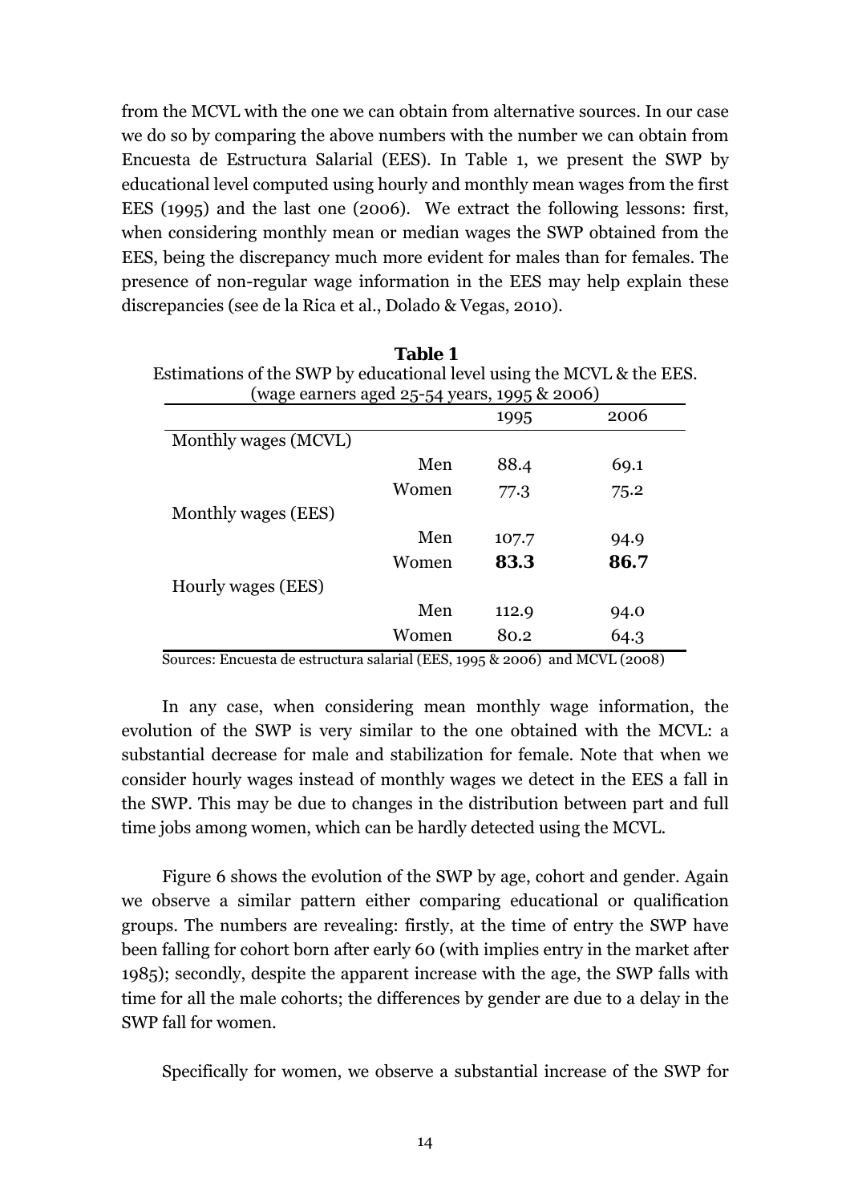from the MCVL with the one we can obtain from alternative sources. In our case we do so by comparing the above numbers with the number we can obtain from Encuesta de Estructura Salarial (EES). In Table 1, we present the SWP by educational level computed using hourly and monthly mean wages from the first EES (1995) and the last one (2006). We extract the following lessons: first, when considering monthly mean or median wages the SWP obtained from the EES, being the discrepancy much more evident for males than for females. The presence of non-regular wage information in the EES may help explain these discrepancies (see de la Rica et al., Dolado & Vegas, 2010).

**Table 1**
Estimations of the SWP by educational level using the MCVL & the EES.
(wage earners aged 25-54 years, 1995 & 2006)

| | | 1995 | 2006 |
|---|---|---|---|
| Monthly wages (MCVL) | | | |
| | Men | 88.4 | 69.1 |
| | Women | 77.3 | 75.2 |
| Monthly wages (EES) | | | |
| | Men | 107.7 | 94.9 |
| | Women | **83.3** | **86.7** |
| Hourly wages (EES) | | | |
| | Men | 112.9 | 94.0 |
| | Women | 80.2 | 64.3 |

Sources: Encuesta de estructura salarial (EES, 1995 & 2006) and MCVL (2008)

In any case, when considering mean monthly wage information, the evolution of the SWP is very similar to the one obtained with the MCVL: a substantial decrease for male and stabilization for female. Note that when we consider hourly wages instead of monthly wages we detect in the EES a fall in the SWP. This may be due to changes in the distribution between part and full time jobs among women, which can be hardly detected using the MCVL.

Figure 6 shows the evolution of the SWP by age, cohort and gender. Again we observe a similar pattern either comparing educational or qualification groups. The numbers are revealing: firstly, at the time of entry the SWP have been falling for cohort born after early 60 (with implies entry in the market after 1985); secondly, despite the apparent increase with the age, the SWP falls with time for all the male cohorts; the differences by gender are due to a delay in the SWP fall for women.

Specifically for women, we observe a substantial increase of the SWP for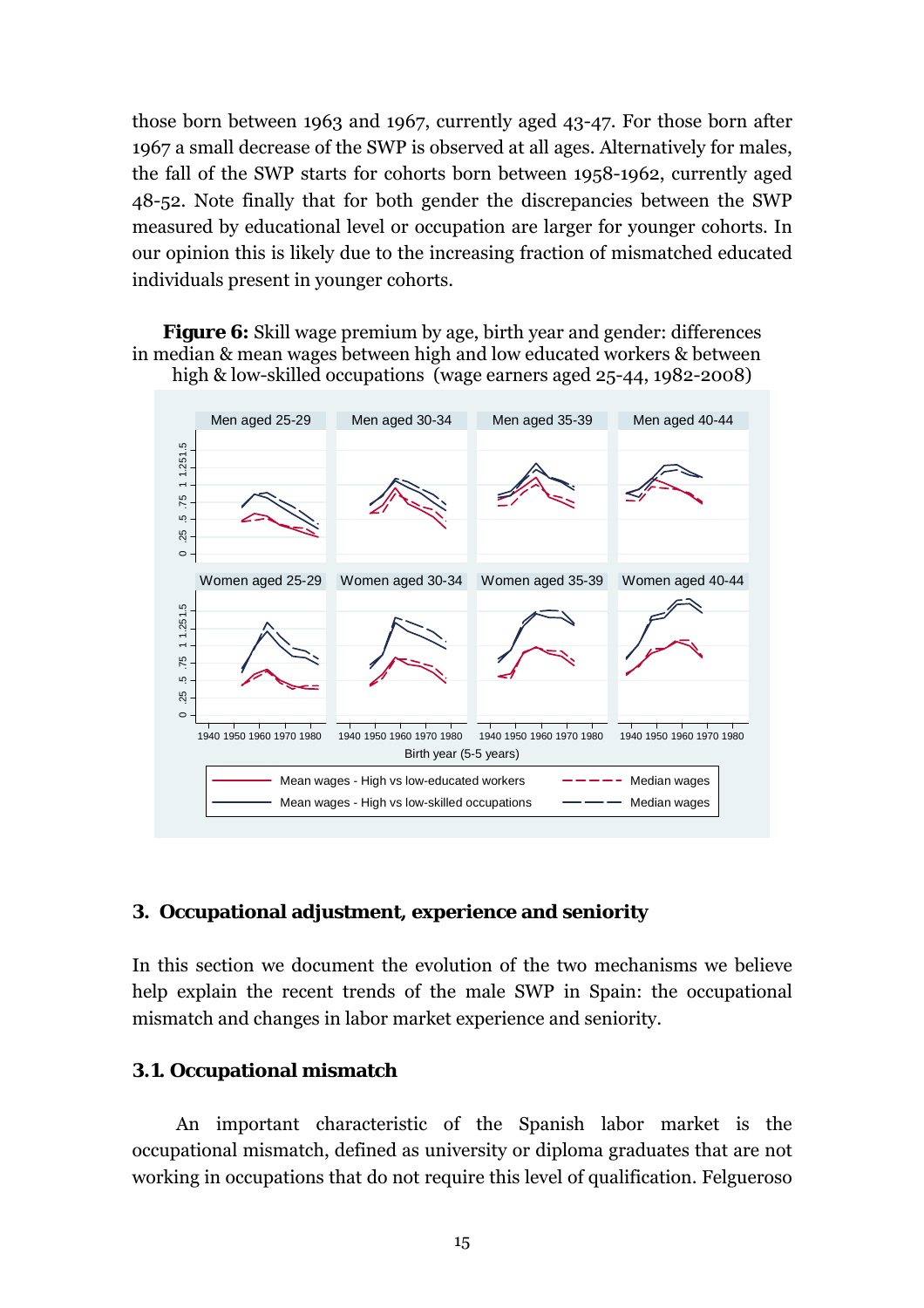those born between 1963 and 1967, currently aged 43-47. For those born after 1967 a small decrease of the SWP is observed at all ages. Alternatively for males, the fall of the SWP starts for cohorts born between 1958-1962, currently aged 48-52. Note finally that for both gender the discrepancies between the SWP measured by educational level or occupation are larger for younger cohorts. In our opinion this is likely due to the increasing fraction of mismatched educated individuals present in younger cohorts.

**Figure 6:** Skill wage premium by age, birth year and gender: differences in median & mean wages between high and low educated workers & between high & low-skilled occupations (wage earners aged 25-44, 1982-2008)

## 3. Occupational adjustment, experience and seniority

In this section we document the evolution of the two mechanisms we believe help explain the recent trends of the male SWP in Spain: the occupational mismatch and changes in labor market experience and seniority.

### 3.1. Occupational mismatch

An important characteristic of the Spanish labor market is the occupational mismatch, defined as university or diploma graduates that are not working in occupations that do not require this level of qualification. Felgueroso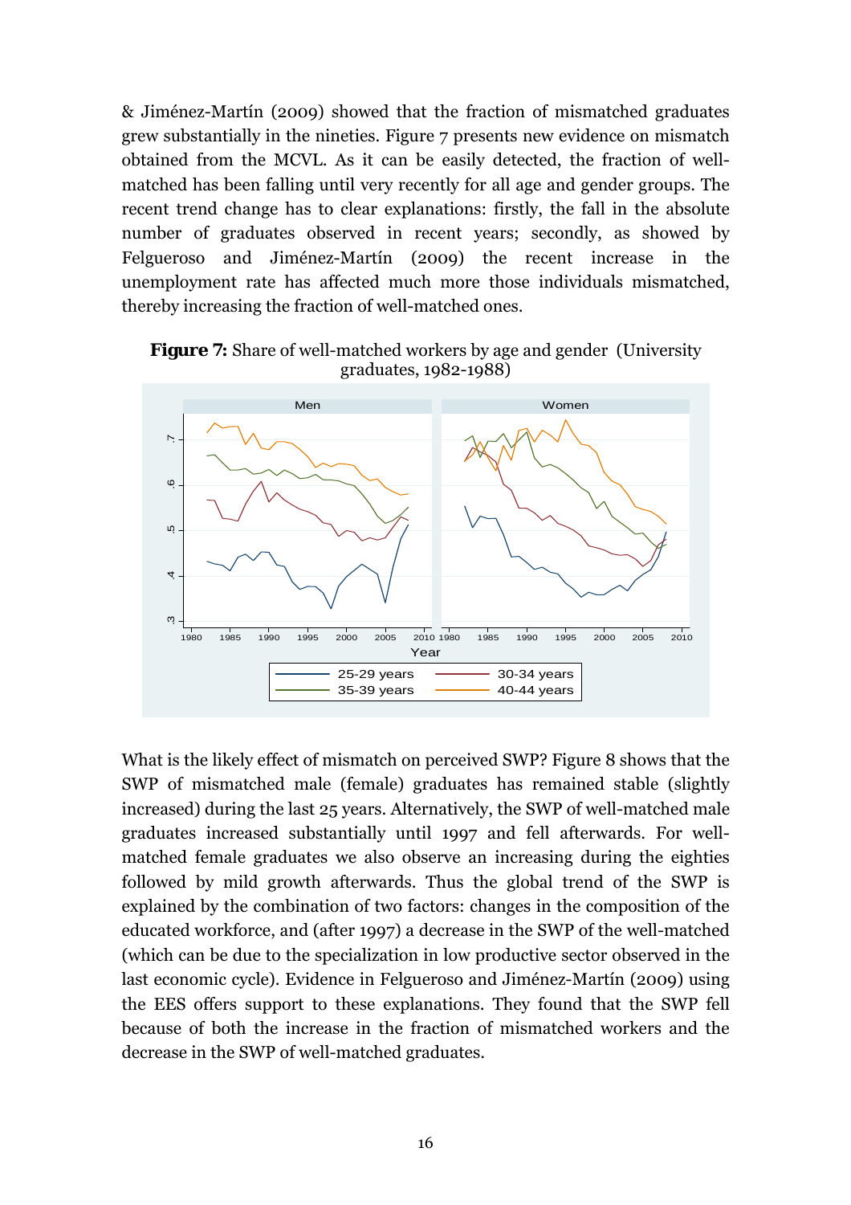& Jiménez-Martín (2009) showed that the fraction of mismatched graduates grew substantially in the nineties. Figure 7 presents new evidence on mismatch obtained from the MCVL. As it can be easily detected, the fraction of well-matched has been falling until very recently for all age and gender groups. The recent trend change has to clear explanations: firstly, the fall in the absolute number of graduates observed in recent years; secondly, as showed by Felgueroso and Jiménez-Martín (2009) the recent increase in the unemployment rate has affected much more those individuals mismatched, thereby increasing the fraction of well-matched ones.

**Figure 7:** Share of well-matched workers by age and gender (University graduates, 1982-1988)

What is the likely effect of mismatch on perceived SWP? Figure 8 shows that the SWP of mismatched male (female) graduates has remained stable (slightly increased) during the last 25 years. Alternatively, the SWP of well-matched male graduates increased substantially until 1997 and fell afterwards. For well-matched female graduates we also observe an increasing during the eighties followed by mild growth afterwards. Thus the global trend of the SWP is explained by the combination of two factors: changes in the composition of the educated workforce, and (after 1997) a decrease in the SWP of the well-matched (which can be due to the specialization in low productive sector observed in the last economic cycle). Evidence in Felgueroso and Jiménez-Martín (2009) using the EES offers support to these explanations. They found that the SWP fell because of both the increase in the fraction of mismatched workers and the decrease in the SWP of well-matched graduates.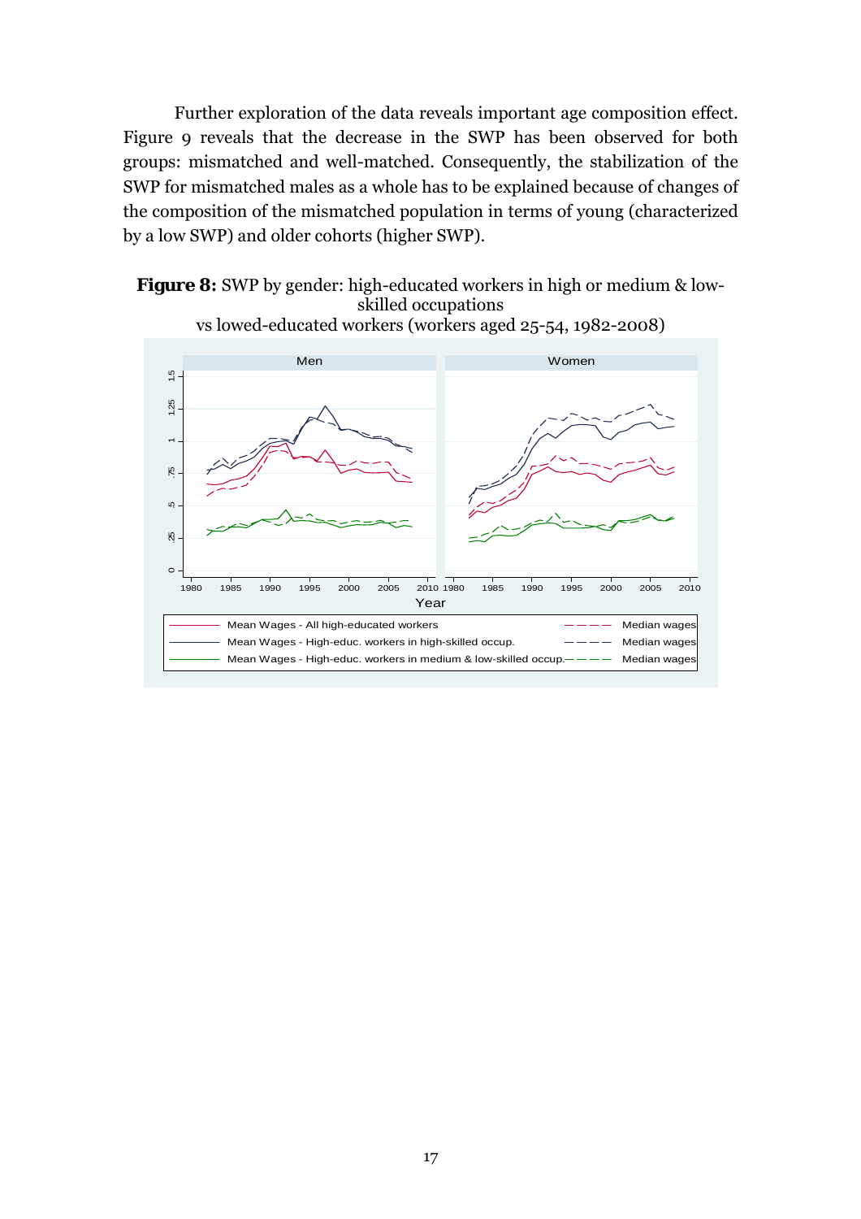Further exploration of the data reveals important age composition effect. Figure 9 reveals that the decrease in the SWP has been observed for both groups: mismatched and well-matched. Consequently, the stabilization of the SWP for mismatched males as a whole has to be explained because of changes of the composition of the mismatched population in terms of young (characterized by a low SWP) and older cohorts (higher SWP).

**Figure 8:** SWP by gender: high-educated workers in high or medium & low-skilled occupations vs lowed-educated workers (workers aged 25-54, 1982-2008)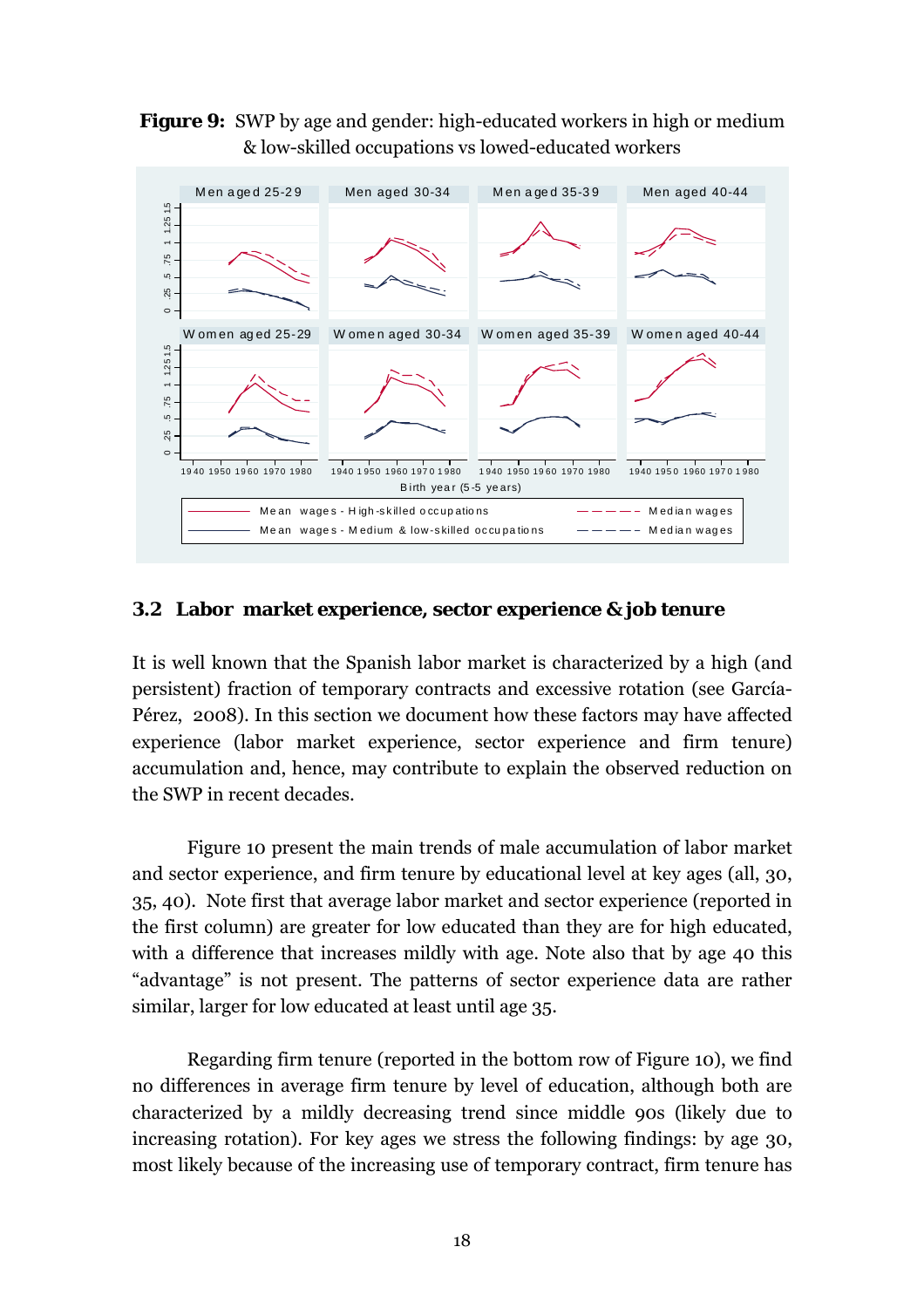**Figure 9:** SWP by age and gender: high-educated workers in high or medium & low-skilled occupations vs lowed-educated workers

### 3.2 Labor market experience, sector experience & job tenure

It is well known that the Spanish labor market is characterized by a high (and persistent) fraction of temporary contracts and excessive rotation (see García-Pérez, 2008). In this section we document how these factors may have affected experience (labor market experience, sector experience and firm tenure) accumulation and, hence, may contribute to explain the observed reduction on the SWP in recent decades.

Figure 10 present the main trends of male accumulation of labor market and sector experience, and firm tenure by educational level at key ages (all, 30, 35, 40). Note first that average labor market and sector experience (reported in the first column) are greater for low educated than they are for high educated, with a difference that increases mildly with age. Note also that by age 40 this "advantage" is not present. The patterns of sector experience data are rather similar, larger for low educated at least until age 35.

Regarding firm tenure (reported in the bottom row of Figure 10), we find no differences in average firm tenure by level of education, although both are characterized by a mildly decreasing trend since middle 90s (likely due to increasing rotation). For key ages we stress the following findings: by age 30, most likely because of the increasing use of temporary contract, firm tenure has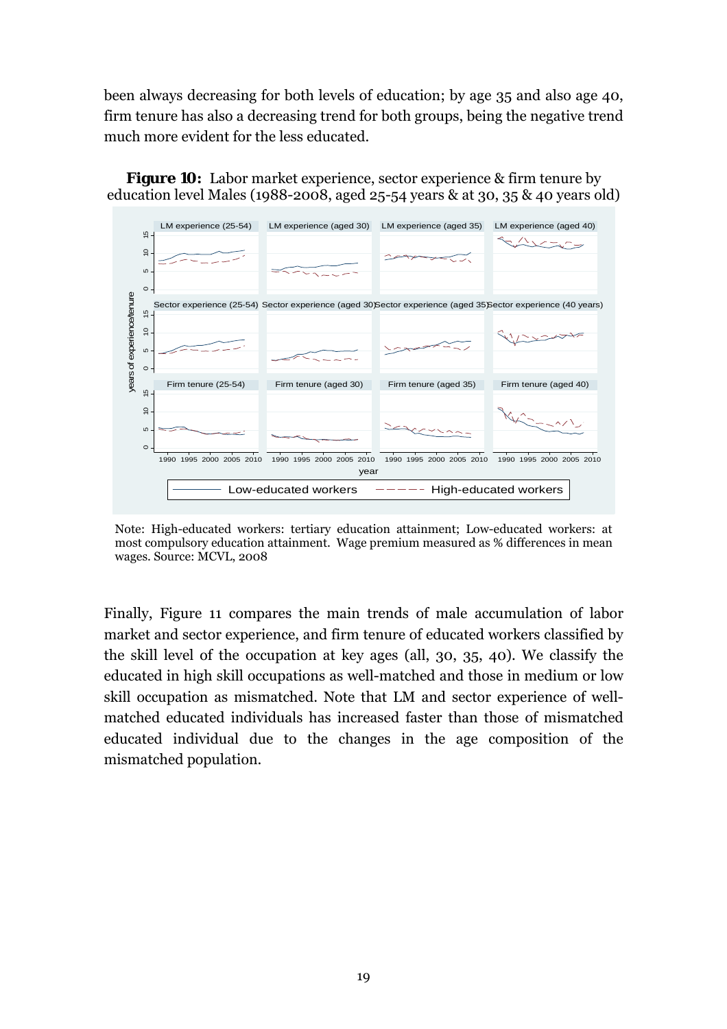been always decreasing for both levels of education; by age 35 and also age 40, firm tenure has also a decreasing trend for both groups, being the negative trend much more evident for the less educated.

**Figure 10:** Labor market experience, sector experience & firm tenure by education level Males (1988-2008, aged 25-54 years & at 30, 35 & 40 years old)

Note: High-educated workers: tertiary education attainment; Low-educated workers: at most compulsory education attainment. Wage premium measured as % differences in mean wages. Source: MCVL, 2008

Finally, Figure 11 compares the main trends of male accumulation of labor market and sector experience, and firm tenure of educated workers classified by the skill level of the occupation at key ages (all, 30, 35, 40). We classify the educated in high skill occupations as well-matched and those in medium or low skill occupation as mismatched. Note that LM and sector experience of well-matched educated individuals has increased faster than those of mismatched educated individual due to the changes in the age composition of the mismatched population.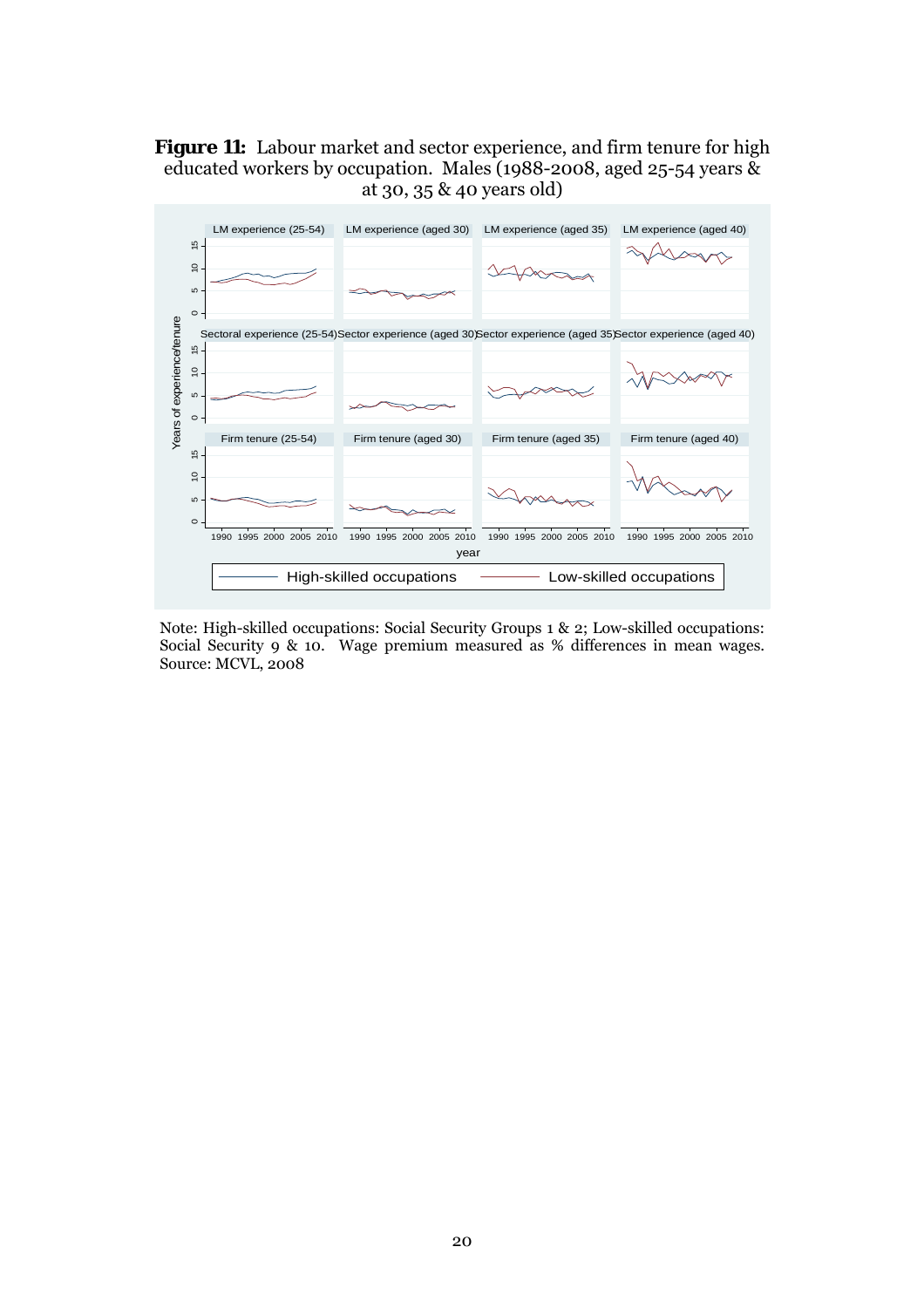**Figure 11:** Labour market and sector experience, and firm tenure for high educated workers by occupation. Males (1988-2008, aged 25-54 years & at 30, 35 & 40 years old)

Note: High-skilled occupations: Social Security Groups 1 & 2; Low-skilled occupations: Social Security 9 & 10. Wage premium measured as % differences in mean wages. Source: MCVL, 2008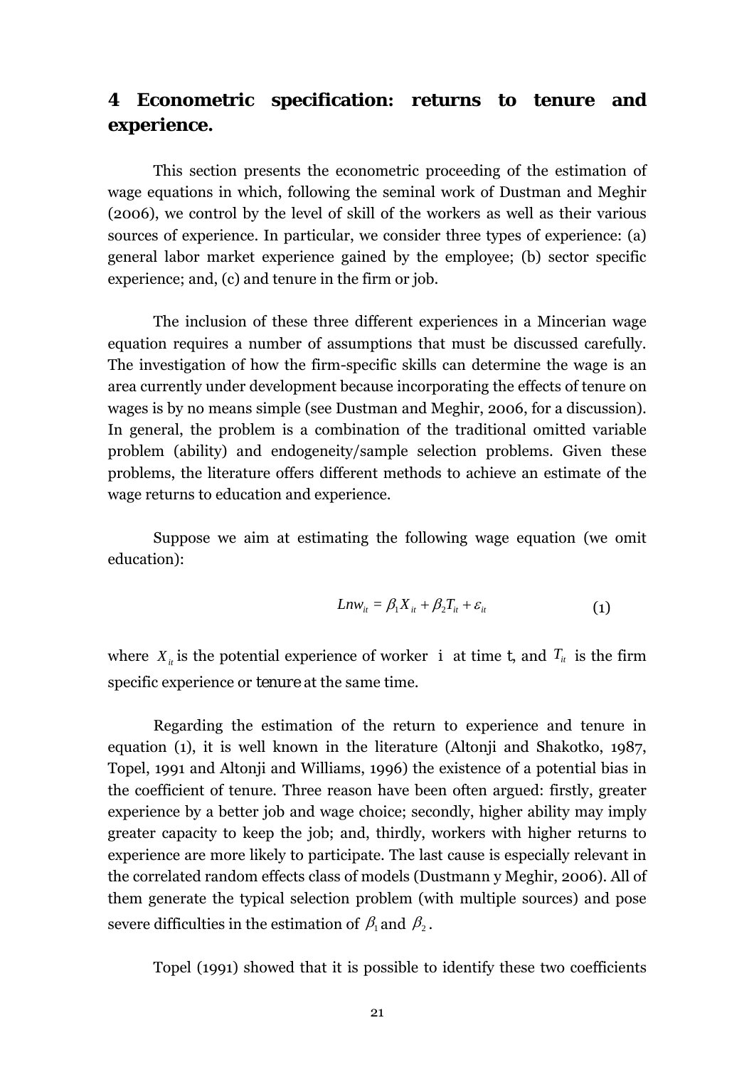## 4 Econometric specification: returns to tenure and experience.

This section presents the econometric proceeding of the estimation of wage equations in which, following the seminal work of Dustman and Meghir (2006), we control by the level of skill of the workers as well as their various sources of experience. In particular, we consider three types of experience: (a) general labor market experience gained by the employee; (b) sector specific experience; and, (c) and tenure in the firm or job.

The inclusion of these three different experiences in a Mincerian wage equation requires a number of assumptions that must be discussed carefully. The investigation of how the firm-specific skills can determine the wage is an area currently under development because incorporating the effects of tenure on wages is by no means simple (see Dustman and Meghir, 2006, for a discussion). In general, the problem is a combination of the traditional omitted variable problem (ability) and endogeneity/sample selection problems. Given these problems, the literature offers different methods to achieve an estimate of the wage returns to education and experience.

Suppose we aim at estimating the following wage equation (we omit education):

$$Lnw_{it} = \beta_1 X_{it} + \beta_2 T_{it} + \varepsilon_{it} \qquad (1)$$

where $X_{it}$ is the potential experience of worker i at time t, and $T_{it}$ is the firm specific experience or *tenure* at the same time.

Regarding the estimation of the return to experience and tenure in equation (1), it is well known in the literature (Altonji and Shakotko, 1987, Topel, 1991 and Altonji and Williams, 1996) the existence of a potential bias in the coefficient of tenure. Three reason have been often argued: firstly, greater experience by a better job and wage choice; secondly, higher ability may imply greater capacity to keep the job; and, thirdly, workers with higher returns to experience are more likely to participate. The last cause is especially relevant in the correlated random effects class of models (Dustmann y Meghir, 2006). All of them generate the typical selection problem (with multiple sources) and pose severe difficulties in the estimation of $\beta_1$ and $\beta_2$.

Topel (1991) showed that it is possible to identify these two coefficients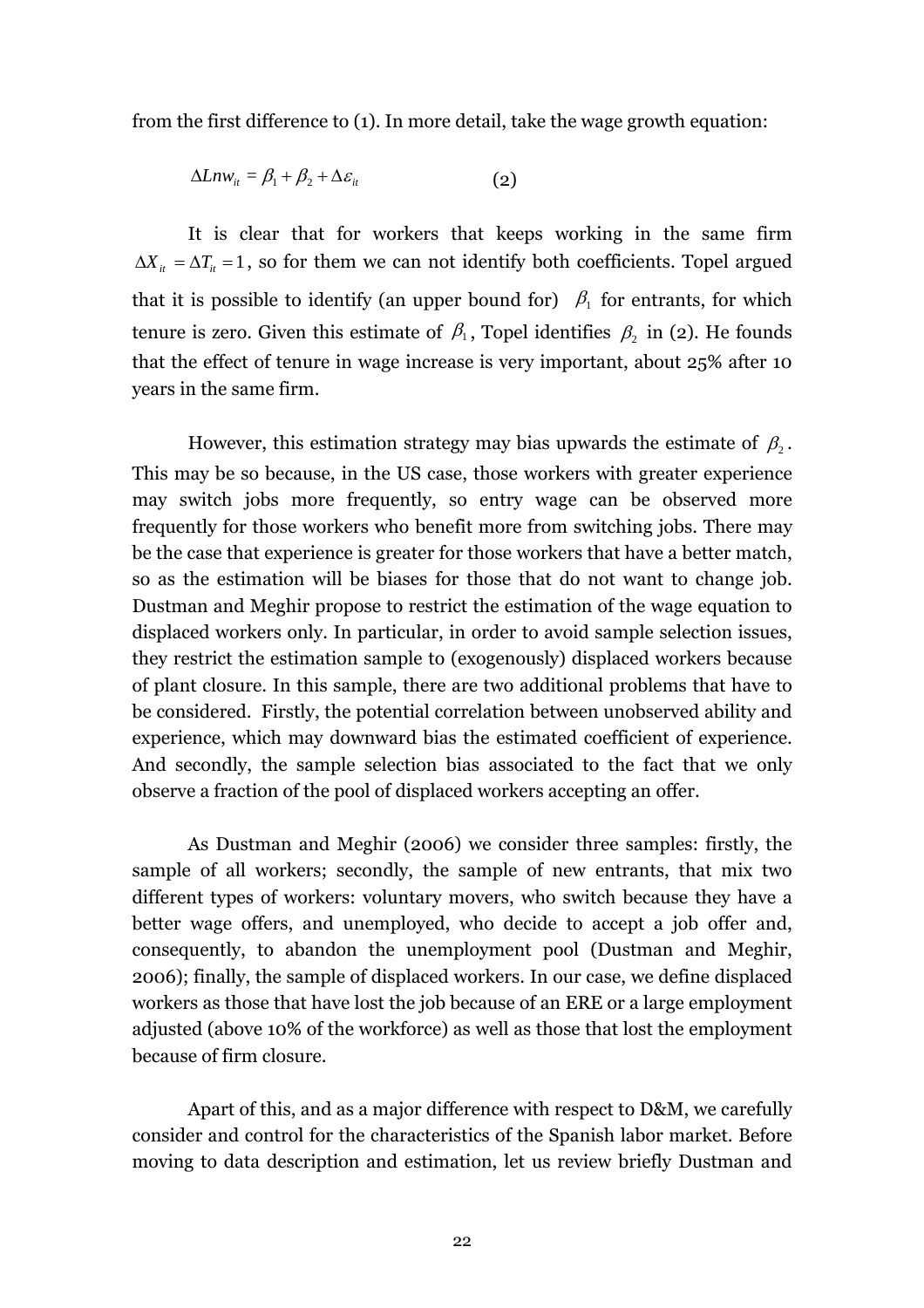from the first difference to (1). In more detail, take the wage growth equation:

$$\Delta Lnw_{it} = \beta_1 + \beta_2 + \Delta\varepsilon_{it} \qquad (2)$$

It is clear that for workers that keeps working in the same firm $\Delta X_{it} = \Delta T_{it} = 1$, so for them we can not identify both coefficients. Topel argued that it is possible to identify (an upper bound for) $\beta_1$ for entrants, for which tenure is zero. Given this estimate of $\beta_1$, Topel identifies $\beta_2$ in (2). He founds that the effect of tenure in wage increase is very important, about 25% after 10 years in the same firm.

However, this estimation strategy may bias upwards the estimate of $\beta_2$. This may be so because, in the US case, those workers with greater experience may switch jobs more frequently, so entry wage can be observed more frequently for those workers who benefit more from switching jobs. There may be the case that experience is greater for those workers that have a better match, so as the estimation will be biases for those that do not want to change job. Dustman and Meghir propose to restrict the estimation of the wage equation to displaced workers only. In particular, in order to avoid sample selection issues, they restrict the estimation sample to (exogenously) displaced workers because of plant closure. In this sample, there are two additional problems that have to be considered. Firstly, the potential correlation between unobserved ability and experience, which may downward bias the estimated coefficient of experience. And secondly, the sample selection bias associated to the fact that we only observe a fraction of the pool of displaced workers accepting an offer.

As Dustman and Meghir (2006) we consider three samples: firstly, the sample of all workers; secondly, the sample of new entrants, that mix two different types of workers: voluntary movers, who switch because they have a better wage offers, and unemployed, who decide to accept a job offer and, consequently, to abandon the unemployment pool (Dustman and Meghir, 2006); finally, the sample of displaced workers. In our case, we define displaced workers as those that have lost the job because of an ERE or a large employment adjusted (above 10% of the workforce) as well as those that lost the employment because of firm closure.

Apart of this, and as a major difference with respect to D&M, we carefully consider and control for the characteristics of the Spanish labor market. Before moving to data description and estimation, let us review briefly Dustman and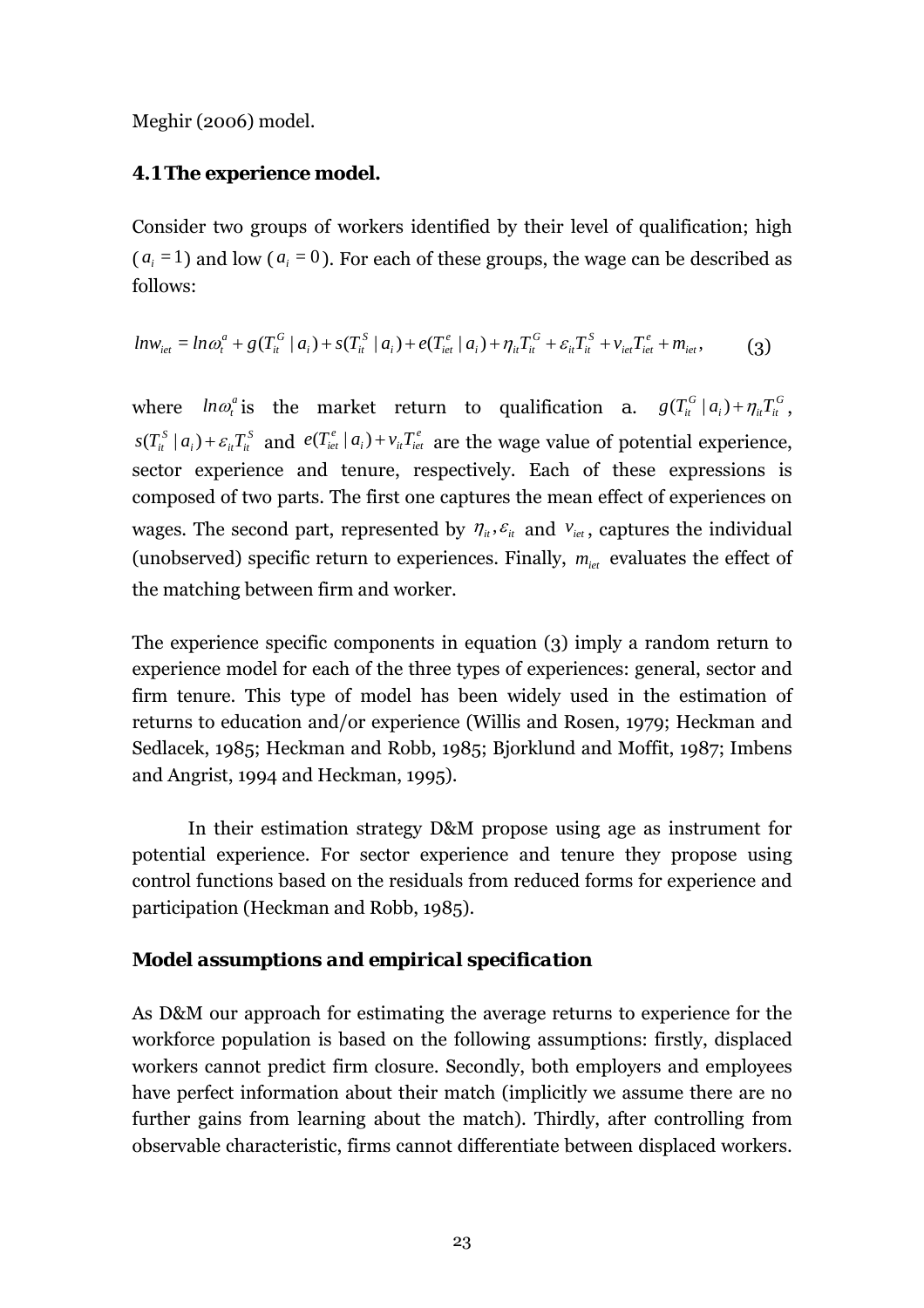Meghir (2006) model.

### 4.1 The experience model.

Consider two groups of workers identified by their level of qualification; high ($a_i = 1$) and low ($a_i = 0$). For each of these groups, the wage can be described as follows:

$$lnw_{iet} = ln\omega_t^a + g(T_{it}^G \mid a_i) + s(T_{it}^S \mid a_i) + e(T_{iet}^e \mid a_i) + \eta_{it}T_{it}^G + \varepsilon_{it}T_{it}^S + v_{iet}T_{iet}^e + m_{iet}, \qquad (3)$$

where $ln\omega_t^a$ is the market return to qualification a. $g(T_{it}^G \mid a_i) + \eta_{it}T_{it}^G$, $s(T_{it}^S \mid a_i) + \varepsilon_{it}T_{it}^S$ and $e(T_{iet}^e \mid a_i) + v_{it}T_{iet}^e$ are the wage value of potential experience, sector experience and tenure, respectively. Each of these expressions is composed of two parts. The first one captures the mean effect of experiences on wages. The second part, represented by $\eta_{it}, \varepsilon_{it}$ and $v_{iet}$, captures the individual (unobserved) specific return to experiences. Finally, $m_{iet}$ evaluates the effect of the matching between firm and worker.

The experience specific components in equation (3) imply a random return to experience model for each of the three types of experiences: general, sector and firm tenure. This type of model has been widely used in the estimation of returns to education and/or experience (Willis and Rosen, 1979; Heckman and Sedlacek, 1985; Heckman and Robb, 1985; Bjorklund and Moffit, 1987; Imbens and Angrist, 1994 and Heckman, 1995).

In their estimation strategy D&M propose using age as instrument for potential experience. For sector experience and tenure they propose using control functions based on the residuals from reduced forms for experience and participation (Heckman and Robb, 1985).

#### *Model assumptions and empirical specification*

As D&M our approach for estimating the average returns to experience for the workforce population is based on the following assumptions: firstly, displaced workers cannot predict firm closure. Secondly, both employers and employees have perfect information about their match (implicitly we assume there are no further gains from learning about the match). Thirdly, after controlling from observable characteristic, firms cannot differentiate between displaced workers.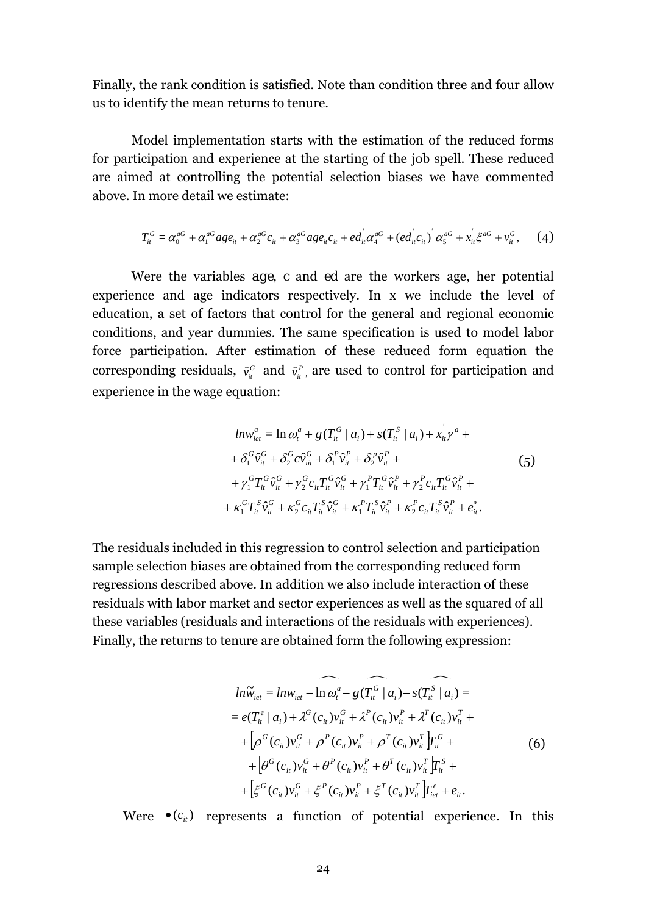Finally, the rank condition is satisfied. Note than condition three and four allow us to identify the mean returns to tenure.

Model implementation starts with the estimation of the reduced forms for participation and experience at the starting of the job spell. These reduced are aimed at controlling the potential selection biases we have commented above. In more detail we estimate:

$$T_{it}^{G} = \alpha_{0}^{aG} + \alpha_{1}^{aG} age_{it} + \alpha_{2}^{aG} c_{it} + \alpha_{3}^{aG} age_{it} c_{it} + ed_{it}^{'} \alpha_{4}^{aG} + (ed_{it}^{'} c_{it})^{'} \alpha_{5}^{aG} + x_{it}^{'} \xi^{aG} + v_{it}^{G}, \quad (4)$$

Were the variables *age*, *c* and *ed* are the workers age, her potential experience and age indicators respectively. In x we include the level of education, a set of factors that control for the general and regional economic conditions, and year dummies. The same specification is used to model labor force participation. After estimation of these reduced form equation the corresponding residuals, $\hat{v}_{it}^{G}$ and $\hat{v}_{it}^{P}$, are used to control for participation and experience in the wage equation:

$$\begin{aligned} lnw_{iet}^{a} &= \ln \omega_{t}^{a} + g(T_{it}^{G} \mid a_{i}) + s(T_{it}^{S} \mid a_{i}) + x_{it}^{'} \gamma^{a} + \\ &+ \delta_{1}^{G} \hat{v}_{it}^{G} + \delta_{2}^{G} c \hat{v}_{iit}^{G} + \delta_{1}^{P} \hat{v}_{it}^{P} + \delta_{2}^{P} \hat{v}_{it}^{P} + \\ &+ \gamma_{1}^{G} T_{it}^{G} \hat{v}_{it}^{G} + \gamma_{2}^{G} c_{it} T_{it}^{G} \hat{v}_{it}^{G} + \gamma_{1}^{P} T_{it}^{G} \hat{v}_{it}^{P} + \gamma_{2}^{P} c_{it} T_{it}^{G} \hat{v}_{it}^{P} + \\ &+ \kappa_{1}^{G} T_{it}^{S} \hat{v}_{it}^{G} + \kappa_{2}^{G} c_{it} T_{it}^{S} \hat{v}_{it}^{G} + \kappa_{1}^{P} T_{it}^{S} \hat{v}_{it}^{P} + \kappa_{2}^{P} c_{it} T_{it}^{S} \hat{v}_{it}^{P} + e_{it}^{*}. \end{aligned} \quad (5)$$

The residuals included in this regression to control selection and participation sample selection biases are obtained from the corresponding reduced form regressions described above. In addition we also include interaction of these residuals with labor market and sector experiences as well as the squared of all these variables (residuals and interactions of the residuals with experiences). Finally, the returns to tenure are obtained form the following expression:

$$\begin{aligned} ln\widetilde{w}_{iet} &= lnw_{iet} - \widehat{\ln \omega_{t}^{a}} - \widehat{g(T_{it}^{G} \mid a_{i})} - \widehat{s(T_{it}^{S} \mid a_{i})} = \\ &= e(T_{it}^{e} \mid a_{i}) + \lambda^{G}(c_{it}) v_{it}^{G} + \lambda^{P}(c_{it}) v_{it}^{P} + \lambda^{T}(c_{it}) v_{it}^{T} + \\ &+ \left[\rho^{G}(c_{it}) v_{it}^{G} + \rho^{P}(c_{it}) v_{it}^{P} + \rho^{T}(c_{it}) v_{it}^{T}\right] T_{it}^{G} + \\ &+ \left[\theta^{G}(c_{it}) v_{it}^{G} + \theta^{P}(c_{it}) v_{it}^{P} + \theta^{T}(c_{it}) v_{it}^{T}\right] T_{it}^{S} + \\ &+ \left[\xi^{G}(c_{it}) v_{it}^{G} + \xi^{P}(c_{it}) v_{it}^{P} + \xi^{T}(c_{it}) v_{it}^{T}\right] T_{iet}^{e} + e_{it}. \end{aligned} \quad (6)$$

Were $\bullet(c_{it})$ represents a function of potential experience. In this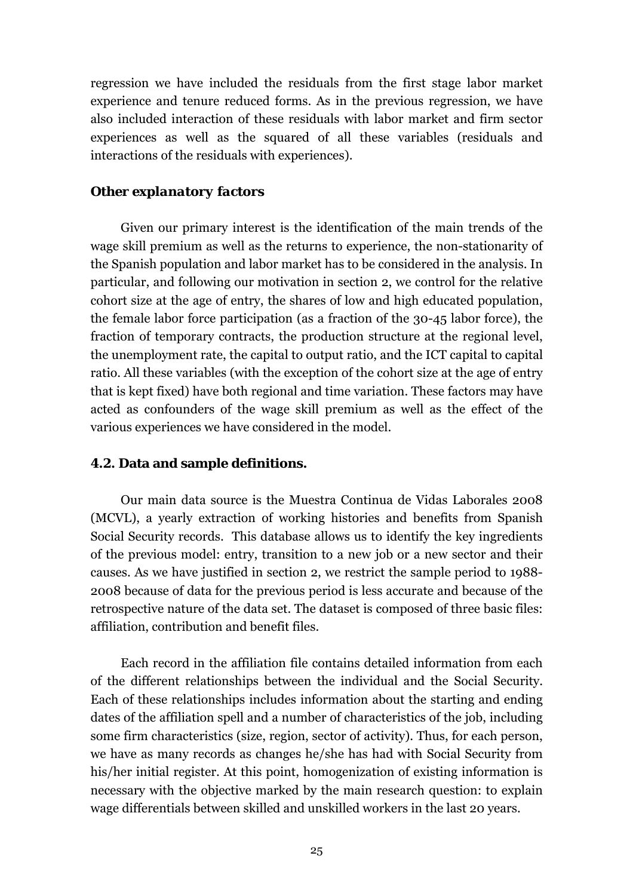regression we have included the residuals from the first stage labor market experience and tenure reduced forms. As in the previous regression, we have also included interaction of these residuals with labor market and firm sector experiences as well as the squared of all these variables (residuals and interactions of the residuals with experiences).

### *Other explanatory factors*

Given our primary interest is the identification of the main trends of the wage skill premium as well as the returns to experience, the non-stationarity of the Spanish population and labor market has to be considered in the analysis. In particular, and following our motivation in section 2, we control for the relative cohort size at the age of entry, the shares of low and high educated population, the female labor force participation (as a fraction of the 30-45 labor force), the fraction of temporary contracts, the production structure at the regional level, the unemployment rate, the capital to output ratio, and the ICT capital to capital ratio. All these variables (with the exception of the cohort size at the age of entry that is kept fixed) have both regional and time variation. These factors may have acted as confounders of the wage skill premium as well as the effect of the various experiences we have considered in the model.

### 4.2. Data and sample definitions.

Our main data source is the Muestra Continua de Vidas Laborales 2008 (MCVL), a yearly extraction of working histories and benefits from Spanish Social Security records. This database allows us to identify the key ingredients of the previous model: entry, transition to a new job or a new sector and their causes. As we have justified in section 2, we restrict the sample period to 1988-2008 because of data for the previous period is less accurate and because of the retrospective nature of the data set. The dataset is composed of three basic files: affiliation, contribution and benefit files.

Each record in the affiliation file contains detailed information from each of the different relationships between the individual and the Social Security. Each of these relationships includes information about the starting and ending dates of the affiliation spell and a number of characteristics of the job, including some firm characteristics (size, region, sector of activity). Thus, for each person, we have as many records as changes he/she has had with Social Security from his/her initial register. At this point, homogenization of existing information is necessary with the objective marked by the main research question: to explain wage differentials between skilled and unskilled workers in the last 20 years.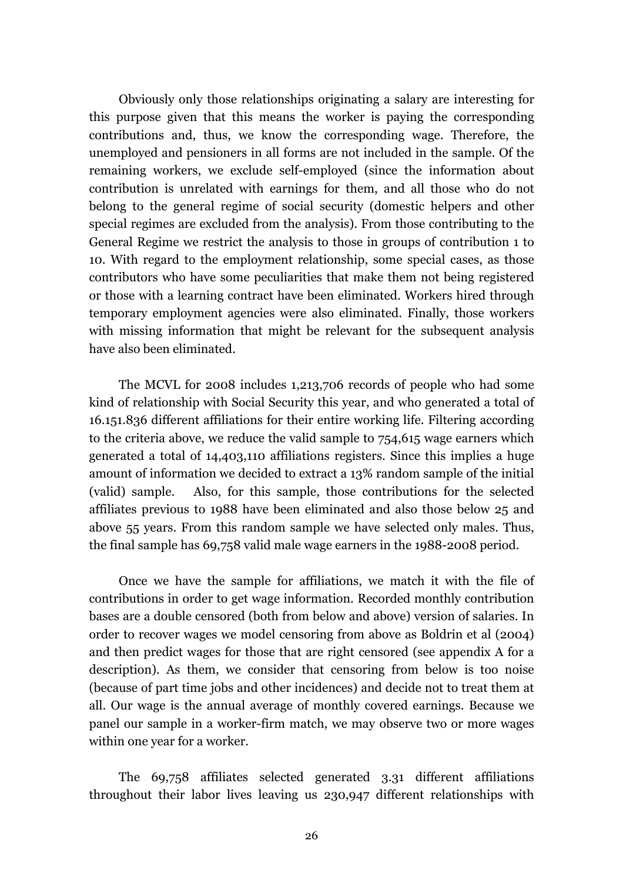Obviously only those relationships originating a salary are interesting for this purpose given that this means the worker is paying the corresponding contributions and, thus, we know the corresponding wage. Therefore, the unemployed and pensioners in all forms are not included in the sample. Of the remaining workers, we exclude self-employed (since the information about contribution is unrelated with earnings for them, and all those who do not belong to the general regime of social security (domestic helpers and other special regimes are excluded from the analysis). From those contributing to the General Regime we restrict the analysis to those in groups of contribution 1 to 10. With regard to the employment relationship, some special cases, as those contributors who have some peculiarities that make them not being registered or those with a learning contract have been eliminated. Workers hired through temporary employment agencies were also eliminated. Finally, those workers with missing information that might be relevant for the subsequent analysis have also been eliminated.

The MCVL for 2008 includes 1,213,706 records of people who had some kind of relationship with Social Security this year, and who generated a total of 16.151.836 different affiliations for their entire working life. Filtering according to the criteria above, we reduce the valid sample to 754,615 wage earners which generated a total of 14,403,110 affiliations registers. Since this implies a huge amount of information we decided to extract a 13% random sample of the initial (valid) sample. Also, for this sample, those contributions for the selected affiliates previous to 1988 have been eliminated and also those below 25 and above 55 years. From this random sample we have selected only males. Thus, the final sample has 69,758 valid male wage earners in the 1988-2008 period.

Once we have the sample for affiliations, we match it with the file of contributions in order to get wage information. Recorded monthly contribution bases are a double censored (both from below and above) version of salaries. In order to recover wages we model censoring from above as Boldrin et al (2004) and then predict wages for those that are right censored (see appendix A for a description). As them, we consider that censoring from below is too noise (because of part time jobs and other incidences) and decide not to treat them at all. Our wage is the annual average of monthly covered earnings. Because we panel our sample in a worker-firm match, we may observe two or more wages within one year for a worker.

The 69,758 affiliates selected generated 3.31 different affiliations throughout their labor lives leaving us 230,947 different relationships with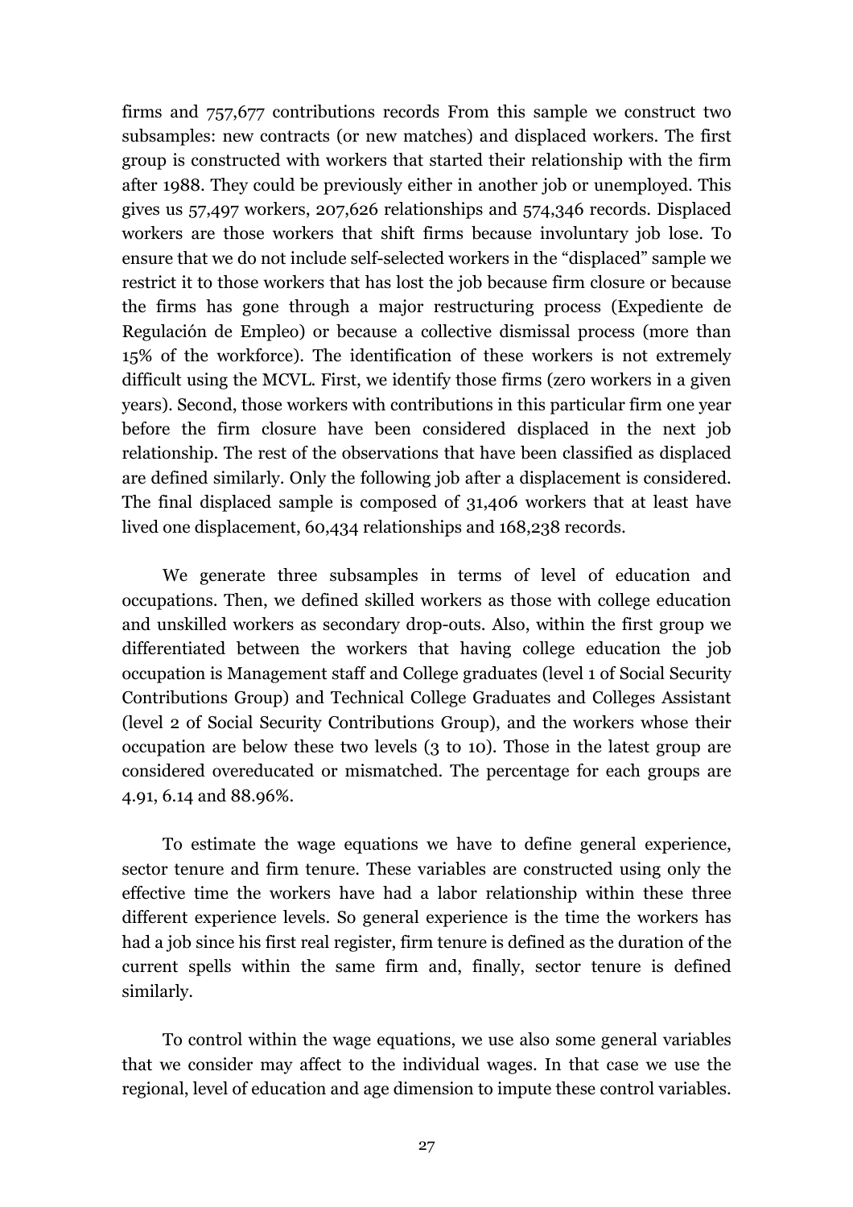firms and 757,677 contributions records From this sample we construct two subsamples: new contracts (or new matches) and displaced workers. The first group is constructed with workers that started their relationship with the firm after 1988. They could be previously either in another job or unemployed. This gives us 57,497 workers, 207,626 relationships and 574,346 records. Displaced workers are those workers that shift firms because involuntary job lose. To ensure that we do not include self-selected workers in the "displaced" sample we restrict it to those workers that has lost the job because firm closure or because the firms has gone through a major restructuring process (Expediente de Regulación de Empleo) or because a collective dismissal process (more than 15% of the workforce). The identification of these workers is not extremely difficult using the MCVL. First, we identify those firms (zero workers in a given years). Second, those workers with contributions in this particular firm one year before the firm closure have been considered displaced in the next job relationship. The rest of the observations that have been classified as displaced are defined similarly. Only the following job after a displacement is considered. The final displaced sample is composed of 31,406 workers that at least have lived one displacement, 60,434 relationships and 168,238 records.

We generate three subsamples in terms of level of education and occupations. Then, we defined skilled workers as those with college education and unskilled workers as secondary drop-outs. Also, within the first group we differentiated between the workers that having college education the job occupation is Management staff and College graduates (level 1 of Social Security Contributions Group) and Technical College Graduates and Colleges Assistant (level 2 of Social Security Contributions Group), and the workers whose their occupation are below these two levels (3 to 10). Those in the latest group are considered overeducated or mismatched. The percentage for each groups are 4.91, 6.14 and 88.96%.

To estimate the wage equations we have to define general experience, sector tenure and firm tenure. These variables are constructed using only the effective time the workers have had a labor relationship within these three different experience levels. So general experience is the time the workers has had a job since his first real register, firm tenure is defined as the duration of the current spells within the same firm and, finally, sector tenure is defined similarly.

To control within the wage equations, we use also some general variables that we consider may affect to the individual wages. In that case we use the regional, level of education and age dimension to impute these control variables.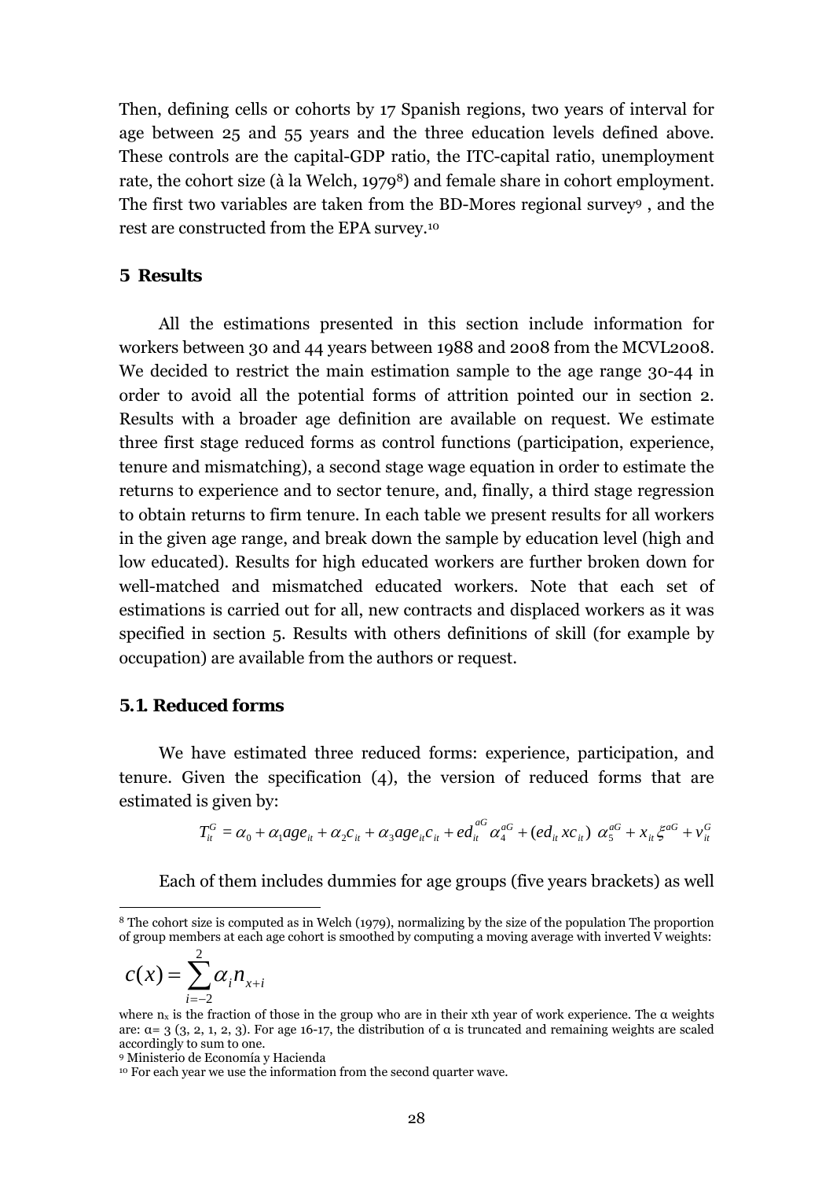Then, defining cells or cohorts by 17 Spanish regions, two years of interval for age between 25 and 55 years and the three education levels defined above. These controls are the capital-GDP ratio, the ITC-capital ratio, unemployment rate, the cohort size (à la Welch, 1979[8]) and female share in cohort employment. The first two variables are taken from the BD-Mores regional survey[9] , and the rest are constructed from the EPA survey.[10]

## 5 Results

All the estimations presented in this section include information for workers between 30 and 44 years between 1988 and 2008 from the MCVL2008. We decided to restrict the main estimation sample to the age range 30-44 in order to avoid all the potential forms of attrition pointed our in section 2. Results with a broader age definition are available on request. We estimate three first stage reduced forms as control functions (participation, experience, tenure and mismatching), a second stage wage equation in order to estimate the returns to experience and to sector tenure, and, finally, a third stage regression to obtain returns to firm tenure. In each table we present results for all workers in the given age range, and break down the sample by education level (high and low educated). Results for high educated workers are further broken down for well-matched and mismatched educated workers. Note that each set of estimations is carried out for all, new contracts and displaced workers as it was specified in section 5. Results with others definitions of skill (for example by occupation) are available from the authors or request.

### 5.1. Reduced forms

We have estimated three reduced forms: experience, participation, and tenure. Given the specification (4), the version of reduced forms that are estimated is given by:

$$T_{it}^{G} = \alpha_0 + \alpha_1 age_{it} + \alpha_2 c_{it} + \alpha_3 age_{it} c_{it} + ed_{it}^{aG} \alpha_4^{aG} + (ed_{it}\, xc_{it})\ \alpha_5^{aG} + x_{it}\xi^{aG} + v_{it}^{G}$$

Each of them includes dummies for age groups (five years brackets) as well

---

[8] The cohort size is computed as in Welch (1979), normalizing by the size of the population The proportion of group members at each age cohort is smoothed by computing a moving average with inverted V weights:

$$c(x) = \sum_{i=-2}^{2} \alpha_i n_{x+i}$$

where $n_x$ is the fraction of those in the group who are in their xth year of work experience. The α weights are: α= 3 (3, 2, 1, 2, 3). For age 16-17, the distribution of α is truncated and remaining weights are scaled accordingly to sum to one.

[9] Ministerio de Economía y Hacienda

[10] For each year we use the information from the second quarter wave.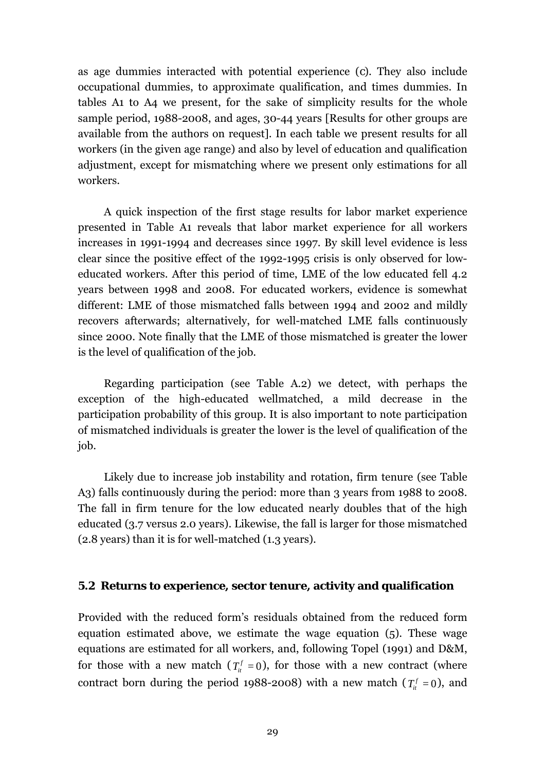as age dummies interacted with potential experience (c). They also include occupational dummies, to approximate qualification, and times dummies. In tables A1 to A4 we present, for the sake of simplicity results for the whole sample period, 1988-2008, and ages, 30-44 years [Results for other groups are available from the authors on request]. In each table we present results for all workers (in the given age range) and also by level of education and qualification adjustment, except for mismatching where we present only estimations for all workers.

A quick inspection of the first stage results for labor market experience presented in Table A1 reveals that labor market experience for all workers increases in 1991-1994 and decreases since 1997. By skill level evidence is less clear since the positive effect of the 1992-1995 crisis is only observed for low-educated workers. After this period of time, LME of the low educated fell 4.2 years between 1998 and 2008. For educated workers, evidence is somewhat different: LME of those mismatched falls between 1994 and 2002 and mildly recovers afterwards; alternatively, for well-matched LME falls continuously since 2000. Note finally that the LME of those mismatched is greater the lower is the level of qualification of the job.

Regarding participation (see Table A.2) we detect, with perhaps the exception of the high-educated wellmatched, a mild decrease in the participation probability of this group. It is also important to note participation of mismatched individuals is greater the lower is the level of qualification of the job.

Likely due to increase job instability and rotation, firm tenure (see Table A3) falls continuously during the period: more than 3 years from 1988 to 2008. The fall in firm tenure for the low educated nearly doubles that of the high educated (3.7 versus 2.0 years). Likewise, the fall is larger for those mismatched (2.8 years) than it is for well-matched (1.3 years).

### 5.2 Returns to experience, sector tenure, activity and qualification

Provided with the reduced form's residuals obtained from the reduced form equation estimated above, we estimate the wage equation (5). These wage equations are estimated for all workers, and, following Topel (1991) and D&M, for those with a new match ($T_{it}^{f} = 0$), for those with a new contract (where contract born during the period 1988-2008) with a new match ($T_{it}^{f} = 0$), and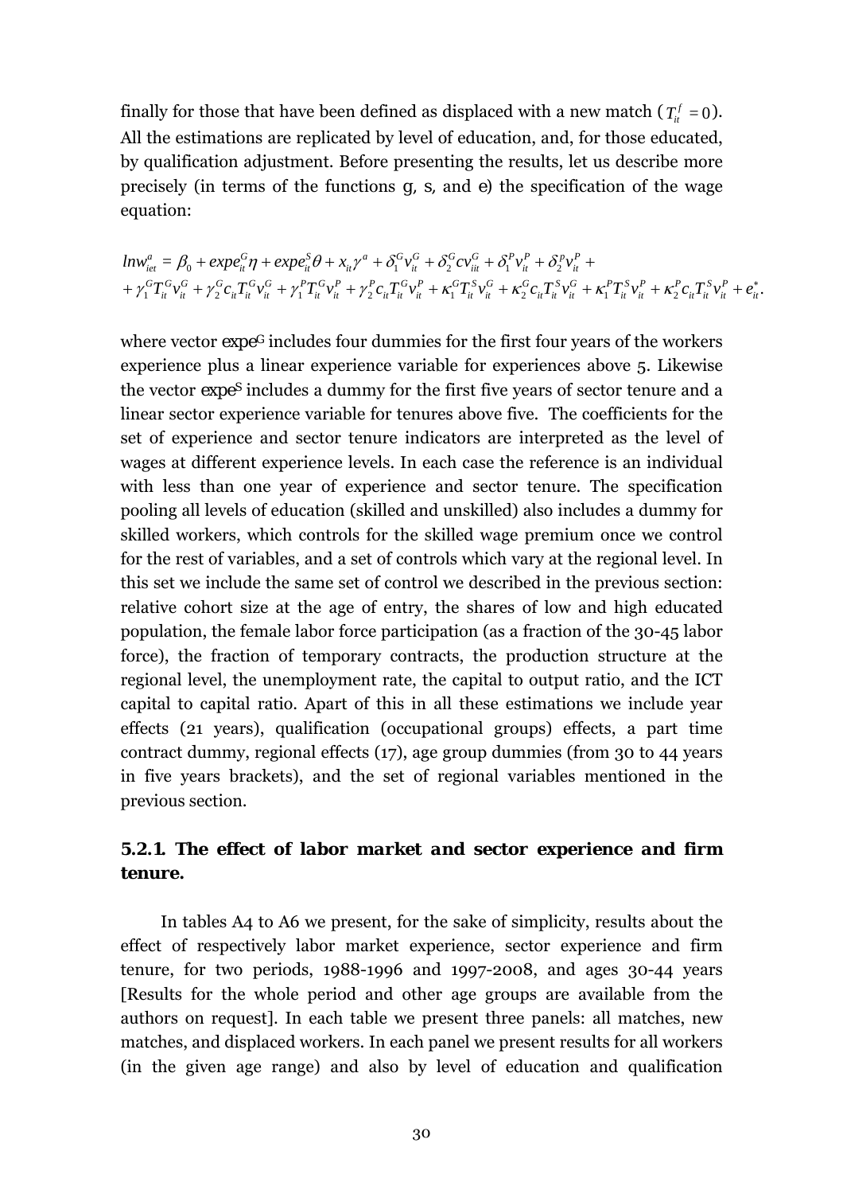finally for those that have been defined as displaced with a new match ($T_{it}^{f} = 0$). All the estimations are replicated by level of education, and, for those educated, by qualification adjustment. Before presenting the results, let us describe more precisely (in terms of the functions g, s, and e) the specification of the wage equation:

$$
\begin{aligned}
lnw_{iet}^{a} &= \beta_0 + expe_{it}^{G}\eta + expe_{it}^{S}\theta + x_{it}\gamma^{a} + \delta_1^{G}v_{it}^{G} + \delta_2^{G}cv_{iit}^{G} + \delta_1^{P}v_{it}^{P} + \delta_2^{p}v_{it}^{P} + \\
&+ \gamma_1^{G}T_{it}^{G}v_{it}^{G} + \gamma_2^{G}c_{it}T_{it}^{G}v_{it}^{G} + \gamma_1^{P}T_{it}^{G}v_{it}^{P} + \gamma_2^{P}c_{it}T_{it}^{G}v_{it}^{P} + \kappa_1^{G}T_{it}^{S}v_{it}^{G} + \kappa_2^{G}c_{it}T_{it}^{S}v_{it}^{G} + \kappa_1^{P}T_{it}^{S}v_{it}^{P} + \kappa_2^{P}c_{it}T_{it}^{S}v_{it}^{P} + e_{it}^{*}.
\end{aligned}
$$

where vector $expe^{G}$ includes four dummies for the first four years of the workers experience plus a linear experience variable for experiences above 5. Likewise the vector $expe^{S}$ includes a dummy for the first five years of sector tenure and a linear sector experience variable for tenures above five. The coefficients for the set of experience and sector tenure indicators are interpreted as the level of wages at different experience levels. In each case the reference is an individual with less than one year of experience and sector tenure. The specification pooling all levels of education (skilled and unskilled) also includes a dummy for skilled workers, which controls for the skilled wage premium once we control for the rest of variables, and a set of controls which vary at the regional level. In this set we include the same set of control we described in the previous section: relative cohort size at the age of entry, the shares of low and high educated population, the female labor force participation (as a fraction of the 30-45 labor force), the fraction of temporary contracts, the production structure at the regional level, the unemployment rate, the capital to output ratio, and the ICT capital to capital ratio. Apart of this in all these estimations we include year effects (21 years), qualification (occupational groups) effects, a part time contract dummy, regional effects (17), age group dummies (from 30 to 44 years in five years brackets), and the set of regional variables mentioned in the previous section.

### 5.2.1. The effect of labor market and sector experience and firm tenure.

In tables A4 to A6 we present, for the sake of simplicity, results about the effect of respectively labor market experience, sector experience and firm tenure, for two periods, 1988-1996 and 1997-2008, and ages 30-44 years [Results for the whole period and other age groups are available from the authors on request]. In each table we present three panels: all matches, new matches, and displaced workers. In each panel we present results for all workers (in the given age range) and also by level of education and qualification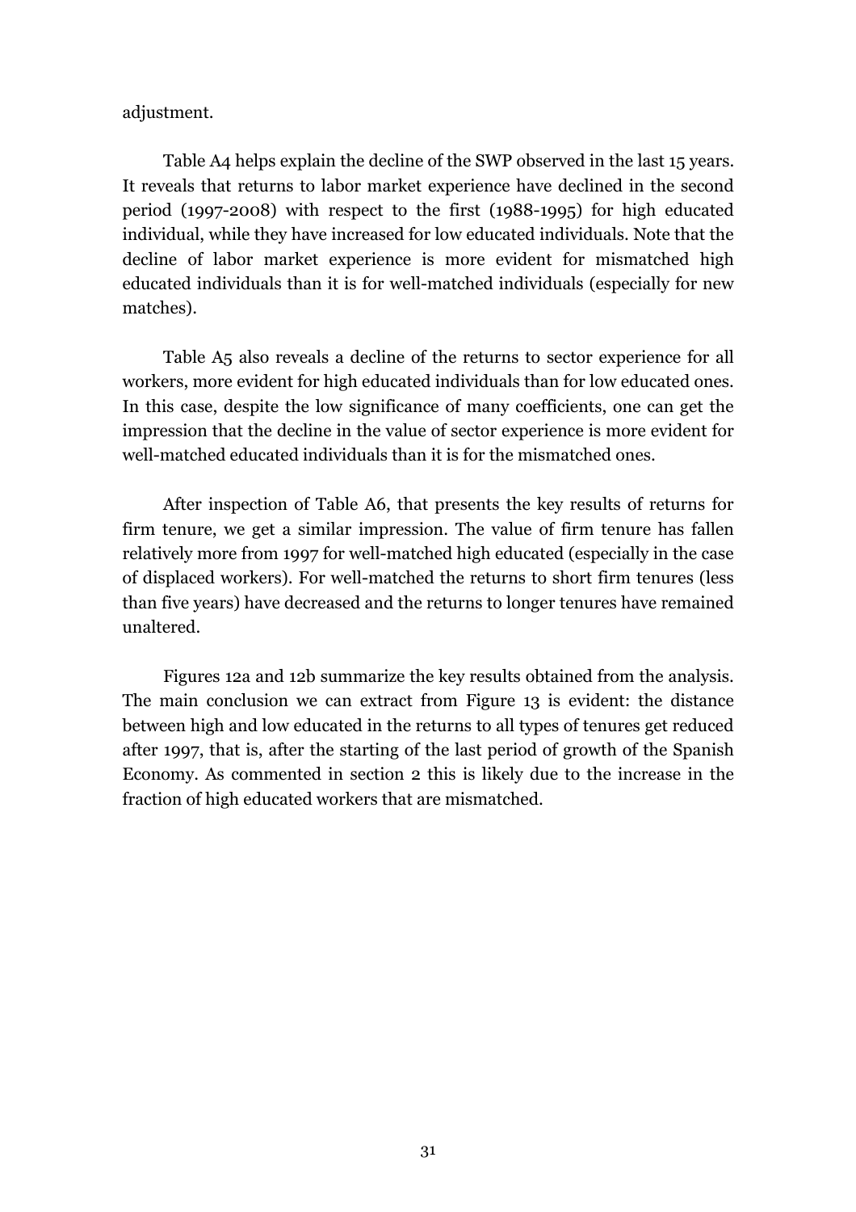adjustment.

Table A4 helps explain the decline of the SWP observed in the last 15 years. It reveals that returns to labor market experience have declined in the second period (1997-2008) with respect to the first (1988-1995) for high educated individual, while they have increased for low educated individuals. Note that the decline of labor market experience is more evident for mismatched high educated individuals than it is for well-matched individuals (especially for new matches).

Table A5 also reveals a decline of the returns to sector experience for all workers, more evident for high educated individuals than for low educated ones. In this case, despite the low significance of many coefficients, one can get the impression that the decline in the value of sector experience is more evident for well-matched educated individuals than it is for the mismatched ones.

After inspection of Table A6, that presents the key results of returns for firm tenure, we get a similar impression. The value of firm tenure has fallen relatively more from 1997 for well-matched high educated (especially in the case of displaced workers). For well-matched the returns to short firm tenures (less than five years) have decreased and the returns to longer tenures have remained unaltered.

Figures 12a and 12b summarize the key results obtained from the analysis. The main conclusion we can extract from Figure 13 is evident: the distance between high and low educated in the returns to all types of tenures get reduced after 1997, that is, after the starting of the last period of growth of the Spanish Economy. As commented in section 2 this is likely due to the increase in the fraction of high educated workers that are mismatched.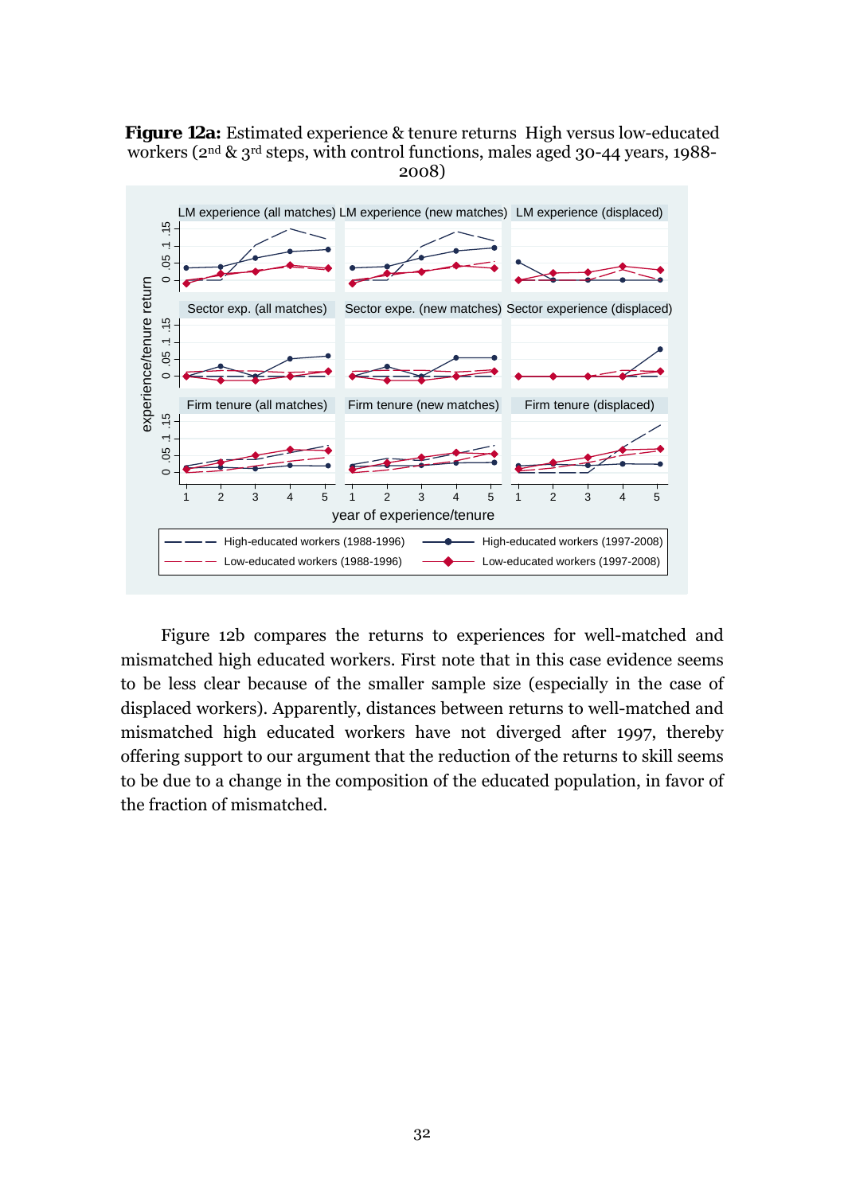**Figure 12a:** Estimated experience & tenure returns High versus low-educated workers (2nd & 3rd steps, with control functions, males aged 30-44 years, 1988-2008)

Figure 12b compares the returns to experiences for well-matched and mismatched high educated workers. First note that in this case evidence seems to be less clear because of the smaller sample size (especially in the case of displaced workers). Apparently, distances between returns to well-matched and mismatched high educated workers have not diverged after 1997, thereby offering support to our argument that the reduction of the returns to skill seems to be due to a change in the composition of the educated population, in favor of the fraction of mismatched.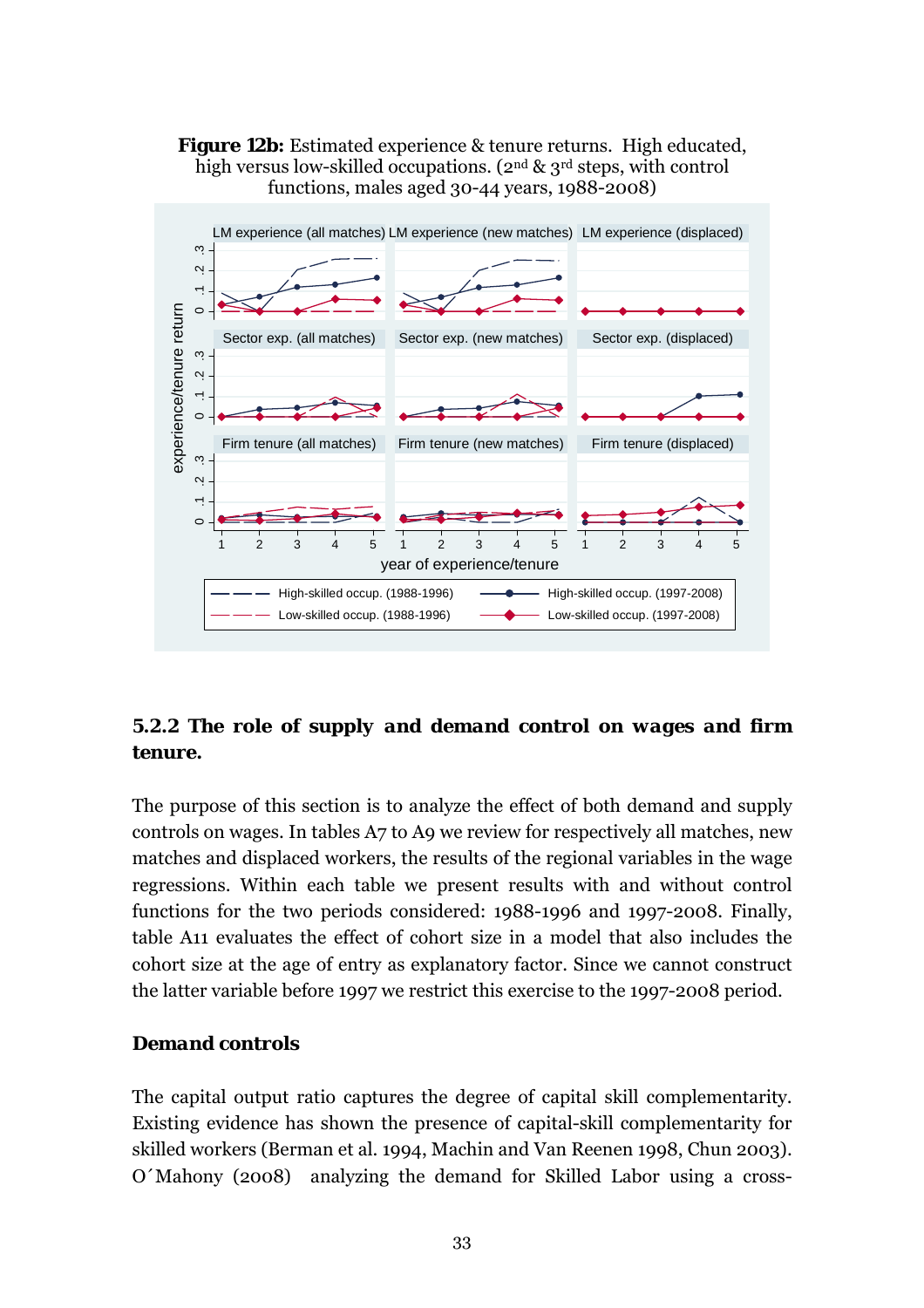**Figure 12b:** Estimated experience & tenure returns. High educated, high versus low-skilled occupations. (2nd & 3rd steps, with control functions, males aged 30-44 years, 1988-2008)

### 5.2.2 The role of supply and demand control on wages and firm tenure.

The purpose of this section is to analyze the effect of both demand and supply controls on wages. In tables A7 to A9 we review for respectively all matches, new matches and displaced workers, the results of the regional variables in the wage regressions. Within each table we present results with and without control functions for the two periods considered: 1988-1996 and 1997-2008. Finally, table A11 evaluates the effect of cohort size in a model that also includes the cohort size at the age of entry as explanatory factor. Since we cannot construct the latter variable before 1997 we restrict this exercise to the 1997-2008 period.

#### Demand controls

The capital output ratio captures the degree of capital skill complementarity. Existing evidence has shown the presence of capital-skill complementarity for skilled workers (Berman et al. 1994, Machin and Van Reenen 1998, Chun 2003). O´Mahony (2008) analyzing the demand for Skilled Labor using a cross-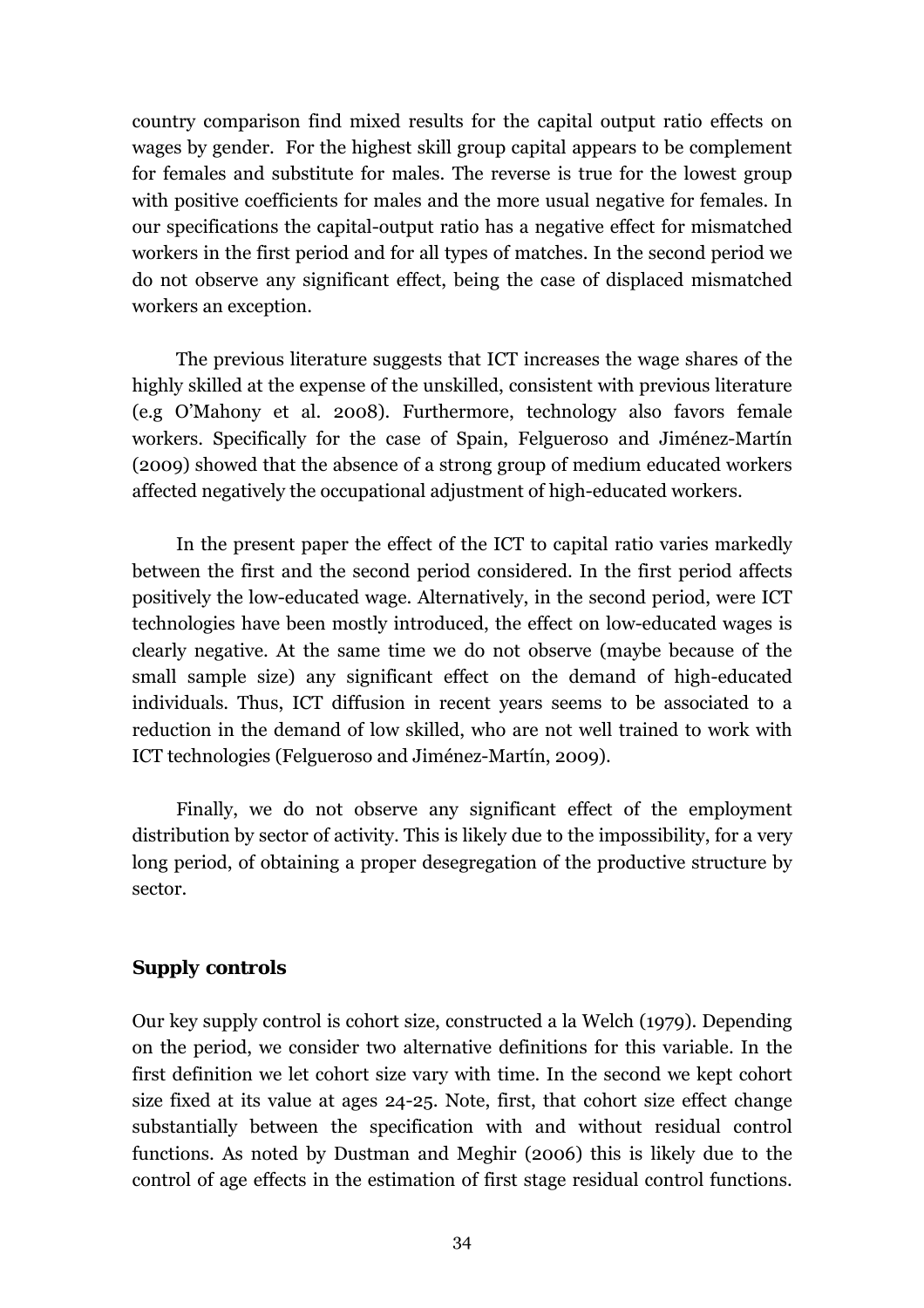country comparison find mixed results for the capital output ratio effects on wages by gender. For the highest skill group capital appears to be complement for females and substitute for males. The reverse is true for the lowest group with positive coefficients for males and the more usual negative for females. In our specifications the capital-output ratio has a negative effect for mismatched workers in the first period and for all types of matches. In the second period we do not observe any significant effect, being the case of displaced mismatched workers an exception.

The previous literature suggests that ICT increases the wage shares of the highly skilled at the expense of the unskilled, consistent with previous literature (e.g O'Mahony et al. 2008). Furthermore, technology also favors female workers. Specifically for the case of Spain, Felgueroso and Jiménez-Martín (2009) showed that the absence of a strong group of medium educated workers affected negatively the occupational adjustment of high-educated workers.

In the present paper the effect of the ICT to capital ratio varies markedly between the first and the second period considered. In the first period affects positively the low-educated wage. Alternatively, in the second period, were ICT technologies have been mostly introduced, the effect on low-educated wages is clearly negative. At the same time we do not observe (maybe because of the small sample size) any significant effect on the demand of high-educated individuals. Thus, ICT diffusion in recent years seems to be associated to a reduction in the demand of low skilled, who are not well trained to work with ICT technologies (Felgueroso and Jiménez-Martín, 2009).

Finally, we do not observe any significant effect of the employment distribution by sector of activity. This is likely due to the impossibility, for a very long period, of obtaining a proper desegregation of the productive structure by sector.

## Supply controls

Our key supply control is cohort size, constructed a la Welch (1979). Depending on the period, we consider two alternative definitions for this variable. In the first definition we let cohort size vary with time. In the second we kept cohort size fixed at its value at ages 24-25. Note, first, that cohort size effect change substantially between the specification with and without residual control functions. As noted by Dustman and Meghir (2006) this is likely due to the control of age effects in the estimation of first stage residual control functions.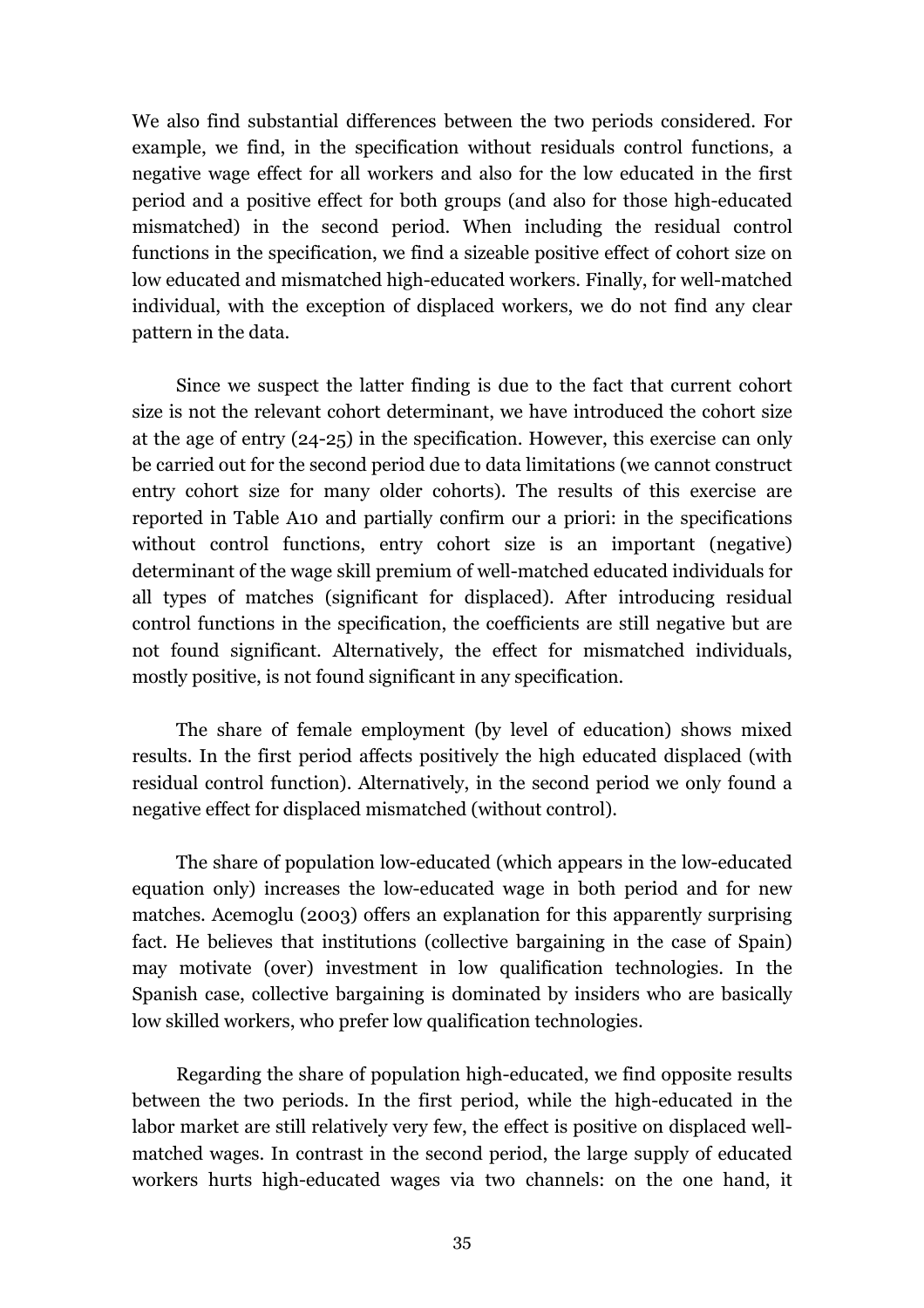We also find substantial differences between the two periods considered. For example, we find, in the specification without residuals control functions, a negative wage effect for all workers and also for the low educated in the first period and a positive effect for both groups (and also for those high-educated mismatched) in the second period. When including the residual control functions in the specification, we find a sizeable positive effect of cohort size on low educated and mismatched high-educated workers. Finally, for well-matched individual, with the exception of displaced workers, we do not find any clear pattern in the data.

Since we suspect the latter finding is due to the fact that current cohort size is not the relevant cohort determinant, we have introduced the cohort size at the age of entry (24-25) in the specification. However, this exercise can only be carried out for the second period due to data limitations (we cannot construct entry cohort size for many older cohorts). The results of this exercise are reported in Table A10 and partially confirm our a priori: in the specifications without control functions, entry cohort size is an important (negative) determinant of the wage skill premium of well-matched educated individuals for all types of matches (significant for displaced). After introducing residual control functions in the specification, the coefficients are still negative but are not found significant. Alternatively, the effect for mismatched individuals, mostly positive, is not found significant in any specification.

The share of female employment (by level of education) shows mixed results. In the first period affects positively the high educated displaced (with residual control function). Alternatively, in the second period we only found a negative effect for displaced mismatched (without control).

The share of population low-educated (which appears in the low-educated equation only) increases the low-educated wage in both period and for new matches. Acemoglu (2003) offers an explanation for this apparently surprising fact. He believes that institutions (collective bargaining in the case of Spain) may motivate (over) investment in low qualification technologies. In the Spanish case, collective bargaining is dominated by insiders who are basically low skilled workers, who prefer low qualification technologies.

Regarding the share of population high-educated, we find opposite results between the two periods. In the first period, while the high-educated in the labor market are still relatively very few, the effect is positive on displaced well-matched wages. In contrast in the second period, the large supply of educated workers hurts high-educated wages via two channels: on the one hand, it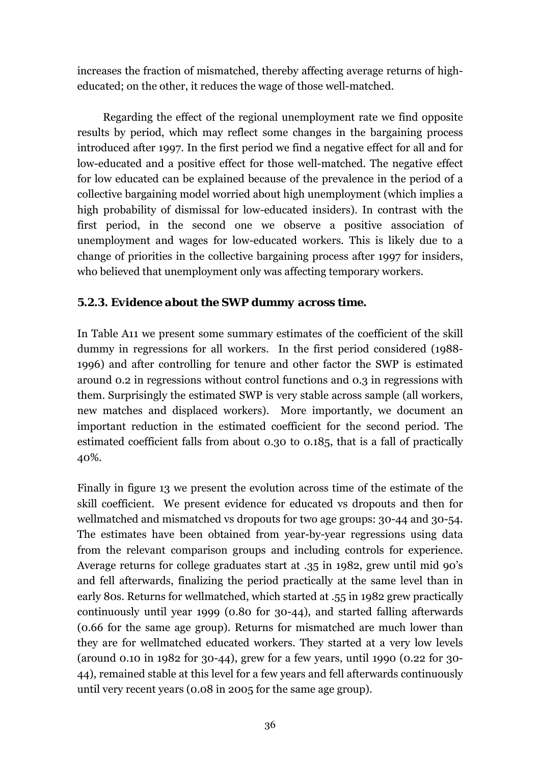increases the fraction of mismatched, thereby affecting average returns of high-educated; on the other, it reduces the wage of those well-matched.

Regarding the effect of the regional unemployment rate we find opposite results by period, which may reflect some changes in the bargaining process introduced after 1997. In the first period we find a negative effect for all and for low-educated and a positive effect for those well-matched. The negative effect for low educated can be explained because of the prevalence in the period of a collective bargaining model worried about high unemployment (which implies a high probability of dismissal for low-educated insiders). In contrast with the first period, in the second one we observe a positive association of unemployment and wages for low-educated workers. This is likely due to a change of priorities in the collective bargaining process after 1997 for insiders, who believed that unemployment only was affecting temporary workers.

### *5.2.3. Evidence about the SWP dummy across time.*

In Table A11 we present some summary estimates of the coefficient of the skill dummy in regressions for all workers. In the first period considered (1988-1996) and after controlling for tenure and other factor the SWP is estimated around 0.2 in regressions without control functions and 0.3 in regressions with them. Surprisingly the estimated SWP is very stable across sample (all workers, new matches and displaced workers). More importantly, we document an important reduction in the estimated coefficient for the second period. The estimated coefficient falls from about 0.30 to 0.185, that is a fall of practically 40%.

Finally in figure 13 we present the evolution across time of the estimate of the skill coefficient. We present evidence for educated vs dropouts and then for wellmatched and mismatched vs dropouts for two age groups: 30-44 and 30-54. The estimates have been obtained from year-by-year regressions using data from the relevant comparison groups and including controls for experience. Average returns for college graduates start at .35 in 1982, grew until mid 90's and fell afterwards, finalizing the period practically at the same level than in early 80s. Returns for wellmatched, which started at .55 in 1982 grew practically continuously until year 1999 (0.80 for 30-44), and started falling afterwards (0.66 for the same age group). Returns for mismatched are much lower than they are for wellmatched educated workers. They started at a very low levels (around 0.10 in 1982 for 30-44), grew for a few years, until 1990 (0.22 for 30-44), remained stable at this level for a few years and fell afterwards continuously until very recent years (0.08 in 2005 for the same age group).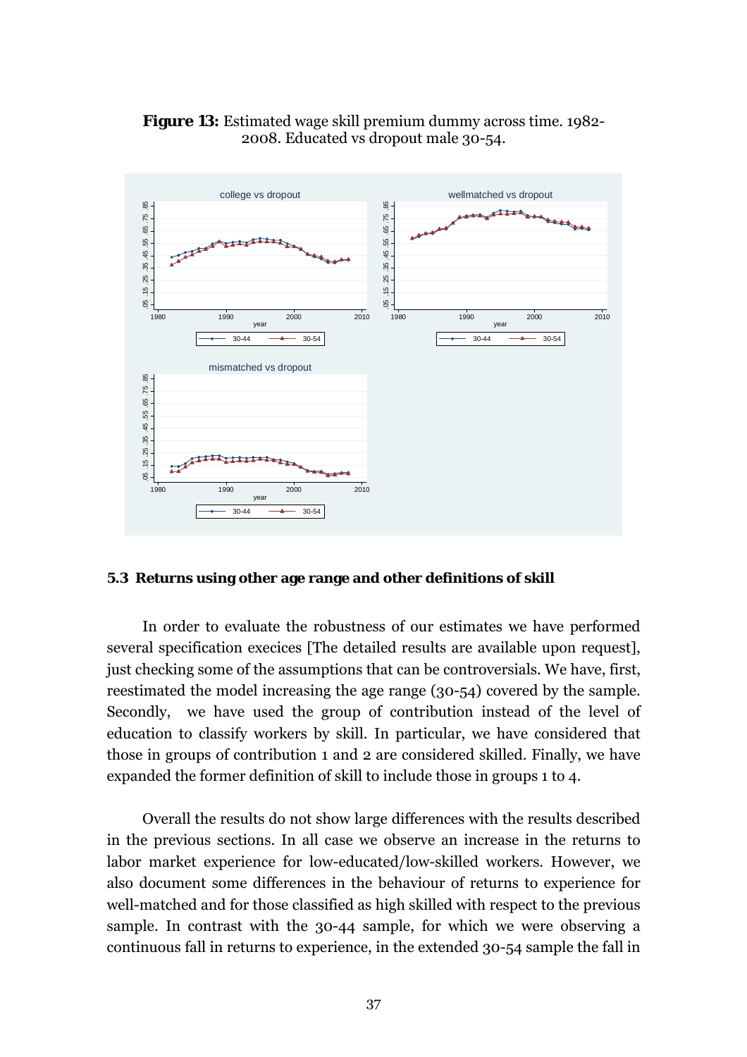**Figure 13:** Estimated wage skill premium dummy across time. 1982-2008. Educated vs dropout male 30-54.

### 5.3 Returns using other age range and other definitions of skill

In order to evaluate the robustness of our estimates we have performed several specification execices [The detailed results are available upon request], just checking some of the assumptions that can be controversials. We have, first, reestimated the model increasing the age range (30-54) covered by the sample. Secondly, we have used the group of contribution instead of the level of education to classify workers by skill. In particular, we have considered that those in groups of contribution 1 and 2 are considered skilled. Finally, we have expanded the former definition of skill to include those in groups 1 to 4.

Overall the results do not show large differences with the results described in the previous sections. In all case we observe an increase in the returns to labor market experience for low-educated/low-skilled workers. However, we also document some differences in the behaviour of returns to experience for well-matched and for those classified as high skilled with respect to the previous sample. In contrast with the 30-44 sample, for which we were observing a continuous fall in returns to experience, in the extended 30-54 sample the fall in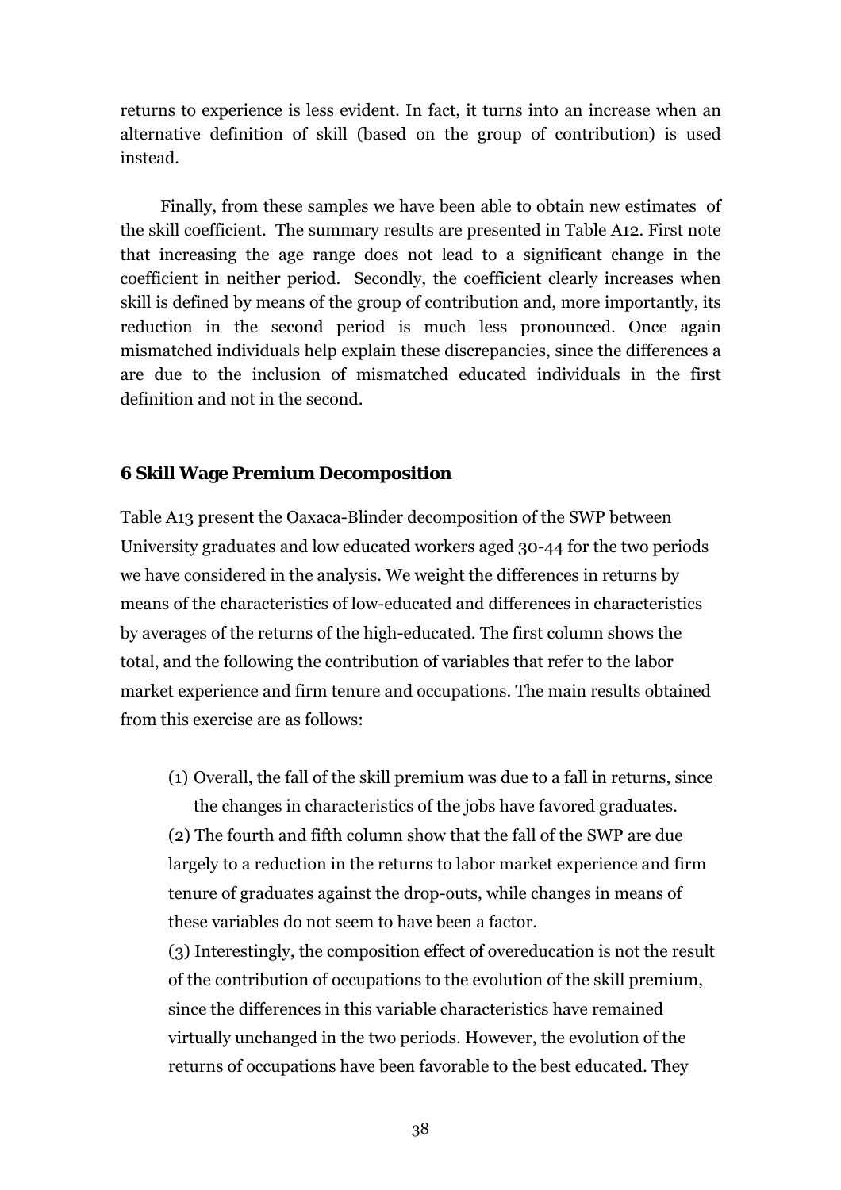returns to experience is less evident. In fact, it turns into an increase when an alternative definition of skill (based on the group of contribution) is used instead.

Finally, from these samples we have been able to obtain new estimates of the skill coefficient. The summary results are presented in Table A12. First note that increasing the age range does not lead to a significant change in the coefficient in neither period. Secondly, the coefficient clearly increases when skill is defined by means of the group of contribution and, more importantly, its reduction in the second period is much less pronounced. Once again mismatched individuals help explain these discrepancies, since the differences a are due to the inclusion of mismatched educated individuals in the first definition and not in the second.

### 6 Skill Wage Premium Decomposition

Table A13 present the Oaxaca-Blinder decomposition of the SWP between University graduates and low educated workers aged 30-44 for the two periods we have considered in the analysis. We weight the differences in returns by means of the characteristics of low-educated and differences in characteristics by averages of the returns of the high-educated. The first column shows the total, and the following the contribution of variables that refer to the labor market experience and firm tenure and occupations. The main results obtained from this exercise are as follows:

(1) Overall, the fall of the skill premium was due to a fall in returns, since the changes in characteristics of the jobs have favored graduates.

(2) The fourth and fifth column show that the fall of the SWP are due largely to a reduction in the returns to labor market experience and firm tenure of graduates against the drop-outs, while changes in means of these variables do not seem to have been a factor.

(3) Interestingly, the composition effect of overeducation is not the result of the contribution of occupations to the evolution of the skill premium, since the differences in this variable characteristics have remained virtually unchanged in the two periods. However, the evolution of the returns of occupations have been favorable to the best educated. They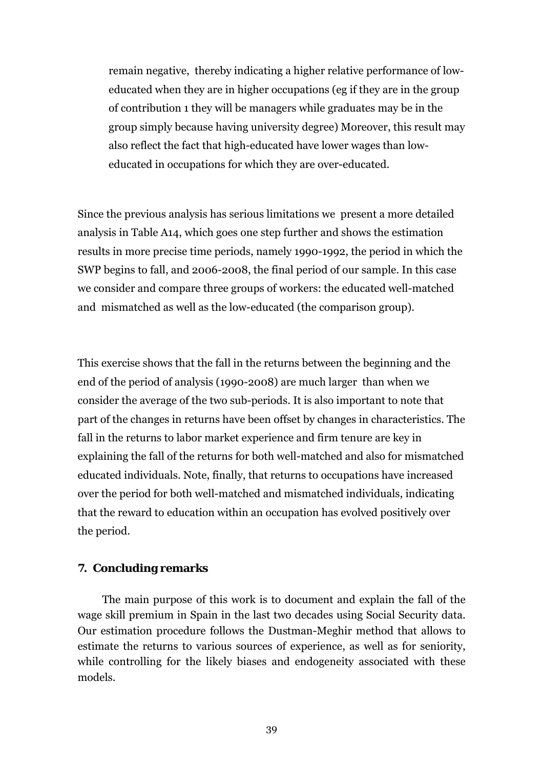remain negative, thereby indicating a higher relative performance of low-educated when they are in higher occupations (eg if they are in the group of contribution 1 they will be managers while graduates may be in the group simply because having university degree) Moreover, this result may also reflect the fact that high-educated have lower wages than low-educated in occupations for which they are over-educated.

Since the previous analysis has serious limitations we present a more detailed analysis in Table A14, which goes one step further and shows the estimation results in more precise time periods, namely 1990-1992, the period in which the SWP begins to fall, and 2006-2008, the final period of our sample. In this case we consider and compare three groups of workers: the educated well-matched and mismatched as well as the low-educated (the comparison group).

This exercise shows that the fall in the returns between the beginning and the end of the period of analysis (1990-2008) are much larger than when we consider the average of the two sub-periods. It is also important to note that part of the changes in returns have been offset by changes in characteristics. The fall in the returns to labor market experience and firm tenure are key in explaining the fall of the returns for both well-matched and also for mismatched educated individuals. Note, finally, that returns to occupations have increased over the period for both well-matched and mismatched individuals, indicating that the reward to education within an occupation has evolved positively over the period.

## 7. Concluding remarks

The main purpose of this work is to document and explain the fall of the wage skill premium in Spain in the last two decades using Social Security data. Our estimation procedure follows the Dustman-Meghir method that allows to estimate the returns to various sources of experience, as well as for seniority, while controlling for the likely biases and endogeneity associated with these models.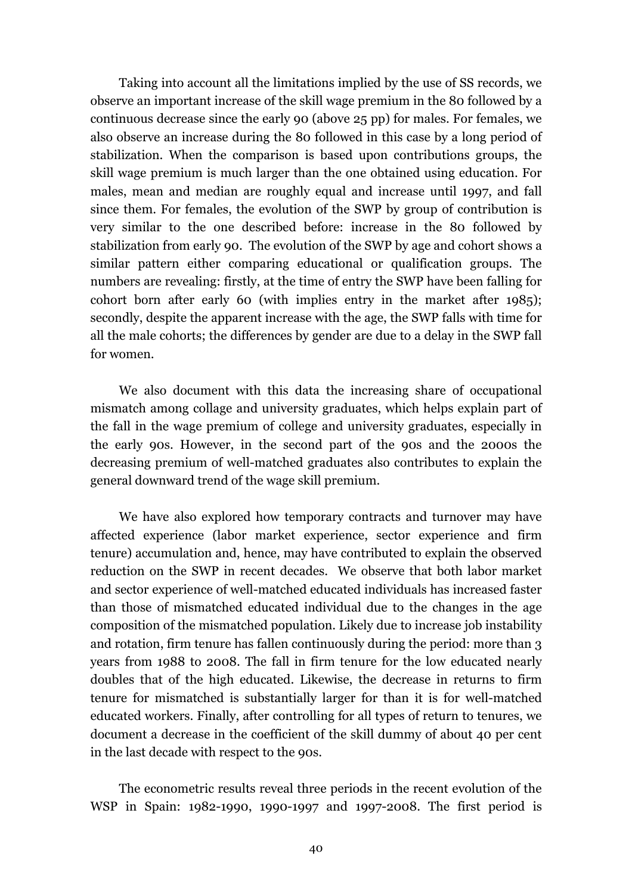Taking into account all the limitations implied by the use of SS records, we observe an important increase of the skill wage premium in the 80 followed by a continuous decrease since the early 90 (above 25 pp) for males. For females, we also observe an increase during the 80 followed in this case by a long period of stabilization. When the comparison is based upon contributions groups, the skill wage premium is much larger than the one obtained using education. For males, mean and median are roughly equal and increase until 1997, and fall since them. For females, the evolution of the SWP by group of contribution is very similar to the one described before: increase in the 80 followed by stabilization from early 90. The evolution of the SWP by age and cohort shows a similar pattern either comparing educational or qualification groups. The numbers are revealing: firstly, at the time of entry the SWP have been falling for cohort born after early 60 (with implies entry in the market after 1985); secondly, despite the apparent increase with the age, the SWP falls with time for all the male cohorts; the differences by gender are due to a delay in the SWP fall for women.

We also document with this data the increasing share of occupational mismatch among collage and university graduates, which helps explain part of the fall in the wage premium of college and university graduates, especially in the early 90s. However, in the second part of the 90s and the 2000s the decreasing premium of well-matched graduates also contributes to explain the general downward trend of the wage skill premium.

We have also explored how temporary contracts and turnover may have affected experience (labor market experience, sector experience and firm tenure) accumulation and, hence, may have contributed to explain the observed reduction on the SWP in recent decades. We observe that both labor market and sector experience of well-matched educated individuals has increased faster than those of mismatched educated individual due to the changes in the age composition of the mismatched population. Likely due to increase job instability and rotation, firm tenure has fallen continuously during the period: more than 3 years from 1988 to 2008. The fall in firm tenure for the low educated nearly doubles that of the high educated. Likewise, the decrease in returns to firm tenure for mismatched is substantially larger for than it is for well-matched educated workers. Finally, after controlling for all types of return to tenures, we document a decrease in the coefficient of the skill dummy of about 40 per cent in the last decade with respect to the 90s.

The econometric results reveal three periods in the recent evolution of the WSP in Spain: 1982-1990, 1990-1997 and 1997-2008. The first period is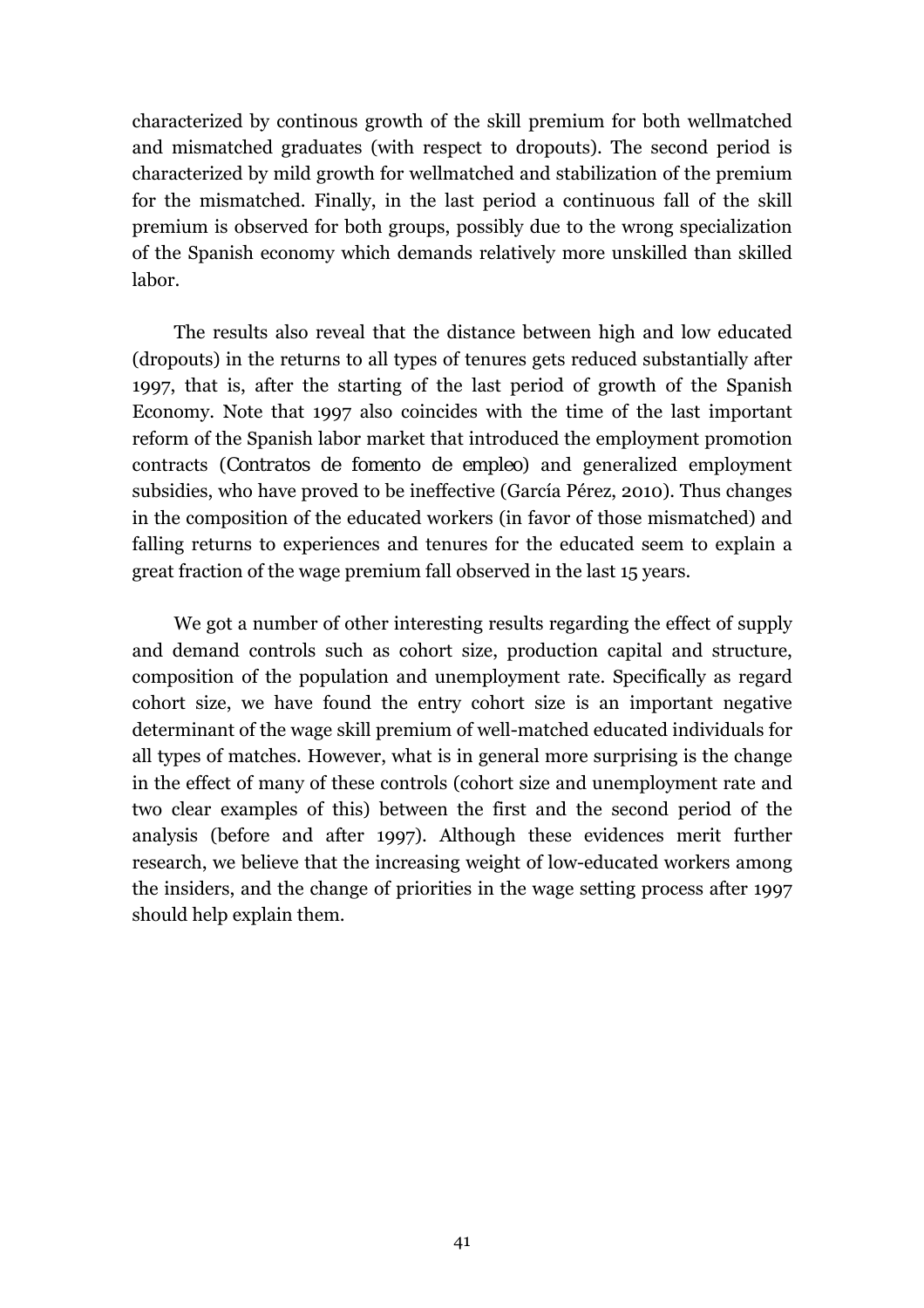characterized by continous growth of the skill premium for both wellmatched and mismatched graduates (with respect to dropouts). The second period is characterized by mild growth for wellmatched and stabilization of the premium for the mismatched. Finally, in the last period a continuous fall of the skill premium is observed for both groups, possibly due to the wrong specialization of the Spanish economy which demands relatively more unskilled than skilled labor.

The results also reveal that the distance between high and low educated (dropouts) in the returns to all types of tenures gets reduced substantially after 1997, that is, after the starting of the last period of growth of the Spanish Economy. Note that 1997 also coincides with the time of the last important reform of the Spanish labor market that introduced the employment promotion contracts (*Contratos de fomento de empleo*) and generalized employment subsidies, who have proved to be ineffective (García Pérez, 2010). Thus changes in the composition of the educated workers (in favor of those mismatched) and falling returns to experiences and tenures for the educated seem to explain a great fraction of the wage premium fall observed in the last 15 years.

We got a number of other interesting results regarding the effect of supply and demand controls such as cohort size, production capital and structure, composition of the population and unemployment rate. Specifically as regard cohort size, we have found the entry cohort size is an important negative determinant of the wage skill premium of well-matched educated individuals for all types of matches. However, what is in general more surprising is the change in the effect of many of these controls (cohort size and unemployment rate and two clear examples of this) between the first and the second period of the analysis (before and after 1997). Although these evidences merit further research, we believe that the increasing weight of low-educated workers among the insiders, and the change of priorities in the wage setting process after 1997 should help explain them.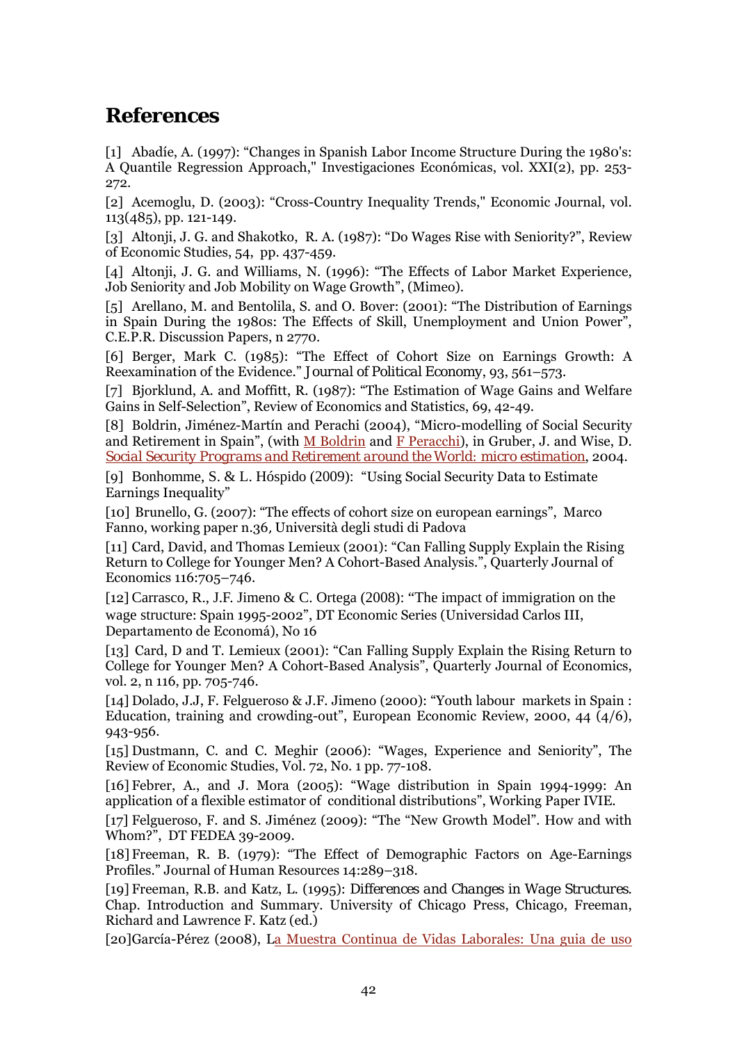# References

[1] Abadíe, A. (1997): "Changes in Spanish Labor Income Structure During the 1980's: A Quantile Regression Approach," Investigaciones Económicas, vol. XXI(2), pp. 253-272.

[2] Acemoglu, D. (2003): "Cross-Country Inequality Trends," Economic Journal, vol. 113(485), pp. 121-149.

[3] Altonji, J. G. and Shakotko, R. A. (1987): "Do Wages Rise with Seniority?", Review of Economic Studies, 54, pp. 437-459.

[4] Altonji, J. G. and Williams, N. (1996): "The Effects of Labor Market Experience, Job Seniority and Job Mobility on Wage Growth", (Mimeo).

[5] Arellano, M. and Bentolila, S. and O. Bover: (2001): "The Distribution of Earnings in Spain During the 1980s: The Effects of Skill, Unemployment and Union Power", C.E.P.R. Discussion Papers, n 2770.

[6] Berger, Mark C. (1985): "The Effect of Cohort Size on Earnings Growth: A Reexamination of the Evidence." Journal of Political Economy, 93, 561–573.

[7] Bjorklund, A. and Moffitt, R. (1987): "The Estimation of Wage Gains and Welfare Gains in Self-Selection", Review of Economics and Statistics, 69, 42-49.

[8] Boldrin, Jiménez-Martín and Perachi (2004), "Micro-modelling of Social Security and Retirement in Spain", (with M Boldrin and F Peracchi), in Gruber, J. and Wise, D. *Social Security Programs and Retirement around the World: micro estimation*, 2004.

[9] Bonhomme, S. & L. Hóspido (2009): "Using Social Security Data to Estimate Earnings Inequality"

[10] Brunello, G. (2007): "The effects of cohort size on european earnings", Marco Fanno, working paper n.36, Università degli studi di Padova

[11] Card, David, and Thomas Lemieux (2001): "Can Falling Supply Explain the Rising Return to College for Younger Men? A Cohort-Based Analysis.", Quarterly Journal of Economics 116:705–746.

[12] Carrasco, R., J.F. Jimeno & C. Ortega (2008): "The impact of immigration on the wage structure: Spain 1995-2002", DT Economic Series (Universidad Carlos III, Departamento de Economá), No 16

[13] Card, D and T. Lemieux (2001): "Can Falling Supply Explain the Rising Return to College for Younger Men? A Cohort-Based Analysis", Quarterly Journal of Economics, vol. 2, n 116, pp. 705-746.

[14] Dolado, J.J, F. Felgueroso & J.F. Jimeno (2000): "Youth labour markets in Spain : Education, training and crowding-out", European Economic Review, 2000, 44 (4/6), 943-956.

[15] Dustmann, C. and C. Meghir (2006): "Wages, Experience and Seniority", The Review of Economic Studies, Vol. 72, No. 1 pp. 77-108.

[16] Febrer, A., and J. Mora (2005): "Wage distribution in Spain 1994-1999: An application of a flexible estimator of conditional distributions", Working Paper IVIE.

[17] Felgueroso, F. and S. Jiménez (2009): "The "New Growth Model". How and with Whom?", DT FEDEA 39-2009.

[18] Freeman, R. B. (1979): "The Effect of Demographic Factors on Age-Earnings Profiles." Journal of Human Resources 14:289–318.

[19] Freeman, R.B. and Katz, L. (1995): *Differences and Changes in Wage Structures*. Chap. Introduction and Summary. University of Chicago Press, Chicago, Freeman, Richard and Lawrence F. Katz (ed.)

[20] García-Pérez (2008), La Muestra Continua de Vidas Laborales: Una guia de uso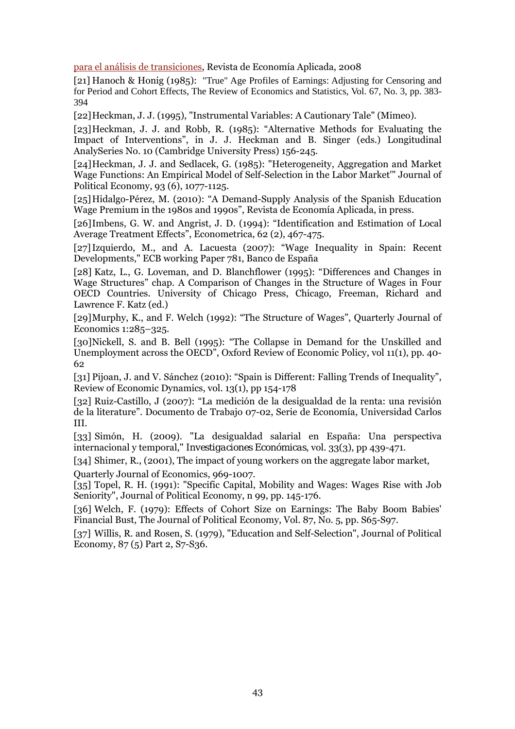para el análisis de transiciones, Revista de Economía Aplicada, 2008

[21] Hanoch & Honig (1985): "True" Age Profiles of Earnings: Adjusting for Censoring and for Period and Cohort Effects, The Review of Economics and Statistics, Vol. 67, No. 3, pp. 383-394

[22] Heckman, J. J. (1995), "Instrumental Variables: A Cautionary Tale" (Mimeo).

[23] Heckman, J. J. and Robb, R. (1985): "Alternative Methods for Evaluating the Impact of Interventions", in J. J. Heckman and B. Singer (eds.) Longitudinal AnalySeries No. 10 (Cambridge University Press) 156-245.

[24] Heckman, J. J. and Sedlacek, G. (1985): "Heterogeneity, Aggregation and Market Wage Functions: An Empirical Model of Self-Selection in the Labor Market'" Journal of Political Economy, 93 (6), 1077-1125.

[25] Hidalgo-Pérez, M. (2010): "A Demand-Supply Analysis of the Spanish Education Wage Premium in the 1980s and 1990s", Revista de Economía Aplicada, in press.

[26] Imbens, G. W. and Angrist, J. D. (1994): "Identification and Estimation of Local Average Treatment Effects", Econometrica, 62 (2), 467-475.

[27] Izquierdo, M., and A. Lacuesta (2007): "Wage Inequality in Spain: Recent Developments," ECB working Paper 781, Banco de España

[28] Katz, L., G. Loveman, and D. Blanchflower (1995): "Differences and Changes in Wage Structures" chap. A Comparison of Changes in the Structure of Wages in Four OECD Countries. University of Chicago Press, Chicago, Freeman, Richard and Lawrence F. Katz (ed.)

[29] Murphy, K., and F. Welch (1992): "The Structure of Wages", Quarterly Journal of Economics 1:285–325.

[30] Nickell, S. and B. Bell (1995): "The Collapse in Demand for the Unskilled and Unemployment across the OECD", Oxford Review of Economic Policy, vol 11(1), pp. 40-62

[31] Pijoan, J. and V. Sánchez (2010): "Spain is Different: Falling Trends of Inequality", Review of Economic Dynamics, vol. 13(1), pp 154-178

[32] Ruiz-Castillo, J (2007): "La medición de la desigualdad de la renta: una revisión de la literature". Documento de Trabajo 07-02, Serie de Economía, Universidad Carlos III.

[33] Simón, H. (2009). "La desigualdad salarial en España: Una perspectiva internacional y temporal," *Investigaciones Económicas*, vol. 33(3), pp 439-471.

[34] Shimer, R., (2001), The impact of young workers on the aggregate labor market, Quarterly Journal of Economics, 969-1007.

[35] Topel, R. H. (1991): "Specific Capital, Mobility and Wages: Wages Rise with Job Seniority", Journal of Political Economy, n 99, pp. 145-176.

[36] Welch, F. (1979): Effects of Cohort Size on Earnings: The Baby Boom Babies' Financial Bust, The Journal of Political Economy, Vol. 87, No. 5, pp. S65-S97.

[37] Willis, R. and Rosen, S. (1979), "Education and Self-Selection", Journal of Political Economy, 87 (5) Part 2, S7-S36.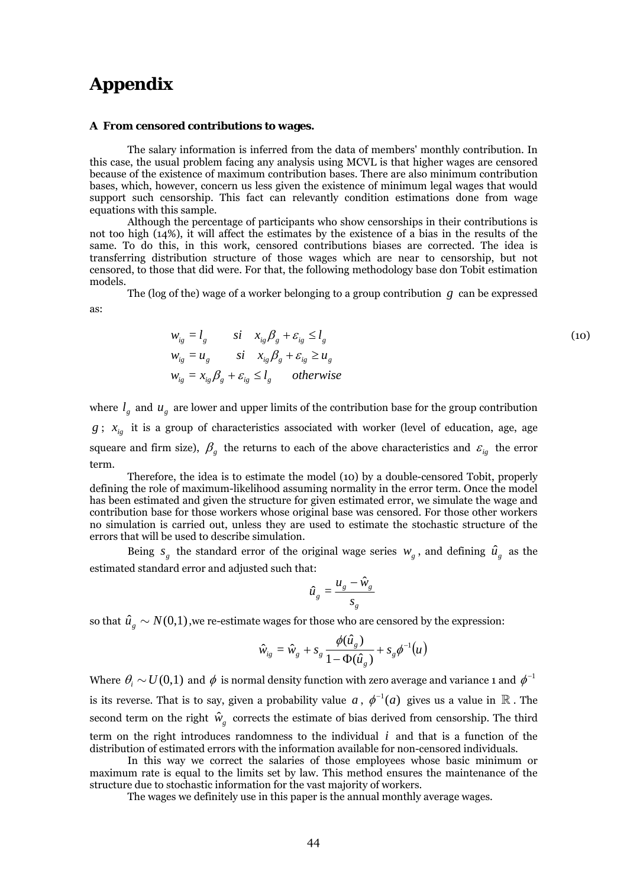# Appendix

### A From censored contributions to wages.

The salary information is inferred from the data of members' monthly contribution. In this case, the usual problem facing any analysis using MCVL is that higher wages are censored because of the existence of maximum contribution bases. There are also minimum contribution bases, which, however, concern us less given the existence of minimum legal wages that would support such censorship. This fact can relevantly condition estimations done from wage equations with this sample.

Although the percentage of participants who show censorships in their contributions is not too high (14%), it will affect the estimates by the existence of a bias in the results of the same. To do this, in this work, censored contributions biases are corrected. The idea is transferring distribution structure of those wages which are near to censorship, but not censored, to those that did were. For that, the following methodology base don Tobit estimation models.

The (log of the) wage of a worker belonging to a group contribution $g$ can be expressed as:

$$
\begin{aligned}
w_{ig} &= l_g \qquad si \quad x_{ig}\beta_g + \varepsilon_{ig} \le l_g \\
w_{ig} &= u_g \qquad si \quad x_{ig}\beta_g + \varepsilon_{ig} \ge u_g \\
w_{ig} &= x_{ig}\beta_g + \varepsilon_{ig} \le l_g \qquad otherwise
\end{aligned}
\tag{10}
$$

where $l_g$ and $u_g$ are lower and upper limits of the contribution base for the group contribution $g$; $x_{ig}$ it is a group of characteristics associated with worker (level of education, age, age squeare and firm size), $\beta_g$ the returns to each of the above characteristics and $\varepsilon_{ig}$ the error term.

Therefore, the idea is to estimate the model (10) by a double-censored Tobit, properly defining the role of maximum-likelihood assuming normality in the error term. Once the model has been estimated and given the structure for given estimated error, we simulate the wage and contribution base for those workers whose original base was censored. For those other workers no simulation is carried out, unless they are used to estimate the stochastic structure of the errors that will be used to describe simulation.

Being $s_g$ the standard error of the original wage series $w_g$, and defining $\hat{u}_g$ as the estimated standard error and adjusted such that:

$$
\hat{u}_g = \frac{u_g - \hat{w}_g}{s_g}
$$

so that $\hat{u}_g \sim N(0,1)$,we re-estimate wages for those who are censored by the expression:

$$
\hat{w}_{ig} = \hat{w}_g + s_g \frac{\phi(\hat{u}_g)}{1 - \Phi(\hat{u}_g)} + s_g \phi^{-1}(u)
$$

Where $\theta_i \sim U(0,1)$ and $\phi$ is normal density function with zero average and variance 1 and $\phi^{-1}$ is its reverse. That is to say, given a probability value $a$, $\phi^{-1}(a)$ gives us a value in $\mathbb{R}$. The second term on the right $\hat{w}_g$ corrects the estimate of bias derived from censorship. The third term on the right introduces randomness to the individual $i$ and that is a function of the distribution of estimated errors with the information available for non-censored individuals.

In this way we correct the salaries of those employees whose basic minimum or maximum rate is equal to the limits set by law. This method ensures the maintenance of the structure due to stochastic information for the vast majority of workers.

The wages we definitely use in this paper is the annual monthly average wages.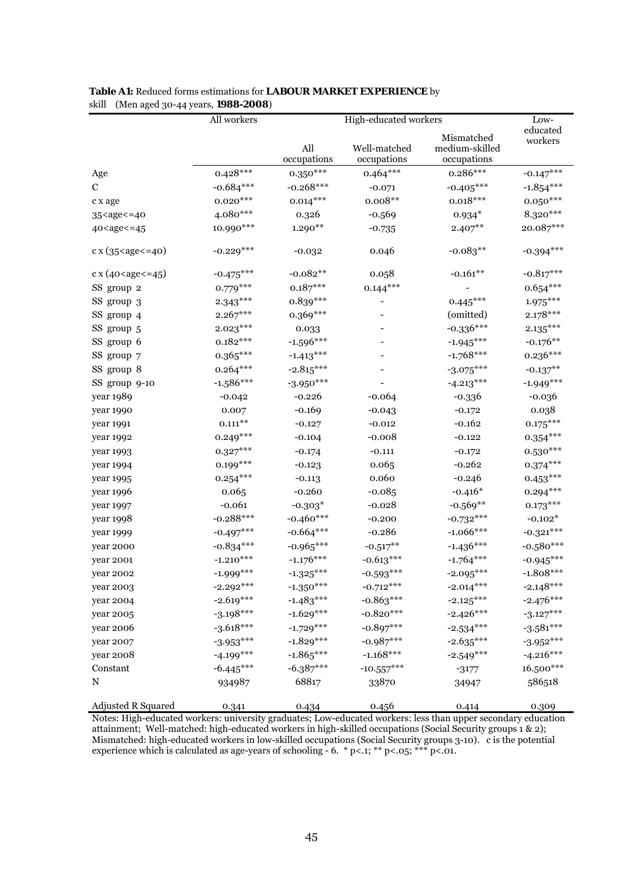**Table A1:** Reduced forms estimations for **LABOUR MARKET EXPERIENCE** by skill (Men aged 30-44 years, **1988-2008**)

| | All workers | High-educated workers | | | Low-educated workers |
|---|---|---|---|---|---|
| | | All occupations | Well-matched occupations | Mismatched medium-skilled occupations | |
| Age | 0.428*** | 0.350*** | 0.464*** | 0.286*** | -0.147*** |
| C | -0.684*** | -0.268*** | -0.071 | -0.405*** | -1.854*** |
| c x age | 0.020*** | 0.014*** | 0.008** | 0.018*** | 0.050*** |
| 35<age<=40 | 4.080*** | 0.326 | -0.569 | 0.934* | 8.320*** |
| 40<age<=45 | 10.990*** | 1.290** | -0.735 | 2.407** | 20.087*** |
| c x (35<age<=40) | -0.229*** | -0.032 | 0.046 | -0.083** | -0.394*** |
| c x (40<age<=45) | -0.475*** | -0.082** | 0.058 | -0.161** | -0.817*** |
| SS group 2 | 0.779*** | 0.187*** | 0.144*** | - | 0.654*** |
| SS group 3 | 2.343*** | 0.839*** | - | 0.445*** | 1.975*** |
| SS group 4 | 2.267*** | 0.369*** | - | (omitted) | 2.178*** |
| SS group 5 | 2.023*** | 0.033 | - | -0.336*** | 2.135*** |
| SS group 6 | 0.182*** | -1.596*** | - | -1.945*** | -0.176** |
| SS group 7 | 0.365*** | -1.413*** | - | -1.768*** | 0.236*** |
| SS group 8 | 0.264*** | -2.815*** | - | -3.075*** | -0.137** |
| SS group 9-10 | -1.586*** | -3.950*** | - | -4.213*** | -1.949*** |
| year 1989 | -0.042 | -0.226 | -0.064 | -0.336 | -0.036 |
| year 1990 | 0.007 | -0.169 | -0.043 | -0.172 | 0.038 |
| year 1991 | 0.111** | -0.127 | -0.012 | -0.162 | 0.175*** |
| year 1992 | 0.249*** | -0.104 | -0.008 | -0.122 | 0.354*** |
| year 1993 | 0.327*** | -0.174 | -0.111 | -0.172 | 0.530*** |
| year 1994 | 0.199*** | -0.123 | 0.065 | -0.262 | 0.374*** |
| year 1995 | 0.254*** | -0.113 | 0.060 | -0.246 | 0.453*** |
| year 1996 | 0.065 | -0.260 | -0.085 | -0.416* | 0.294*** |
| year 1997 | -0.061 | -0.303* | -0.028 | -0.569** | 0.173*** |
| year 1998 | -0.288*** | -0.460*** | -0.200 | -0.732*** | -0.102* |
| year 1999 | -0.497*** | -0.664*** | -0.286 | -1.066*** | -0.321*** |
| year 2000 | -0.834*** | -0.965*** | -0.517** | -1.436*** | -0.580*** |
| year 2001 | -1.210*** | -1.176*** | -0.613*** | -1.764*** | -0.945*** |
| year 2002 | -1.999*** | -1.325*** | -0.593*** | -2.095*** | -1.808*** |
| year 2003 | -2.292*** | -1.350*** | -0.712*** | -2.014*** | -2.148*** |
| year 2004 | -2.619*** | -1.483*** | -0.863*** | -2.125*** | -2.476*** |
| year 2005 | -3.198*** | -1.629*** | -0.820*** | -2.426*** | -3.127*** |
| year 2006 | -3.618*** | -1.729*** | -0.897*** | -2.534*** | -3.581*** |
| year 2007 | -3.953*** | -1.829*** | -0.987*** | -2.635*** | -3.952*** |
| year 2008 | -4.199*** | -1.865*** | -1.168*** | -2.549*** | -4.216*** |
| Constant | -6.445*** | -6.387*** | -10.557*** | -3177 | 16.500*** |
| N | 934987 | 68817 | 33870 | 34947 | 586518 |
| Adjusted R Squared | 0.341 | 0.434 | 0.456 | 0.414 | 0.309 |

Notes: High-educated workers: university graduates; Low-educated workers: less than upper secondary education attainment; Well-matched: high-educated workers in high-skilled occupations (Social Security groups 1 & 2); Mismatched: high-educated workers in low-skilled occupations (Social Security groups 3-10). c is the potential experience which is calculated as age-years of schooling - 6. * p<.1; ** p<.05; *** p<.01.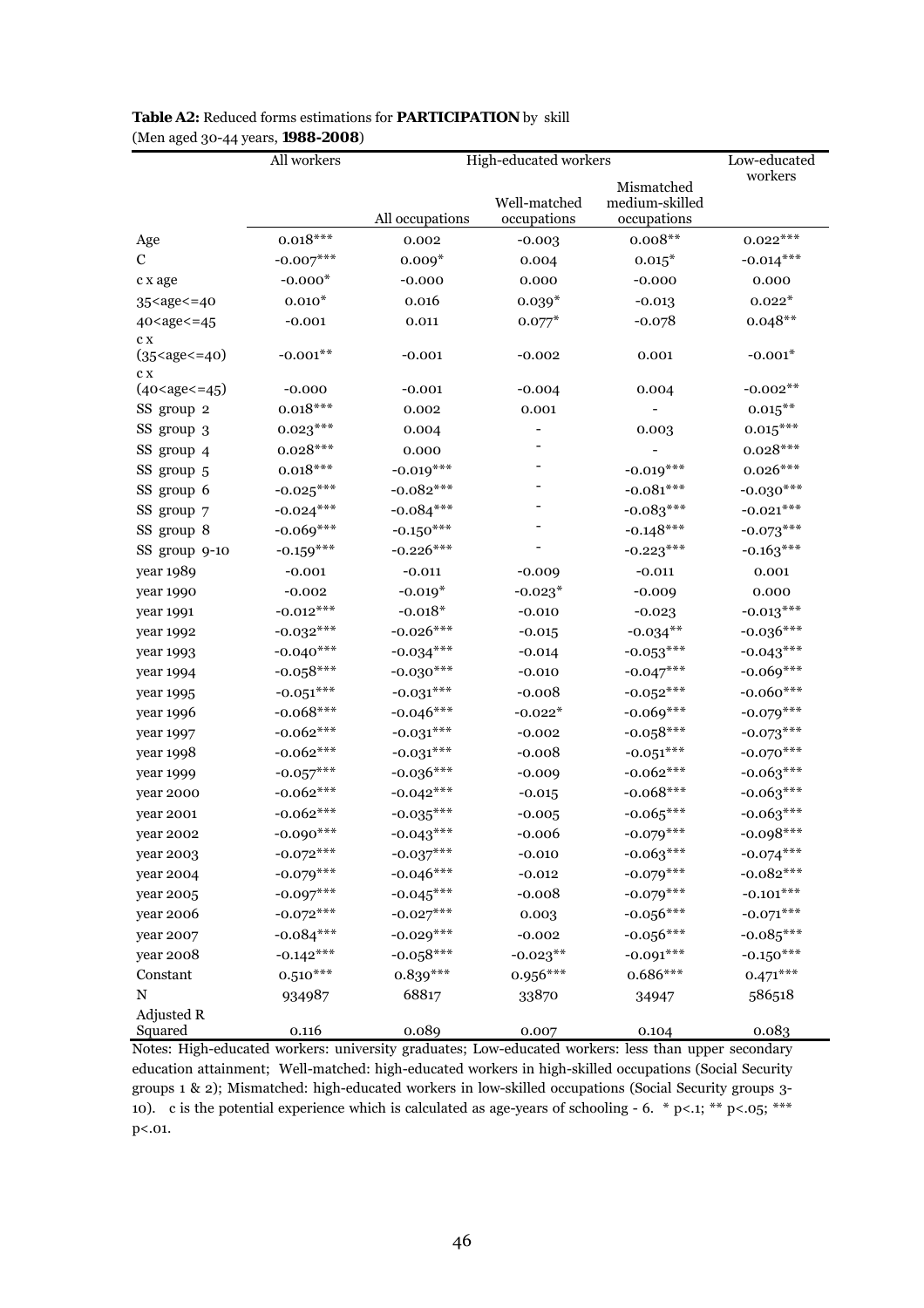**Table A2:** Reduced forms estimations for **PARTICIPATION** by skill
(Men aged 30-44 years, **1988-2008**)

| | All workers | High-educated workers | | | Low-educated workers |
|---|---|---|---|---|---|
| | | All occupations | Well-matched occupations | Mismatched medium-skilled occupations | |
| Age | 0.018*** | 0.002 | -0.003 | 0.008** | 0.022*** |
| C | -0.007*** | 0.009* | 0.004 | 0.015* | -0.014*** |
| c x age | -0.000* | -0.000 | 0.000 | -0.000 | 0.000 |
| 35<age<=40 | 0.010* | 0.016 | 0.039* | -0.013 | 0.022* |
| 40<age<=45 | -0.001 | 0.011 | 0.077* | -0.078 | 0.048** |
| c x (35<age<=40) | -0.001** | -0.001 | -0.002 | 0.001 | -0.001* |
| c x (40<age<=45) | -0.000 | -0.001 | -0.004 | 0.004 | -0.002** |
| SS group 2 | 0.018*** | 0.002 | 0.001 | - | 0.015** |
| SS group 3 | 0.023*** | 0.004 | - | 0.003 | 0.015*** |
| SS group 4 | 0.028*** | 0.000 | - | - | 0.028*** |
| SS group 5 | 0.018*** | -0.019*** | - | -0.019*** | 0.026*** |
| SS group 6 | -0.025*** | -0.082*** | - | -0.081*** | -0.030*** |
| SS group 7 | -0.024*** | -0.084*** | - | -0.083*** | -0.021*** |
| SS group 8 | -0.069*** | -0.150*** | - | -0.148*** | -0.073*** |
| SS group 9-10 | -0.159*** | -0.226*** | - | -0.223*** | -0.163*** |
| year 1989 | -0.001 | -0.011 | -0.009 | -0.011 | 0.001 |
| year 1990 | -0.002 | -0.019* | -0.023* | -0.009 | 0.000 |
| year 1991 | -0.012*** | -0.018* | -0.010 | -0.023 | -0.013*** |
| year 1992 | -0.032*** | -0.026*** | -0.015 | -0.034** | -0.036*** |
| year 1993 | -0.040*** | -0.034*** | -0.014 | -0.053*** | -0.043*** |
| year 1994 | -0.058*** | -0.030*** | -0.010 | -0.047*** | -0.069*** |
| year 1995 | -0.051*** | -0.031*** | -0.008 | -0.052*** | -0.060*** |
| year 1996 | -0.068*** | -0.046*** | -0.022* | -0.069*** | -0.079*** |
| year 1997 | -0.062*** | -0.031*** | -0.002 | -0.058*** | -0.073*** |
| year 1998 | -0.062*** | -0.031*** | -0.008 | -0.051*** | -0.070*** |
| year 1999 | -0.057*** | -0.036*** | -0.009 | -0.062*** | -0.063*** |
| year 2000 | -0.062*** | -0.042*** | -0.015 | -0.068*** | -0.063*** |
| year 2001 | -0.062*** | -0.035*** | -0.005 | -0.065*** | -0.063*** |
| year 2002 | -0.090*** | -0.043*** | -0.006 | -0.079*** | -0.098*** |
| year 2003 | -0.072*** | -0.037*** | -0.010 | -0.063*** | -0.074*** |
| year 2004 | -0.079*** | -0.046*** | -0.012 | -0.079*** | -0.082*** |
| year 2005 | -0.097*** | -0.045*** | -0.008 | -0.079*** | -0.101*** |
| year 2006 | -0.072*** | -0.027*** | 0.003 | -0.056*** | -0.071*** |
| year 2007 | -0.084*** | -0.029*** | -0.002 | -0.056*** | -0.085*** |
| year 2008 | -0.142*** | -0.058*** | -0.023** | -0.091*** | -0.150*** |
| Constant | 0.510*** | 0.839*** | 0.956*** | 0.686*** | 0.471*** |
| N | 934987 | 68817 | 33870 | 34947 | 586518 |
| Adjusted R Squared | 0.116 | 0.089 | 0.007 | 0.104 | 0.083 |

Notes: High-educated workers: university graduates; Low-educated workers: less than upper secondary education attainment; Well-matched: high-educated workers in high-skilled occupations (Social Security groups 1 & 2); Mismatched: high-educated workers in low-skilled occupations (Social Security groups 3-10). c is the potential experience which is calculated as age-years of schooling - 6. * p<.1; ** p<.05; *** p<.01.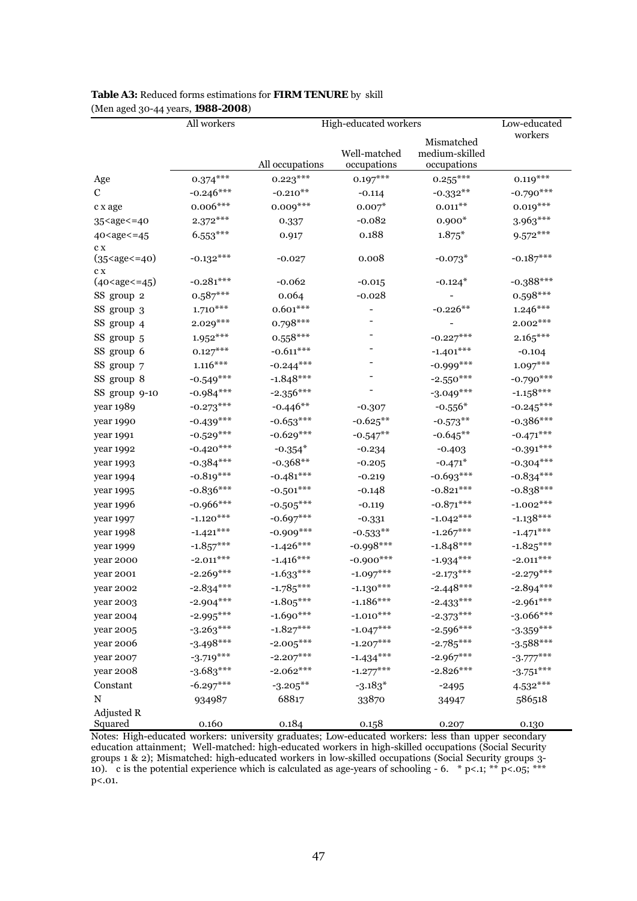**Table A3:** Reduced forms estimations for **FIRM TENURE** by skill
(Men aged 30-44 years, **1988-2008**)

| | All workers | High-educated workers | | | Low-educated workers |
|---|---|---|---|---|---|
| | | All occupations | Well-matched occupations | Mismatched medium-skilled occupations | |
| Age | 0.374*** | 0.223*** | 0.197*** | 0.255*** | 0.119*** |
| C | -0.246*** | -0.210** | -0.114 | -0.332** | -0.790*** |
| c x age | 0.006*** | 0.009*** | 0.007* | 0.011** | 0.019*** |
| 35<age<=40 | 2.372*** | 0.337 | -0.082 | 0.900* | 3.963*** |
| 40<age<=45 | 6.553*** | 0.917 | 0.188 | 1.875* | 9.572*** |
| c x (35<age<=40) | -0.132*** | -0.027 | 0.008 | -0.073* | -0.187*** |
| c x (40<age<=45) | -0.281*** | -0.062 | -0.015 | -0.124* | -0.388*** |
| SS group 2 | 0.587*** | 0.064 | -0.028 | - | 0.598*** |
| SS group 3 | 1.710*** | 0.601*** | - | -0.226** | 1.246*** |
| SS group 4 | 2.029*** | 0.798*** | - | - | 2.002*** |
| SS group 5 | 1.952*** | 0.558*** | - | -0.227*** | 2.165*** |
| SS group 6 | 0.127*** | -0.611*** | - | -1.401*** | -0.104 |
| SS group 7 | 1.116*** | -0.244*** | - | -0.999*** | 1.097*** |
| SS group 8 | -0.549*** | -1.848*** | - | -2.550*** | -0.790*** |
| SS group 9-10 | -0.984*** | -2.356*** | - | -3.049*** | -1.158*** |
| year 1989 | -0.273*** | -0.446** | -0.307 | -0.556* | -0.245*** |
| year 1990 | -0.439*** | -0.653*** | -0.625** | -0.573** | -0.386*** |
| year 1991 | -0.529*** | -0.629*** | -0.547** | -0.645** | -0.471*** |
| year 1992 | -0.420*** | -0.354* | -0.234 | -0.403 | -0.391*** |
| year 1993 | -0.384*** | -0.368** | -0.205 | -0.471* | -0.304*** |
| year 1994 | -0.819*** | -0.481*** | -0.219 | -0.693*** | -0.834*** |
| year 1995 | -0.836*** | -0.501*** | -0.148 | -0.821*** | -0.838*** |
| year 1996 | -0.966*** | -0.505*** | -0.119 | -0.871*** | -1.002*** |
| year 1997 | -1.120*** | -0.697*** | -0.331 | -1.042*** | -1.138*** |
| year 1998 | -1.421*** | -0.909*** | -0.533** | -1.267*** | -1.471*** |
| year 1999 | -1.857*** | -1.426*** | -0.998*** | -1.848*** | -1.825*** |
| year 2000 | -2.011*** | -1.416*** | -0.900*** | -1.934*** | -2.011*** |
| year 2001 | -2.269*** | -1.633*** | -1.097*** | -2.173*** | -2.279*** |
| year 2002 | -2.834*** | -1.785*** | -1.130*** | -2.448*** | -2.894*** |
| year 2003 | -2.904*** | -1.805*** | -1.186*** | -2.433*** | -2.961*** |
| year 2004 | -2.995*** | -1.690*** | -1.010*** | -2.373*** | -3.066*** |
| year 2005 | -3.263*** | -1.827*** | -1.047*** | -2.596*** | -3.359*** |
| year 2006 | -3.498*** | -2.005*** | -1.207*** | -2.785*** | -3.588*** |
| year 2007 | -3.719*** | -2.207*** | -1.434*** | -2.967*** | -3.777*** |
| year 2008 | -3.683*** | -2.062*** | -1.277*** | -2.826*** | -3.751*** |
| Constant | -6.297*** | -3.205** | -3.183* | -2495 | 4.532*** |
| N | 934987 | 68817 | 33870 | 34947 | 586518 |
| Adjusted R Squared | 0.160 | 0.184 | 0.158 | 0.207 | 0.130 |

Notes: High-educated workers: university graduates; Low-educated workers: less than upper secondary education attainment; Well-matched: high-educated workers in high-skilled occupations (Social Security groups 1 & 2); Mismatched: high-educated workers in low-skilled occupations (Social Security groups 3-10). c is the potential experience which is calculated as age-years of schooling - 6. * p<.1; ** p<.05; *** p<.01.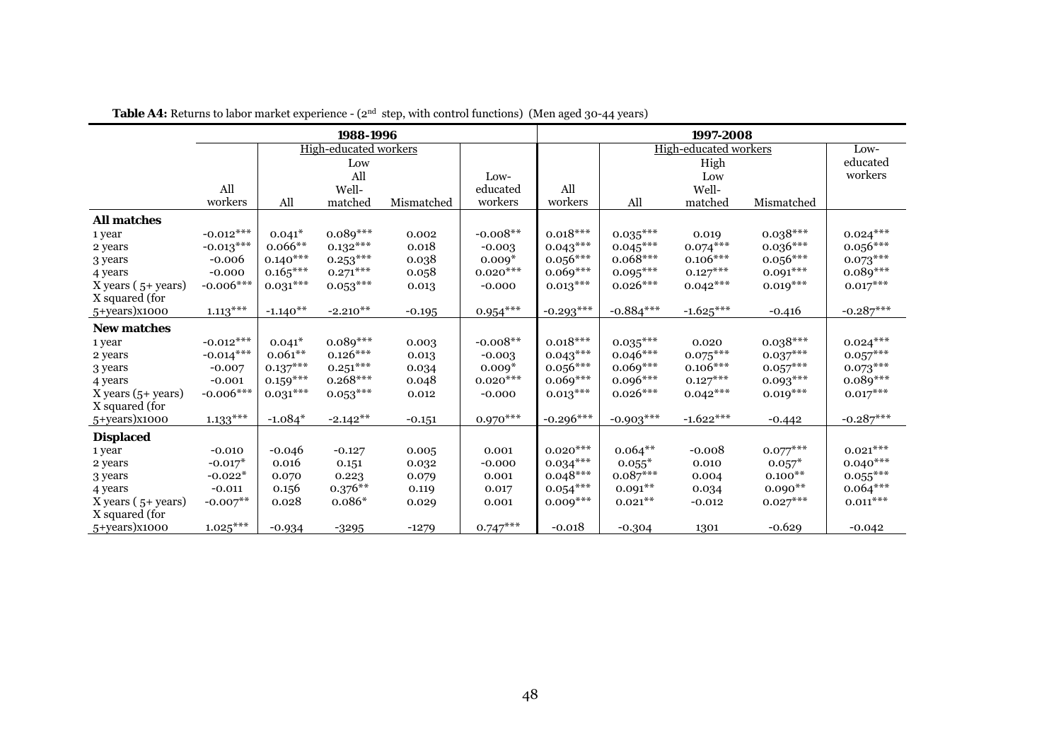**Table A4:** Returns to labor market experience - (2nd step, with control functions) (Men aged 30-44 years)

| | 1988-1996 | | | | | 1997-2008 | | | | |
|---|---|---|---|---|---|---|---|---|---|---|
| | | High-educated workers | | | | | High-educated workers | | | Low-educated workers |
| | | | Low | | | | | High | | |
| | | | All | | Low- | | | Low | | |
| | All | | Well- | | educated | All | | Well- | | |
| | workers | All | matched | Mismatched | workers | workers | All | matched | Mismatched | |
| **All matches** | | | | | | | | | | |
| 1 year | -0.012*** | 0.041* | 0.089*** | 0.002 | -0.008** | 0.018*** | 0.035*** | 0.019 | 0.038*** | 0.024*** |
| 2 years | -0.013*** | 0.066** | 0.132*** | 0.018 | -0.003 | 0.043*** | 0.045*** | 0.074*** | 0.036*** | 0.056*** |
| 3 years | -0.006 | 0.140*** | 0.253*** | 0.038 | 0.009* | 0.056*** | 0.068*** | 0.106*** | 0.056*** | 0.073*** |
| 4 years | -0.000 | 0.165*** | 0.271*** | 0.058 | 0.020*** | 0.069*** | 0.095*** | 0.127*** | 0.091*** | 0.089*** |
| X years ( 5+ years) | -0.006*** | 0.031*** | 0.053*** | 0.013 | -0.000 | 0.013*** | 0.026*** | 0.042*** | 0.019*** | 0.017*** |
| X squared (for 5+years)x1000 | 1.113*** | -1.140** | -2.210** | -0.195 | 0.954*** | -0.293*** | -0.884*** | -1.625*** | -0.416 | -0.287*** |
| **New matches** | | | | | | | | | | |
| 1 year | -0.012*** | 0.041* | 0.089*** | 0.003 | -0.008** | 0.018*** | 0.035*** | 0.020 | 0.038*** | 0.024*** |
| 2 years | -0.014*** | 0.061** | 0.126*** | 0.013 | -0.003 | 0.043*** | 0.046*** | 0.075*** | 0.037*** | 0.057*** |
| 3 years | -0.007 | 0.137*** | 0.251*** | 0.034 | 0.009* | 0.056*** | 0.069*** | 0.106*** | 0.057*** | 0.073*** |
| 4 years | -0.001 | 0.159*** | 0.268*** | 0.048 | 0.020*** | 0.069*** | 0.096*** | 0.127*** | 0.093*** | 0.089*** |
| X years (5+ years) | -0.006*** | 0.031*** | 0.053*** | 0.012 | -0.000 | 0.013*** | 0.026*** | 0.042*** | 0.019*** | 0.017*** |
| X squared (for 5+years)x1000 | 1.133*** | -1.084* | -2.142** | -0.151 | 0.970*** | -0.296*** | -0.903*** | -1.622*** | -0.442 | -0.287*** |
| **Displaced** | | | | | | | | | | |
| 1 year | -0.010 | -0.046 | -0.127 | 0.005 | 0.001 | 0.020*** | 0.064** | -0.008 | 0.077*** | 0.021*** |
| 2 years | -0.017* | 0.016 | 0.151 | 0.032 | -0.000 | 0.034*** | 0.055* | 0.010 | 0.057* | 0.040*** |
| 3 years | -0.022* | 0.070 | 0.223 | 0.079 | 0.001 | 0.048*** | 0.087*** | 0.004 | 0.100** | 0.055*** |
| 4 years | -0.011 | 0.156 | 0.376** | 0.119 | 0.017 | 0.054*** | 0.091** | 0.034 | 0.090** | 0.064*** |
| X years ( 5+ years) | -0.007** | 0.028 | 0.086* | 0.029 | 0.001 | 0.009*** | 0.021** | -0.012 | 0.027*** | 0.011*** |
| X squared (for 5+years)x1000 | 1.025*** | -0.934 | -3295 | -1279 | 0.747*** | -0.018 | -0.304 | 1301 | -0.629 | -0.042 |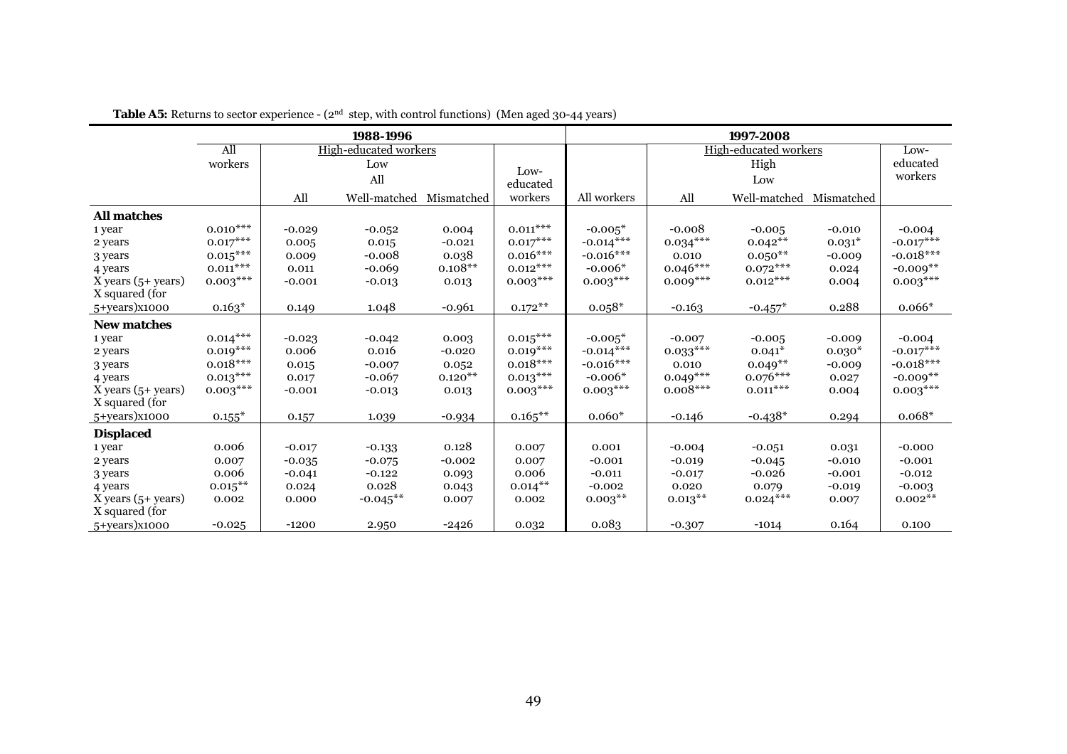**Table A5:** Returns to sector experience - (2nd step, with control functions) (Men aged 30-44 years)

| | 1988-1996 | | | | | 1997-2008 | | | | |
|---|---|---|---|---|---|---|---|---|---|---|
| | All workers | High-educated workers Low All | | | Low-educated workers | | High-educated workers High Low | | | Low-educated workers |
| | | All | Well-matched | Mismatched | | All workers | All | Well-matched | Mismatched | |
| **All matches** | | | | | | | | | | |
| 1 year | 0.010*** | -0.029 | -0.052 | 0.004 | 0.011*** | -0.005* | -0.008 | -0.005 | -0.010 | -0.004 |
| 2 years | 0.017*** | 0.005 | 0.015 | -0.021 | 0.017*** | -0.014*** | 0.034*** | 0.042** | 0.031* | -0.017*** |
| 3 years | 0.015*** | 0.009 | -0.008 | 0.038 | 0.016*** | -0.016*** | 0.010 | 0.050** | -0.009 | -0.018*** |
| 4 years | 0.011*** | 0.011 | -0.069 | 0.108** | 0.012*** | -0.006* | 0.046*** | 0.072*** | 0.024 | -0.009** |
| X years (5+ years) | 0.003*** | -0.001 | -0.013 | 0.013 | 0.003*** | 0.003*** | 0.009*** | 0.012*** | 0.004 | 0.003*** |
| X squared (for 5+years)x1000 | 0.163* | 0.149 | 1.048 | -0.961 | 0.172** | 0.058* | -0.163 | -0.457* | 0.288 | 0.066* |
| **New matches** | | | | | | | | | | |
| 1 year | 0.014*** | -0.023 | -0.042 | 0.003 | 0.015*** | -0.005* | -0.007 | -0.005 | -0.009 | -0.004 |
| 2 years | 0.019*** | 0.006 | 0.016 | -0.020 | 0.019*** | -0.014*** | 0.033*** | 0.041* | 0.030* | -0.017*** |
| 3 years | 0.018*** | 0.015 | -0.007 | 0.052 | 0.018*** | -0.016*** | 0.010 | 0.049** | -0.009 | -0.018*** |
| 4 years | 0.013*** | 0.017 | -0.067 | 0.120** | 0.013*** | -0.006* | 0.049*** | 0.076*** | 0.027 | -0.009** |
| X years (5+ years) | 0.003*** | -0.001 | -0.013 | 0.013 | 0.003*** | 0.003*** | 0.008*** | 0.011*** | 0.004 | 0.003*** |
| X squared (for 5+years)x1000 | 0.155* | 0.157 | 1.039 | -0.934 | 0.165** | 0.060* | -0.146 | -0.438* | 0.294 | 0.068* |
| **Displaced** | | | | | | | | | | |
| 1 year | 0.006 | -0.017 | -0.133 | 0.128 | 0.007 | 0.001 | -0.004 | -0.051 | 0.031 | -0.000 |
| 2 years | 0.007 | -0.035 | -0.075 | -0.002 | 0.007 | -0.001 | -0.019 | -0.045 | -0.010 | -0.001 |
| 3 years | 0.006 | -0.041 | -0.122 | 0.093 | 0.006 | -0.011 | -0.017 | -0.026 | -0.001 | -0.012 |
| 4 years | 0.015** | 0.024 | 0.028 | 0.043 | 0.014** | -0.002 | 0.020 | 0.079 | -0.019 | -0.003 |
| X years (5+ years) | 0.002 | 0.000 | -0.045** | 0.007 | 0.002 | 0.003** | 0.013** | 0.024*** | 0.007 | 0.002** |
| X squared (for 5+years)x1000 | -0.025 | -1200 | 2.950 | -2426 | 0.032 | 0.083 | -0.307 | -1014 | 0.164 | 0.100 |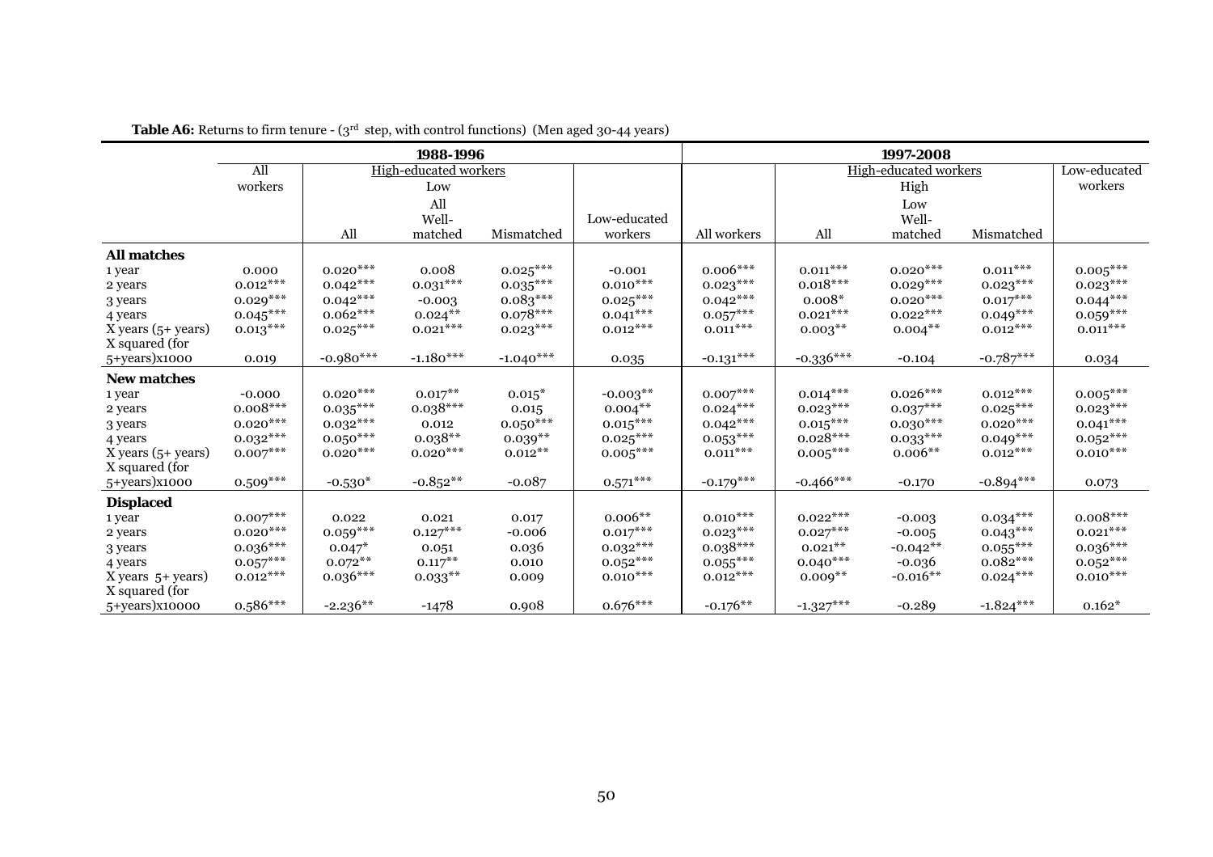**Table A6:** Returns to firm tenure - (3rd step, with control functions) (Men aged 30-44 years)

| | 1988-1996 | | | | | 1997-2008 | | | | |
|---|---|---|---|---|---|---|---|---|---|---|
| | All workers | High-educated workers | | | Low-educated workers | All workers | High-educated workers | | | Low-educated workers |
| | | All | Well-matched | Mismatched | | | All | Well-matched | Mismatched | |
| **All matches** | | | | | | | | | | |
| 1 year | 0.000 | 0.020*** | 0.008 | 0.025*** | -0.001 | 0.006*** | 0.011*** | 0.020*** | 0.011*** | 0.005*** |
| 2 years | 0.012*** | 0.042*** | 0.031*** | 0.035*** | 0.010*** | 0.023*** | 0.018*** | 0.029*** | 0.023*** | 0.023*** |
| 3 years | 0.029*** | 0.042*** | -0.003 | 0.083*** | 0.025*** | 0.042*** | 0.008* | 0.020*** | 0.017*** | 0.044*** |
| 4 years | 0.045*** | 0.062*** | 0.024** | 0.078*** | 0.041*** | 0.057*** | 0.021*** | 0.022*** | 0.049*** | 0.059*** |
| X years (5+ years) | 0.013*** | 0.025*** | 0.021*** | 0.023*** | 0.012*** | 0.011*** | 0.003** | 0.004** | 0.012*** | 0.011*** |
| X squared (for 5+years)x1000 | 0.019 | -0.980*** | -1.180*** | -1.040*** | 0.035 | -0.131*** | -0.336*** | -0.104 | -0.787*** | 0.034 |
| **New matches** | | | | | | | | | | |
| 1 year | -0.000 | 0.020*** | 0.017** | 0.015* | -0.003** | 0.007*** | 0.014*** | 0.026*** | 0.012*** | 0.005*** |
| 2 years | 0.008*** | 0.035*** | 0.038*** | 0.015 | 0.004** | 0.024*** | 0.023*** | 0.037*** | 0.025*** | 0.023*** |
| 3 years | 0.020*** | 0.032*** | 0.012 | 0.050*** | 0.015*** | 0.042*** | 0.015*** | 0.030*** | 0.020*** | 0.041*** |
| 4 years | 0.032*** | 0.050*** | 0.038** | 0.039** | 0.025*** | 0.053*** | 0.028*** | 0.033*** | 0.049*** | 0.052*** |
| X years (5+ years) | 0.007*** | 0.020*** | 0.020*** | 0.012** | 0.005*** | 0.011*** | 0.005*** | 0.006** | 0.012*** | 0.010*** |
| X squared (for 5+years)x1000 | 0.509*** | -0.530* | -0.852** | -0.087 | 0.571*** | -0.179*** | -0.466*** | -0.170 | -0.894*** | 0.073 |
| **Displaced** | | | | | | | | | | |
| 1 year | 0.007*** | 0.022 | 0.021 | 0.017 | 0.006** | 0.010*** | 0.022*** | -0.003 | 0.034*** | 0.008*** |
| 2 years | 0.020*** | 0.059*** | 0.127*** | -0.006 | 0.017*** | 0.023*** | 0.027*** | -0.005 | 0.043*** | 0.021*** |
| 3 years | 0.036*** | 0.047* | 0.051 | 0.036 | 0.032*** | 0.038*** | 0.021** | -0.042** | 0.055*** | 0.036*** |
| 4 years | 0.057*** | 0.072** | 0.117** | 0.010 | 0.052*** | 0.055*** | 0.040*** | -0.036 | 0.082*** | 0.052*** |
| X years 5+ years) | 0.012*** | 0.036*** | 0.033** | 0.009 | 0.010*** | 0.012*** | 0.009** | -0.016** | 0.024*** | 0.010*** |
| X squared (for 5+years)x10000 | 0.586*** | -2.236** | -1478 | 0.908 | 0.676*** | -0.176** | -1.327*** | -0.289 | -1.824*** | 0.162* |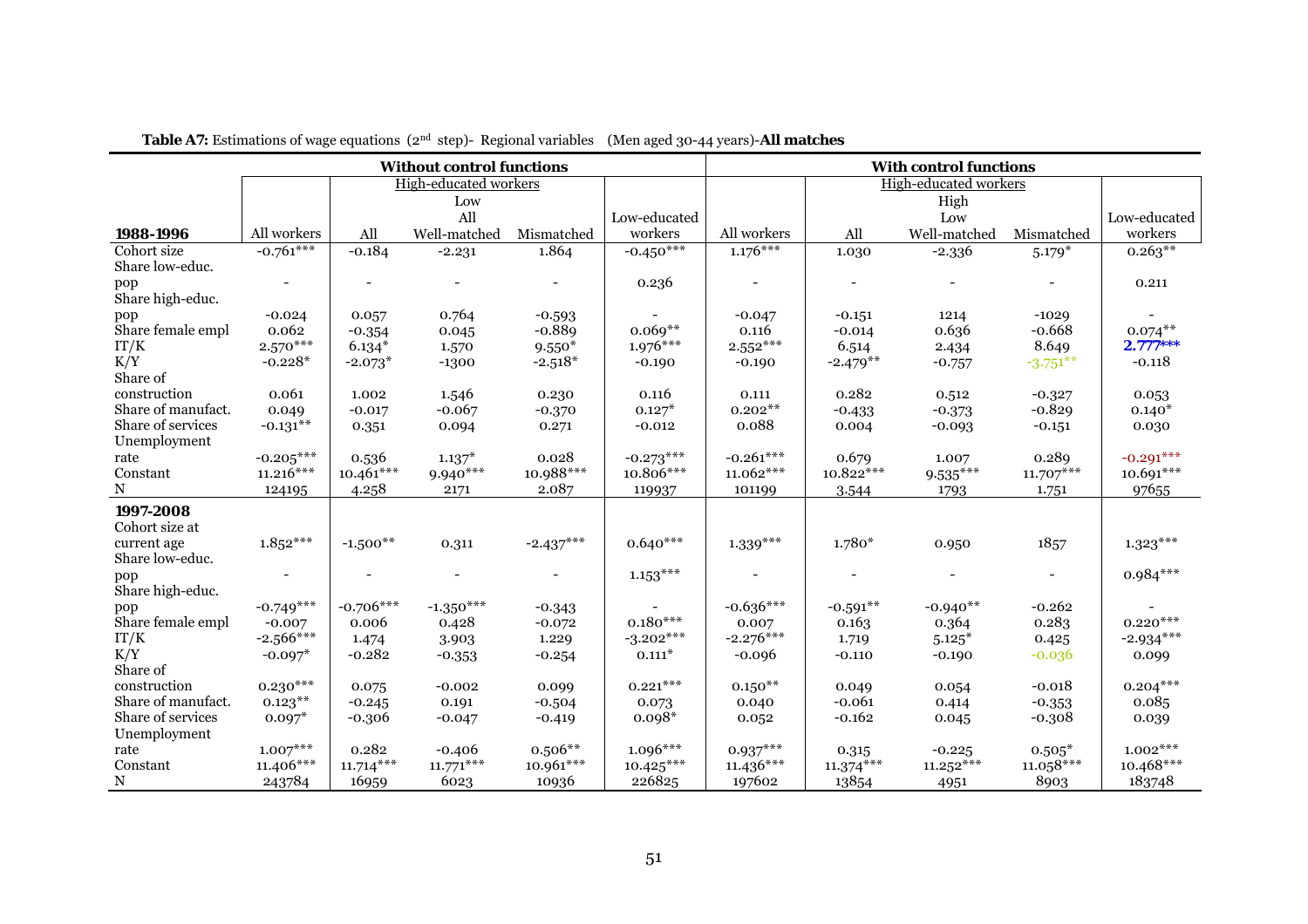**Table A7:** Estimations of wage equations (2[nd] step)- Regional variables (Men aged 30-44 years)-**All matches**

| | Without control functions | | | | | With control functions | | | | |
|---|---|---|---|---|---|---|---|---|---|---|
| | | High-educated workers | | | | | High-educated workers | | | |
| | | Low | | | | | High | | | |
| | | All | | | | | Low | | | |
| **1988-1996** | All workers | All | Well-matched | Mismatched | Low-educated workers | All workers | All | Well-matched | Mismatched | Low-educated workers |
| Cohort size | -0.761*** | -0.184 | -2.231 | 1.864 | -0.450*** | 1.176*** | 1.030 | -2.336 | 5.179* | 0.263** |
| Share low-educ. pop | - | - | - | - | 0.236 | - | - | - | - | 0.211 |
| Share high-educ. pop | -0.024 | 0.057 | 0.764 | -0.593 | - | -0.047 | -0.151 | 1214 | -1029 | - |
| Share female empl | 0.062 | -0.354 | 0.045 | -0.889 | 0.069** | 0.116 | -0.014 | 0.636 | -0.668 | 0.074** |
| IT/K | 2.570*** | 6.134* | 1.570 | 9.550* | 1.976*** | 2.552*** | 6.514 | 2.434 | 8.649 | **2.777*** |
| K/Y | -0.228* | -2.073* | -1300 | -2.518* | -0.190 | -0.190 | -2.479** | -0.757 | -3.751** | -0.118 |
| Share of construction | 0.061 | 1.002 | 1.546 | 0.230 | 0.116 | 0.111 | 0.282 | 0.512 | -0.327 | 0.053 |
| Share of manufact. | 0.049 | -0.017 | -0.067 | -0.370 | 0.127* | 0.202** | -0.433 | -0.373 | -0.829 | 0.140* |
| Share of services | -0.131** | 0.351 | 0.094 | 0.271 | -0.012 | 0.088 | 0.004 | -0.093 | -0.151 | 0.030 |
| Unemployment rate | -0.205*** | 0.536 | 1.137* | 0.028 | -0.273*** | -0.261*** | 0.679 | 1.007 | 0.289 | -0.291*** |
| Constant | 11.216*** | 10.461*** | 9.940*** | 10.988*** | 10.806*** | 11.062*** | 10.822*** | 9.535*** | 11.707*** | 10.691*** |
| N | 124195 | 4.258 | 2171 | 2.087 | 119937 | 101199 | 3.544 | 1793 | 1.751 | 97655 |
| **1997-2008** | | | | | | | | | | |
| Cohort size at current age | 1.852*** | -1.500** | 0.311 | -2.437*** | 0.640*** | 1.339*** | 1.780* | 0.950 | 1857 | 1.323*** |
| Share low-educ. pop | - | - | - | - | 1.153*** | - | - | - | - | 0.984*** |
| Share high-educ. pop | -0.749*** | -0.706*** | -1.350*** | -0.343 | - | -0.636*** | -0.591** | -0.940** | -0.262 | - |
| Share female empl | -0.007 | 0.006 | 0.428 | -0.072 | 0.180*** | 0.007 | 0.163 | 0.364 | 0.283 | 0.220*** |
| IT/K | -2.566*** | 1.474 | 3.903 | 1.229 | -3.202*** | -2.276*** | 1.719 | 5.125* | 0.425 | -2.934*** |
| K/Y | -0.097* | -0.282 | -0.353 | -0.254 | 0.111* | -0.096 | -0.110 | -0.190 | -0.036 | 0.099 |
| Share of construction | 0.230*** | 0.075 | -0.002 | 0.099 | 0.221*** | 0.150** | 0.049 | 0.054 | -0.018 | 0.204*** |
| Share of manufact. | 0.123** | -0.245 | 0.191 | -0.504 | 0.073 | 0.040 | -0.061 | 0.414 | -0.353 | 0.085 |
| Share of services | 0.097* | -0.306 | -0.047 | -0.419 | 0.098* | 0.052 | -0.162 | 0.045 | -0.308 | 0.039 |
| Unemployment rate | 1.007*** | 0.282 | -0.406 | 0.506** | 1.096*** | 0.937*** | 0.315 | -0.225 | 0.505* | 1.002*** |
| Constant | 11.406*** | 11.714*** | 11.771*** | 10.961*** | 10.425*** | 11.436*** | 11.374*** | 11.252*** | 11.058*** | 10.468*** |
| N | 243784 | 16959 | 6023 | 10936 | 226825 | 197602 | 13854 | 4951 | 8903 | 183748 |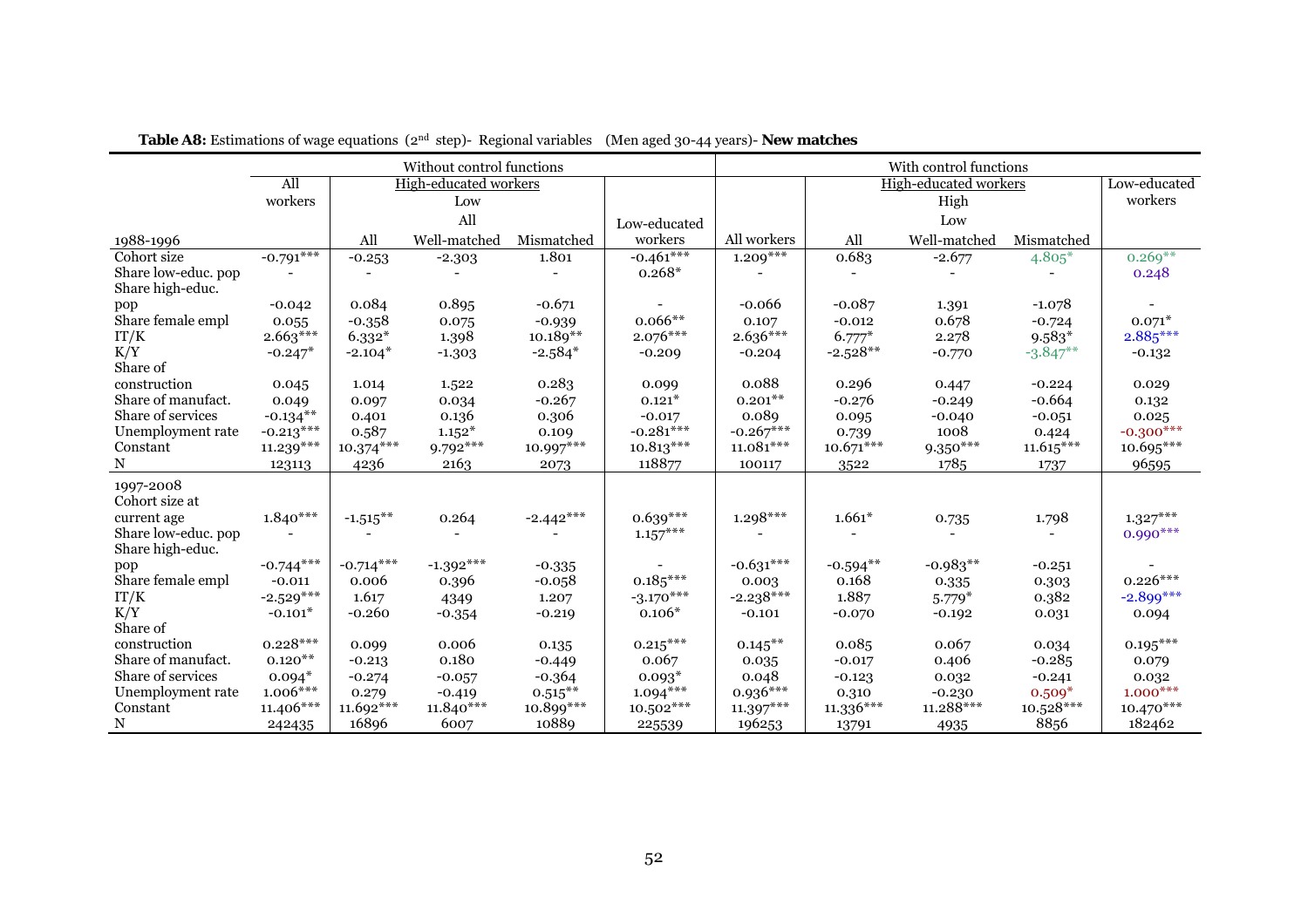**Table A8:** Estimations of wage equations (2nd step)- Regional variables (Men aged 30-44 years)- **New matches**

| | Without control functions | | | | | With control functions | | | | |
|---|---|---|---|---|---|---|---|---|---|---|
| | All workers | High-educated workers | | | Low-educated workers | All workers | High-educated workers | | | Low-educated workers |
| | | Low | | | | | High | | | |
| | | All | | | | | Low | | | |
| 1988-1996 | | All | Well-matched | Mismatched | | | All | Well-matched | Mismatched | |
| Cohort size | -0.791*** | -0.253 | -2.303 | 1.801 | -0.461*** | 1.209*** | 0.683 | -2.677 | 4.805* | 0.269** |
| Share low-educ. pop | - | - | - | - | 0.268* | - | - | - | - | 0.248 |
| Share high-educ. pop | -0.042 | 0.084 | 0.895 | -0.671 | - | -0.066 | -0.087 | 1.391 | -1.078 | - |
| Share female empl | 0.055 | -0.358 | 0.075 | -0.939 | 0.066** | 0.107 | -0.012 | 0.678 | -0.724 | 0.071* |
| IT/K | 2.663*** | 6.332* | 1.398 | 10.189** | 2.076*** | 2.636*** | 6.777* | 2.278 | 9.583* | 2.885*** |
| K/Y | -0.247* | -2.104* | -1.303 | -2.584* | -0.209 | -0.204 | -2.528** | -0.770 | -3.847** | -0.132 |
| Share of construction | 0.045 | 1.014 | 1.522 | 0.283 | 0.099 | 0.088 | 0.296 | 0.447 | -0.224 | 0.029 |
| Share of manufact. | 0.049 | 0.097 | 0.034 | -0.267 | 0.121* | 0.201** | -0.276 | -0.249 | -0.664 | 0.132 |
| Share of services | -0.134** | 0.401 | 0.136 | 0.306 | -0.017 | 0.089 | 0.095 | -0.040 | -0.051 | 0.025 |
| Unemployment rate | -0.213*** | 0.587 | 1.152* | 0.109 | -0.281*** | -0.267*** | 0.739 | 1008 | 0.424 | -0.300*** |
| Constant | 11.239*** | 10.374*** | 9.792*** | 10.997*** | 10.813*** | 11.081*** | 10.671*** | 9.350*** | 11.615*** | 10.695*** |
| N | 123113 | 4236 | 2163 | 2073 | 118877 | 100117 | 3522 | 1785 | 1737 | 96595 |
| 1997-2008 | | | | | | | | | | |
| Cohort size at current age | 1.840*** | -1.515** | 0.264 | -2.442*** | 0.639*** | 1.298*** | 1.661* | 0.735 | 1.798 | 1.327*** |
| Share low-educ. pop | - | - | - | - | 1.157*** | - | - | - | - | 0.990*** |
| Share high-educ. pop | -0.744*** | -0.714*** | -1.392*** | -0.335 | - | -0.631*** | -0.594** | -0.983** | -0.251 | - |
| Share female empl | -0.011 | 0.006 | 0.396 | -0.058 | 0.185*** | 0.003 | 0.168 | 0.335 | 0.303 | 0.226*** |
| IT/K | -2.529*** | 1.617 | 4349 | 1.207 | -3.170*** | -2.238*** | 1.887 | 5.779* | 0.382 | -2.899*** |
| K/Y | -0.101* | -0.260 | -0.354 | -0.219 | 0.106* | -0.101 | -0.070 | -0.192 | 0.031 | 0.094 |
| Share of construction | 0.228*** | 0.099 | 0.006 | 0.135 | 0.215*** | 0.145** | 0.085 | 0.067 | 0.034 | 0.195*** |
| Share of manufact. | 0.120** | -0.213 | 0.180 | -0.449 | 0.067 | 0.035 | -0.017 | 0.406 | -0.285 | 0.079 |
| Share of services | 0.094* | -0.274 | -0.057 | -0.364 | 0.093* | 0.048 | -0.123 | 0.032 | -0.241 | 0.032 |
| Unemployment rate | 1.006*** | 0.279 | -0.419 | 0.515** | 1.094*** | 0.936*** | 0.310 | -0.230 | 0.509* | 1.000*** |
| Constant | 11.406*** | 11.692*** | 11.840*** | 10.899*** | 10.502*** | 11.397*** | 11.336*** | 11.288*** | 10.528*** | 10.470*** |
| N | 242435 | 16896 | 6007 | 10889 | 225539 | 196253 | 13791 | 4935 | 8856 | 182462 |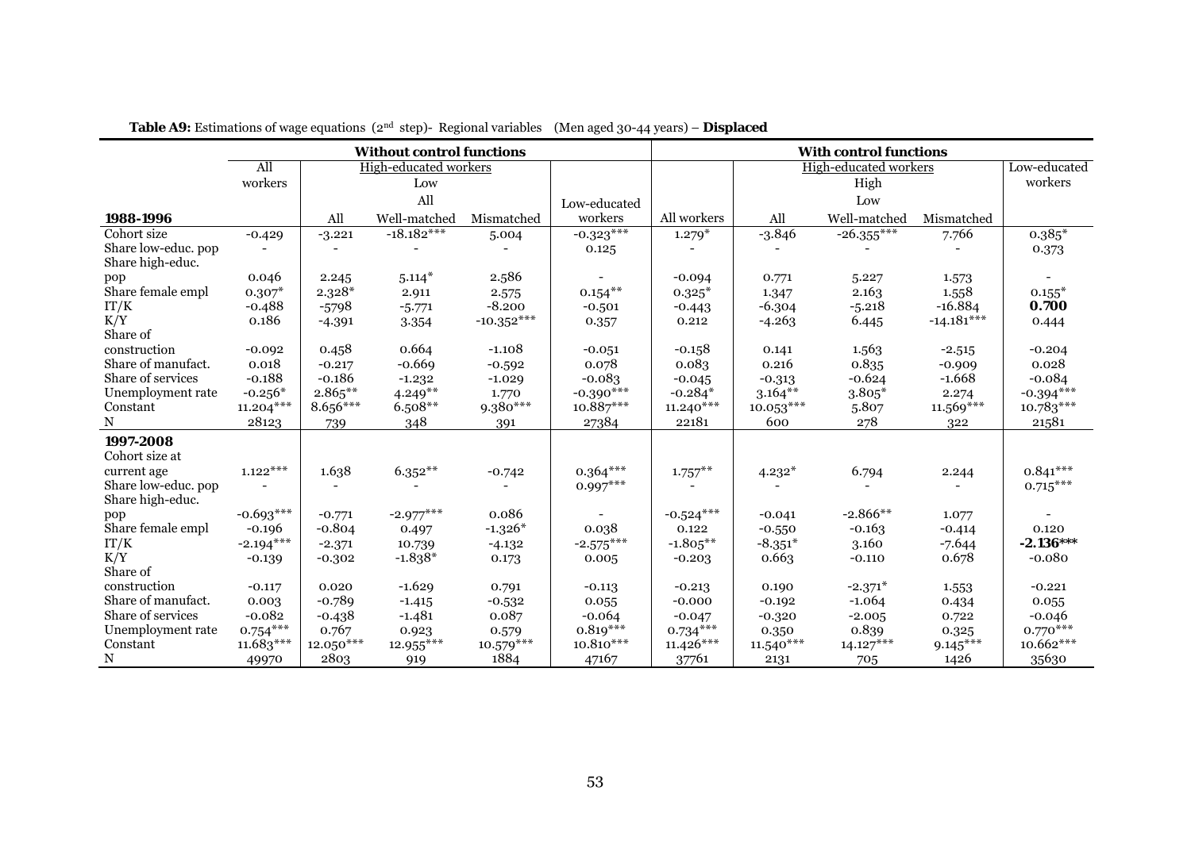**Table A9:** Estimations of wage equations (2nd step)- Regional variables (Men aged 30-44 years) – **Displaced**

| | **Without control functions** | | | | | **With control functions** | | | | |
|---|---|---|---|---|---|---|---|---|---|---|
| | All workers | High-educated workers | | | | | High-educated workers | | | Low-educated workers |
| | | Low | | | | | High | | | |
| | | All | | | Low-educated | | Low | | | |
| **1988-1996** | | All | Well-matched | Mismatched | workers | All workers | All | Well-matched | Mismatched | |
| Cohort size | -0.429 | -3.221 | -18.182*** | 5.004 | -0.323*** | 1.279* | -3.846 | -26.355*** | 7.766 | 0.385* |
| Share low-educ. pop | - | - | - | - | 0.125 | - | - | - | - | 0.373 |
| Share high-educ. pop | 0.046 | 2.245 | 5.114* | 2.586 | - | -0.094 | 0.771 | 5.227 | 1.573 | - |
| Share female empl | 0.307* | 2.328* | 2.911 | 2.575 | 0.154** | 0.325* | 1.347 | 2.163 | 1.558 | 0.155* |
| IT/K | -0.488 | -5798 | -5.771 | -8.200 | -0.501 | -0.443 | -6.304 | -5.218 | -16.884 | **0.700** |
| K/Y | 0.186 | -4.391 | 3.354 | -10.352*** | 0.357 | 0.212 | -4.263 | 6.445 | -14.181*** | 0.444 |
| Share of construction | -0.092 | 0.458 | 0.664 | -1.108 | -0.051 | -0.158 | 0.141 | 1.563 | -2.515 | -0.204 |
| Share of manufact. | 0.018 | -0.217 | -0.669 | -0.592 | 0.078 | 0.083 | 0.216 | 0.835 | -0.909 | 0.028 |
| Share of services | -0.188 | -0.186 | -1.232 | -1.029 | -0.083 | -0.045 | -0.313 | -0.624 | -1.668 | -0.084 |
| Unemployment rate | -0.256* | 2.865** | 4.249** | 1.770 | -0.390*** | -0.284* | 3.164** | 3.805* | 2.274 | -0.394*** |
| Constant | 11.204*** | 8.656*** | 6.508** | 9.380*** | 10.887*** | 11.240*** | 10.053*** | 5.807 | 11.569*** | 10.783*** |
| N | 28123 | 739 | 348 | 391 | 27384 | 22181 | 600 | 278 | 322 | 21581 |
| **1997-2008** | | | | | | | | | | |
| Cohort size at current age | 1.122*** | 1.638 | 6.352** | -0.742 | 0.364*** | 1.757** | 4.232* | 6.794 | 2.244 | 0.841*** |
| Share low-educ. pop | - | - | - | - | 0.997*** | - | - | - | - | 0.715*** |
| Share high-educ. pop | -0.693*** | -0.771 | -2.977*** | 0.086 | - | -0.524*** | -0.041 | -2.866** | 1.077 | - |
| Share female empl | -0.196 | -0.804 | 0.497 | -1.326* | 0.038 | 0.122 | -0.550 | -0.163 | -0.414 | 0.120 |
| IT/K | -2.194*** | -2.371 | 10.739 | -4.132 | -2.575*** | -1.805** | -8.351* | 3.160 | -7.644 | **-2.136*** ** |
| K/Y | -0.139 | -0.302 | -1.838* | 0.173 | 0.005 | -0.203 | 0.663 | -0.110 | 0.678 | -0.080 |
| Share of construction | -0.117 | 0.020 | -1.629 | 0.791 | -0.113 | -0.213 | 0.190 | -2.371* | 1.553 | -0.221 |
| Share of manufact. | 0.003 | -0.789 | -1.415 | -0.532 | 0.055 | -0.000 | -0.192 | -1.064 | 0.434 | 0.055 |
| Share of services | -0.082 | -0.438 | -1.481 | 0.087 | -0.064 | -0.047 | -0.320 | -2.005 | 0.722 | -0.046 |
| Unemployment rate | 0.754*** | 0.767 | 0.923 | 0.579 | 0.819*** | 0.734*** | 0.350 | 0.839 | 0.325 | 0.770*** |
| Constant | 11.683*** | 12.050*** | 12.955*** | 10.579*** | 10.810*** | 11.426*** | 11.540*** | 14.127*** | 9.145*** | 10.662*** |
| N | 49970 | 2803 | 919 | 1884 | 47167 | 37761 | 2131 | 705 | 1426 | 35630 |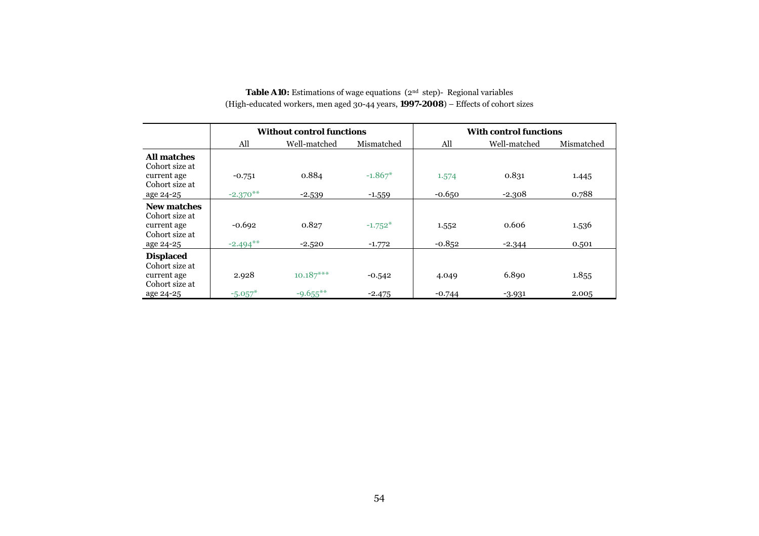**Table A10:** Estimations of wage equations (2nd step)- Regional variables
(High-educated workers, men aged 30-44 years, **1997-2008**) – Effects of cohort sizes

| | Without control functions | | | With control functions | | |
|---|---|---|---|---|---|---|
| | All | Well-matched | Mismatched | All | Well-matched | Mismatched |
| **All matches** | | | | | | |
| Cohort size at current age | -0.751 | 0.884 | -1.867* | 1.574 | 0.831 | 1.445 |
| Cohort size at age 24-25 | -2.370** | -2.539 | -1.559 | -0.650 | -2.308 | 0.788 |
| **New matches** | | | | | | |
| Cohort size at current age | -0.692 | 0.827 | -1.752* | 1.552 | 0.606 | 1.536 |
| Cohort size at age 24-25 | -2.494** | -2.520 | -1.772 | -0.852 | -2.344 | 0.501 |
| **Displaced** | | | | | | |
| Cohort size at current age | 2.928 | 10.187*** | -0.542 | 4.049 | 6.890 | 1.855 |
| Cohort size at age 24-25 | -5.057* | -9.655** | -2.475 | -0.744 | -3.931 | 2.005 |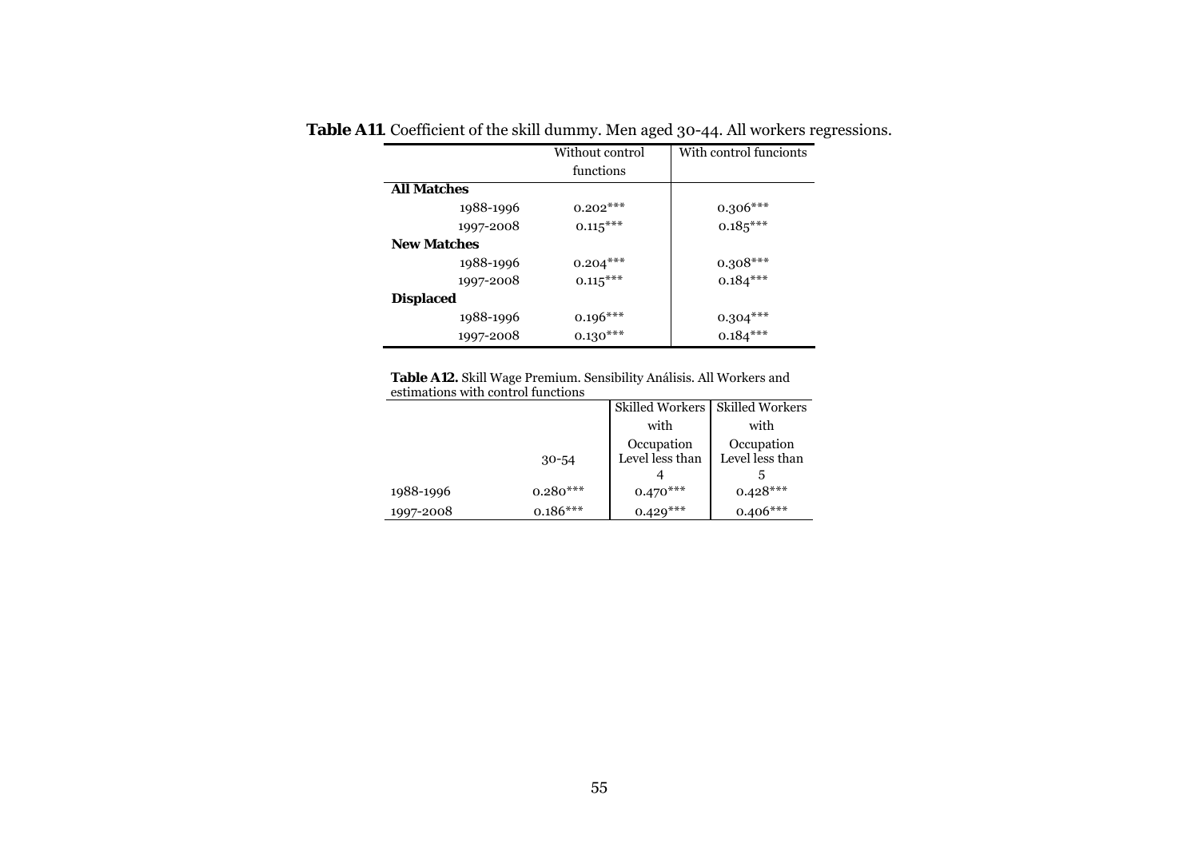**Table A11**. Coefficient of the skill dummy. Men aged 30-44. All workers regressions.

| | Without control functions | With control funcionts |
|---|---|---|
| **All Matches** | | |
| 1988-1996 | 0.202*** | 0.306*** |
| 1997-2008 | 0.115*** | 0.185*** |
| **New Matches** | | |
| 1988-1996 | 0.204*** | 0.308*** |
| 1997-2008 | 0.115*** | 0.184*** |
| **Displaced** | | |
| 1988-1996 | 0.196*** | 0.304*** |
| 1997-2008 | 0.130*** | 0.184*** |

**Table A12.** Skill Wage Premium. Sensibility Análisis. All Workers and estimations with control functions

| | 30-54 | Skilled Workers with Occupation Level less than 4 | Skilled Workers with Occupation Level less than 5 |
|---|---|---|---|
| 1988-1996 | 0.280*** | 0.470*** | 0.428*** |
| 1997-2008 | 0.186*** | 0.429*** | 0.406*** |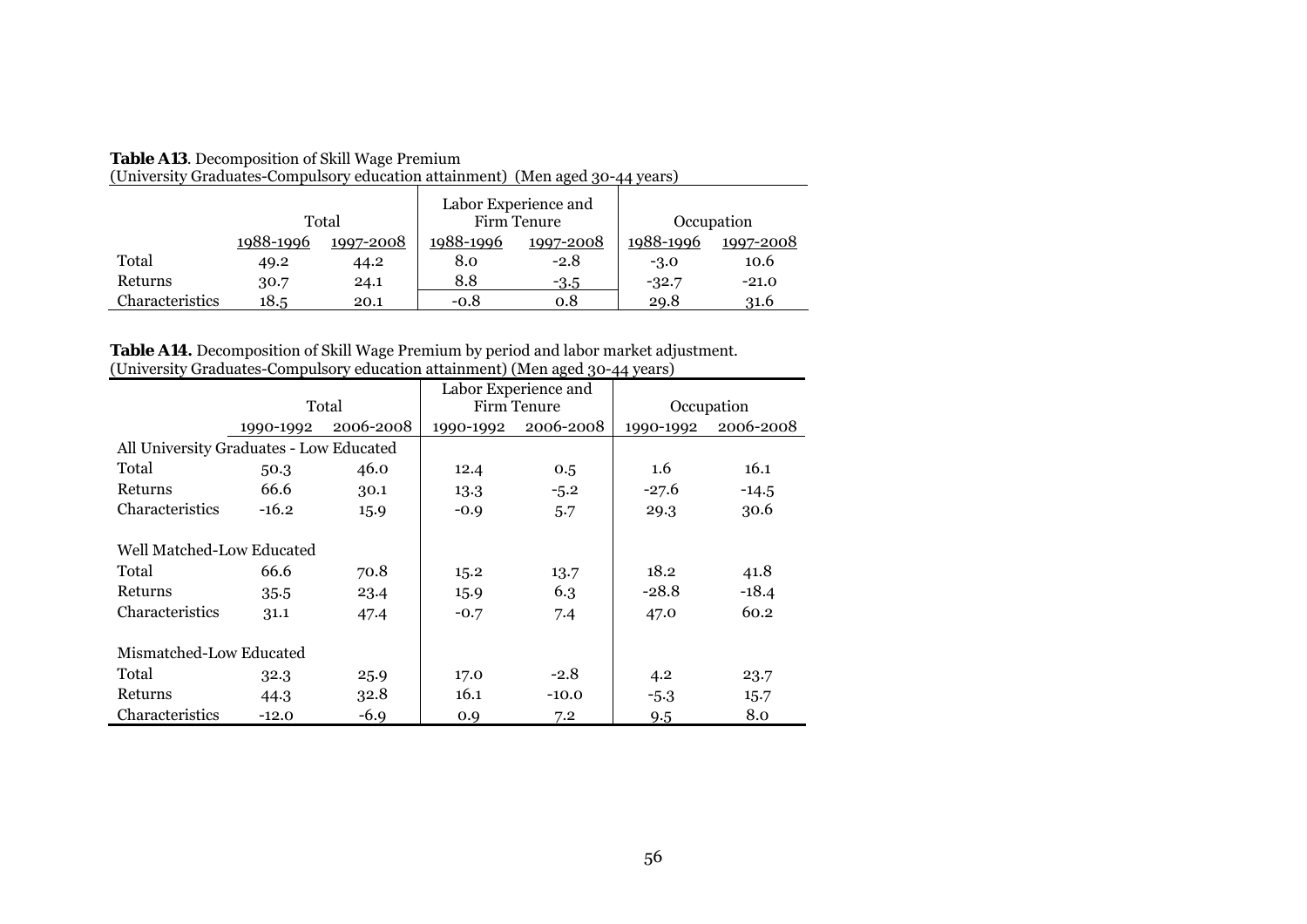**Table A13**. Decomposition of Skill Wage Premium
(University Graduates-Compulsory education attainment) (Men aged 30-44 years)

| | Total | | Labor Experience and Firm Tenure | | Occupation | |
|---|---|---|---|---|---|---|
| | 1988-1996 | 1997-2008 | 1988-1996 | 1997-2008 | 1988-1996 | 1997-2008 |
| Total | 49.2 | 44.2 | 8.0 | -2.8 | -3.0 | 10.6 |
| Returns | 30.7 | 24.1 | 8.8 | -3.5 | -32.7 | -21.0 |
| Characteristics | 18.5 | 20.1 | -0.8 | 0.8 | 29.8 | 31.6 |

**Table A14.** Decomposition of Skill Wage Premium by period and labor market adjustment.
(University Graduates-Compulsory education attainment) (Men aged 30-44 years)

| | Total | | Labor Experience and Firm Tenure | | Occupation | |
|---|---|---|---|---|---|---|
| | 1990-1992 | 2006-2008 | 1990-1992 | 2006-2008 | 1990-1992 | 2006-2008 |
| All University Graduates - Low Educated | | | | | | |
| Total | 50.3 | 46.0 | 12.4 | 0.5 | 1.6 | 16.1 |
| Returns | 66.6 | 30.1 | 13.3 | -5.2 | -27.6 | -14.5 |
| Characteristics | -16.2 | 15.9 | -0.9 | 5.7 | 29.3 | 30.6 |
| | | | | | | |
| Well Matched-Low Educated | | | | | | |
| Total | 66.6 | 70.8 | 15.2 | 13.7 | 18.2 | 41.8 |
| Returns | 35.5 | 23.4 | 15.9 | 6.3 | -28.8 | -18.4 |
| Characteristics | 31.1 | 47.4 | -0.7 | 7.4 | 47.0 | 60.2 |
| | | | | | | |
| Mismatched-Low Educated | | | | | | |
| Total | 32.3 | 25.9 | 17.0 | -2.8 | 4.2 | 23.7 |
| Returns | 44.3 | 32.8 | 16.1 | -10.0 | -5.3 | 15.7 |
| Characteristics | -12.0 | -6.9 | 0.9 | 7.2 | 9.5 | 8.0 |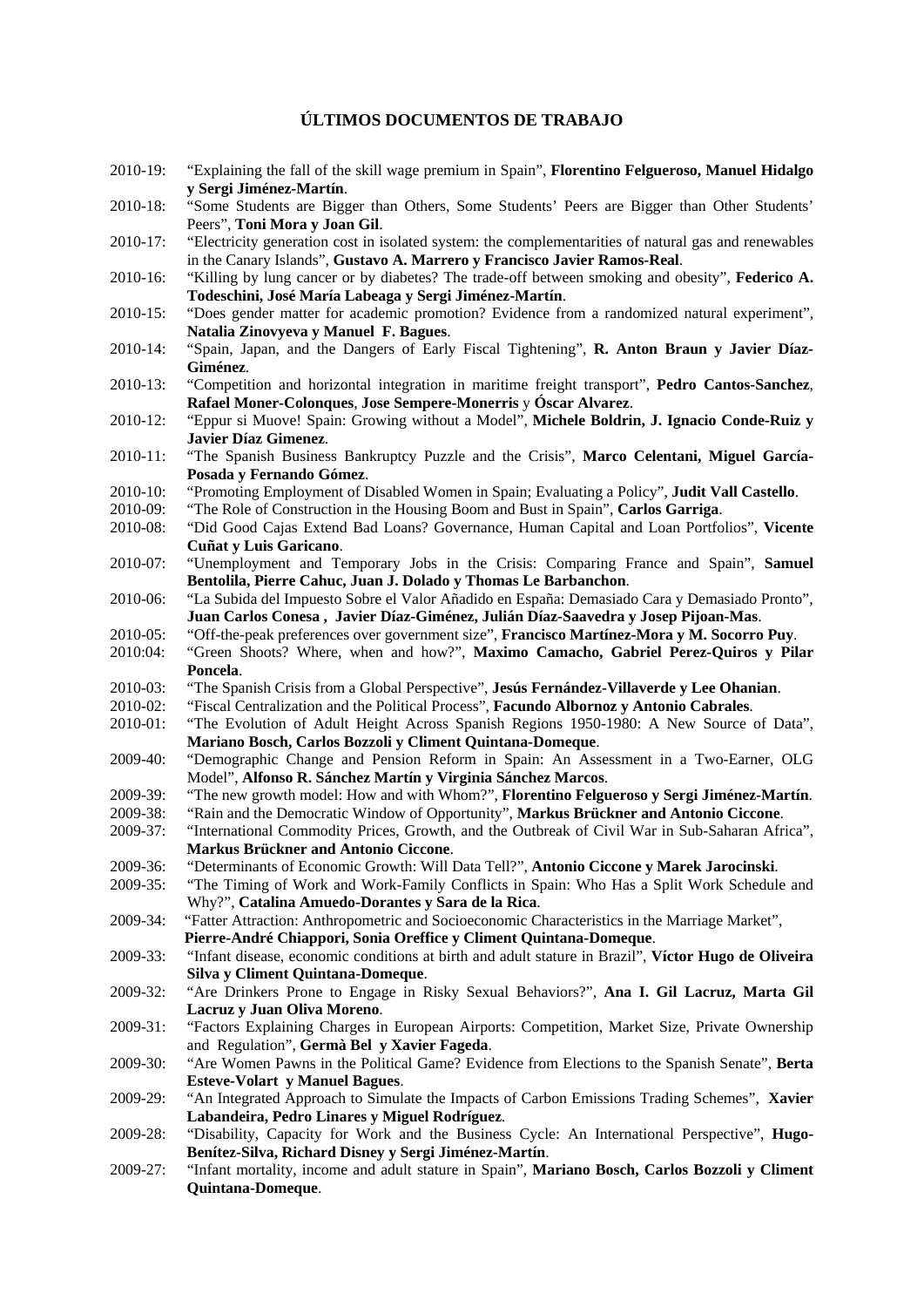# ÚLTIMOS DOCUMENTOS DE TRABAJO

2010-19: "Explaining the fall of the skill wage premium in Spain", **Florentino Felgueroso, Manuel Hidalgo y Sergi Jiménez-Martín**.

2010-18: "Some Students are Bigger than Others, Some Students' Peers are Bigger than Other Students' Peers", **Toni Mora y Joan Gil**.

2010-17: "Electricity generation cost in isolated system: the complementarities of natural gas and renewables in the Canary Islands", **Gustavo A. Marrero y Francisco Javier Ramos-Real**.

2010-16: "Killing by lung cancer or by diabetes? The trade-off between smoking and obesity", **Federico A. Todeschini, José María Labeaga y Sergi Jiménez-Martín**.

2010-15: "Does gender matter for academic promotion? Evidence from a randomized natural experiment", **Natalia Zinovyeva y Manuel F. Bagues**.

2010-14: "Spain, Japan, and the Dangers of Early Fiscal Tightening", **R. Anton Braun y Javier Díaz-Giménez**.

2010-13: "Competition and horizontal integration in maritime freight transport", **Pedro Cantos-Sanchez**, **Rafael Moner-Colonques**, **Jose Sempere-Monerris** y **Óscar Alvarez**.

2010-12: "Eppur si Muove! Spain: Growing without a Model", **Michele Boldrin, J. Ignacio Conde-Ruiz y Javier Díaz Gimenez**.

2010-11: "The Spanish Business Bankruptcy Puzzle and the Crisis", **Marco Celentani, Miguel García-Posada y Fernando Gómez**.

2010-10: "Promoting Employment of Disabled Women in Spain; Evaluating a Policy", **Judit Vall Castello**.

2010-09: "The Role of Construction in the Housing Boom and Bust in Spain", **Carlos Garriga**.

2010-08: "Did Good Cajas Extend Bad Loans? Governance, Human Capital and Loan Portfolios", **Vicente Cuñat y Luis Garicano**.

2010-07: "Unemployment and Temporary Jobs in the Crisis: Comparing France and Spain", **Samuel Bentolila, Pierre Cahuc, Juan J. Dolado y Thomas Le Barbanchon**.

2010-06: "La Subida del Impuesto Sobre el Valor Añadido en España: Demasiado Cara y Demasiado Pronto", **Juan Carlos Conesa , Javier Díaz-Giménez, Julián Díaz-Saavedra y Josep Pijoan-Mas**.

2010-05: "Off-the-peak preferences over government size", **Francisco Martínez-Mora y M. Socorro Puy**.

2010:04: "Green Shoots? Where, when and how?", **Maximo Camacho, Gabriel Perez-Quiros y Pilar Poncela**.

2010-03: "The Spanish Crisis from a Global Perspective", **Jesús Fernández-Villaverde y Lee Ohanian**.

2010-02: "Fiscal Centralization and the Political Process", **Facundo Albornoz y Antonio Cabrales**.

2010-01: "The Evolution of Adult Height Across Spanish Regions 1950-1980: A New Source of Data", **Mariano Bosch, Carlos Bozzoli y Climent Quintana-Domeque**.

2009-40: "Demographic Change and Pension Reform in Spain: An Assessment in a Two-Earner, OLG Model", **Alfonso R. Sánchez Martín y Virginia Sánchez Marcos**.

2009-39: "The new growth model: How and with Whom?", **Florentino Felgueroso y Sergi Jiménez-Martín**.

2009-38: "Rain and the Democratic Window of Opportunity", **Markus Brückner and Antonio Ciccone**.

2009-37: "International Commodity Prices, Growth, and the Outbreak of Civil War in Sub-Saharan Africa", **Markus Brückner and Antonio Ciccone**.

2009-36: "Determinants of Economic Growth: Will Data Tell?", **Antonio Ciccone y Marek Jarocinski**.

2009-35: "The Timing of Work and Work-Family Conflicts in Spain: Who Has a Split Work Schedule and Why?", **Catalina Amuedo-Dorantes y Sara de la Rica**.

2009-34: "Fatter Attraction: Anthropometric and Socioeconomic Characteristics in the Marriage Market", **Pierre-André Chiappori, Sonia Oreffice y Climent Quintana-Domeque**.

2009-33: "Infant disease, economic conditions at birth and adult stature in Brazil", **Víctor Hugo de Oliveira Silva y Climent Quintana-Domeque**.

2009-32: "Are Drinkers Prone to Engage in Risky Sexual Behaviors?", **Ana I. Gil Lacruz, Marta Gil Lacruz y Juan Oliva Moreno**.

2009-31: "Factors Explaining Charges in European Airports: Competition, Market Size, Private Ownership and Regulation", **Germà Bel y Xavier Fageda**.

2009-30: "Are Women Pawns in the Political Game? Evidence from Elections to the Spanish Senate", **Berta Esteve-Volart y Manuel Bagues**.

2009-29: "An Integrated Approach to Simulate the Impacts of Carbon Emissions Trading Schemes", **Xavier Labandeira, Pedro Linares y Miguel Rodríguez**.

2009-28: "Disability, Capacity for Work and the Business Cycle: An International Perspective", **Hugo-Benítez-Silva, Richard Disney y Sergi Jiménez-Martín**.

2009-27: "Infant mortality, income and adult stature in Spain", **Mariano Bosch, Carlos Bozzoli y Climent Quintana-Domeque**.